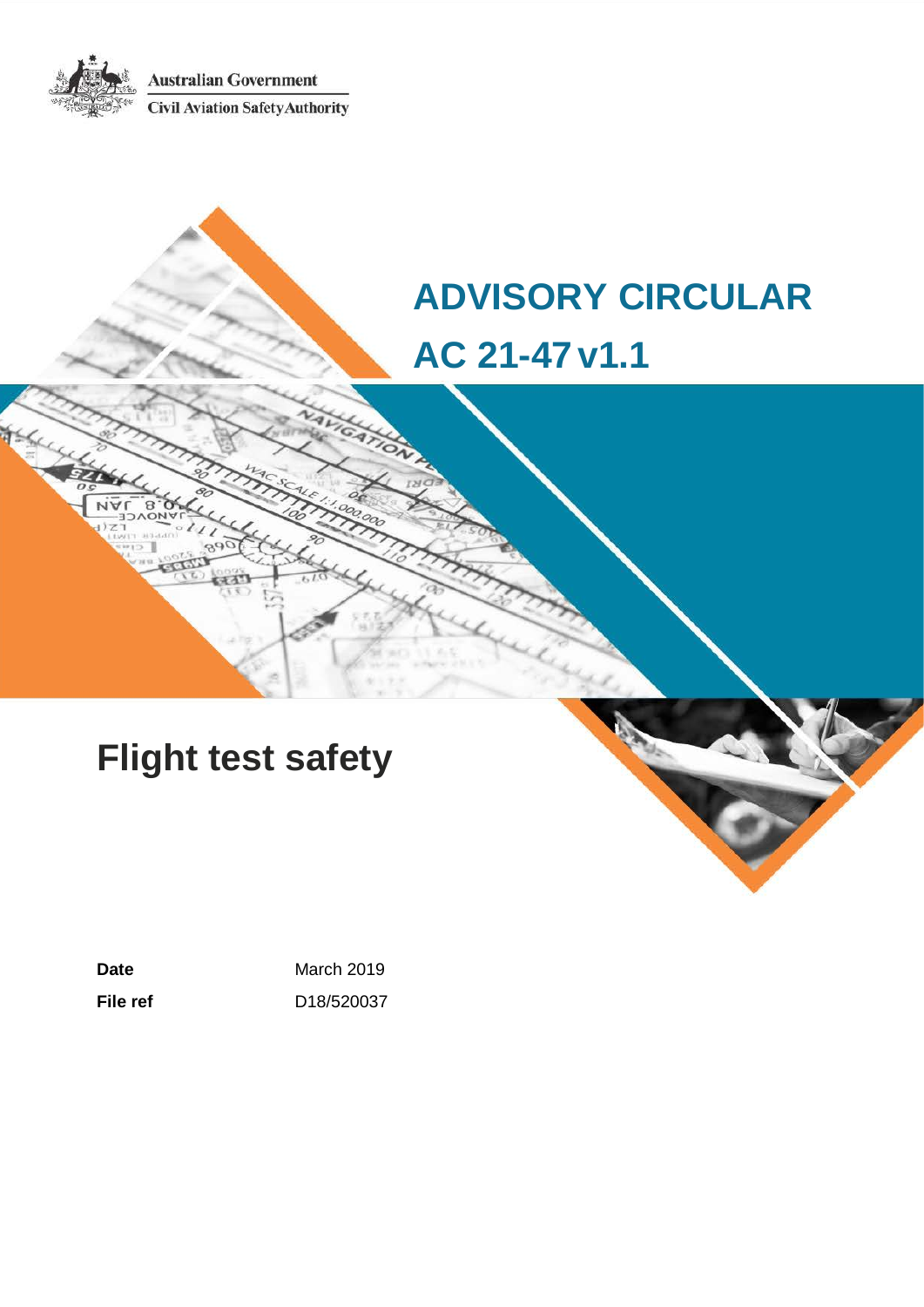Australian Government

Civil Aviation Safety Authority

# ADVISORY CIRCULAR

# AC 21-47 v1.1

# Flight test safety

**Date** March 2019

**File ref** D18/520037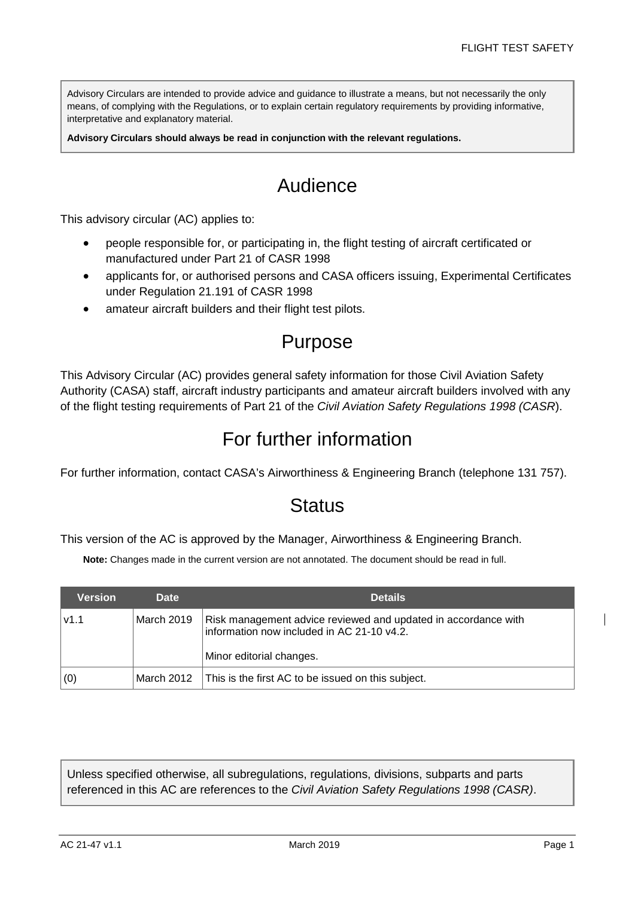Advisory Circulars are intended to provide advice and guidance to illustrate a means, but not necessarily the only means, of complying with the Regulations, or to explain certain regulatory requirements by providing informative, interpretative and explanatory material.

**Advisory Circulars should always be read in conjunction with the relevant regulations.**

# Audience

This advisory circular (AC) applies to:

- people responsible for, or participating in, the flight testing of aircraft certificated or manufactured under Part 21 of CASR 1998
- applicants for, or authorised persons and CASA officers issuing, Experimental Certificates under Regulation 21.191 of CASR 1998
- amateur aircraft builders and their flight test pilots.

# Purpose

This Advisory Circular (AC) provides general safety information for those Civil Aviation Safety Authority (CASA) staff, aircraft industry participants and amateur aircraft builders involved with any of the flight testing requirements of Part 21 of the *Civil Aviation Safety Regulations 1998 (CASR*).

# For further information

For further information, contact CASA's Airworthiness & Engineering Branch (telephone 131 757).

# Status

This version of the AC is approved by the Manager, Airworthiness & Engineering Branch.

**Note:** Changes made in the current version are not annotated. The document should be read in full.

| Version | Date | Details |
|---|---|---|
| v1.1 | March 2019 | Risk management advice reviewed and updated in accordance with information now included in AC 21-10 v4.2.<br><br>Minor editorial changes. |
| (0) | March 2012 | This is the first AC to be issued on this subject. |

Unless specified otherwise, all subregulations, regulations, divisions, subparts and parts referenced in this AC are references to the *Civil Aviation Safety Regulations 1998 (CASR)*.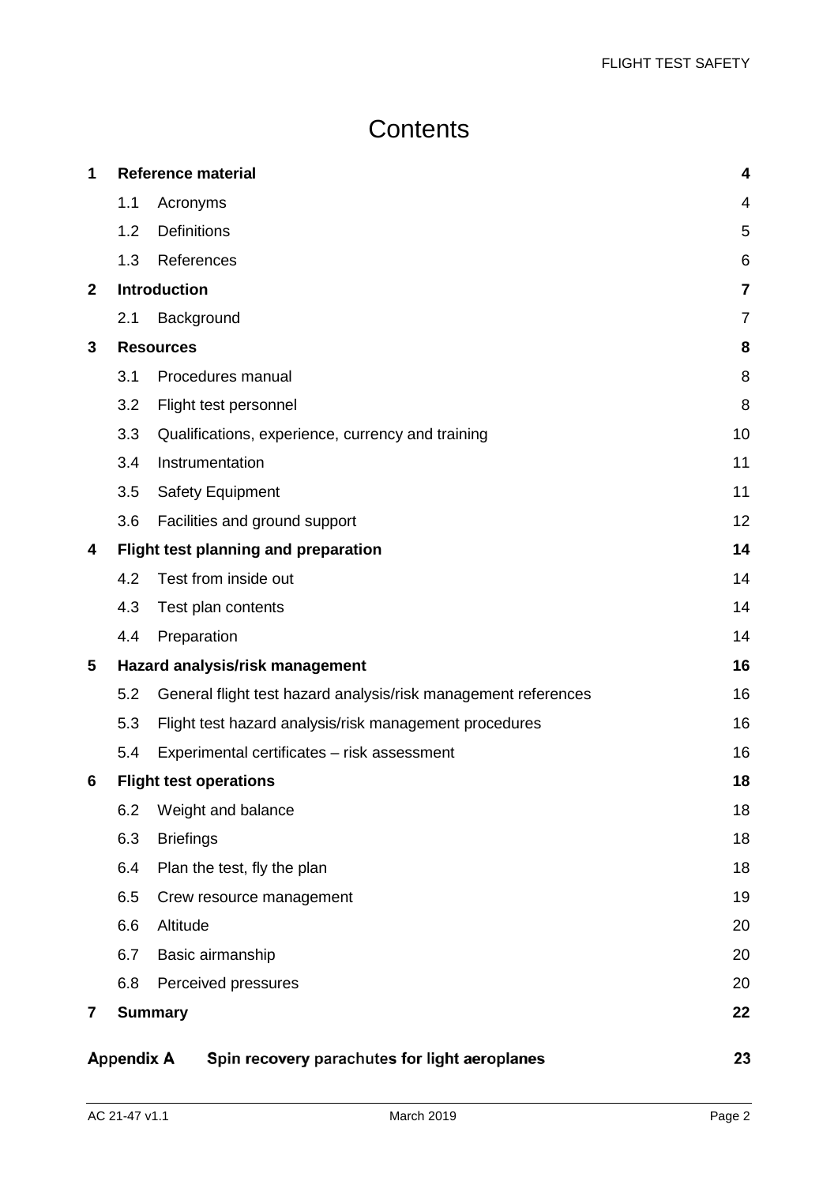# Contents

| | | |
|---|---|---|
| **1** | **Reference material** | **4** |
| 1.1 | Acronyms | 4 |
| 1.2 | Definitions | 5 |
| 1.3 | References | 6 |
| **2** | **Introduction** | **7** |
| 2.1 | Background | 7 |
| **3** | **Resources** | **8** |
| 3.1 | Procedures manual | 8 |
| 3.2 | Flight test personnel | 8 |
| 3.3 | Qualifications, experience, currency and training | 10 |
| 3.4 | Instrumentation | 11 |
| 3.5 | Safety Equipment | 11 |
| 3.6 | Facilities and ground support | 12 |
| **4** | **Flight test planning and preparation** | **14** |
| 4.2 | Test from inside out | 14 |
| 4.3 | Test plan contents | 14 |
| 4.4 | Preparation | 14 |
| **5** | **Hazard analysis/risk management** | **16** |
| 5.2 | General flight test hazard analysis/risk management references | 16 |
| 5.3 | Flight test hazard analysis/risk management procedures | 16 |
| 5.4 | Experimental certificates – risk assessment | 16 |
| **6** | **Flight test operations** | **18** |
| 6.2 | Weight and balance | 18 |
| 6.3 | Briefings | 18 |
| 6.4 | Plan the test, fly the plan | 18 |
| 6.5 | Crew resource management | 19 |
| 6.6 | Altitude | 20 |
| 6.7 | Basic airmanship | 20 |
| 6.8 | Perceived pressures | 20 |
| **7** | **Summary** | **22** |
| **Appendix A** | **Spin recovery parachutes for light aeroplanes** | **23** |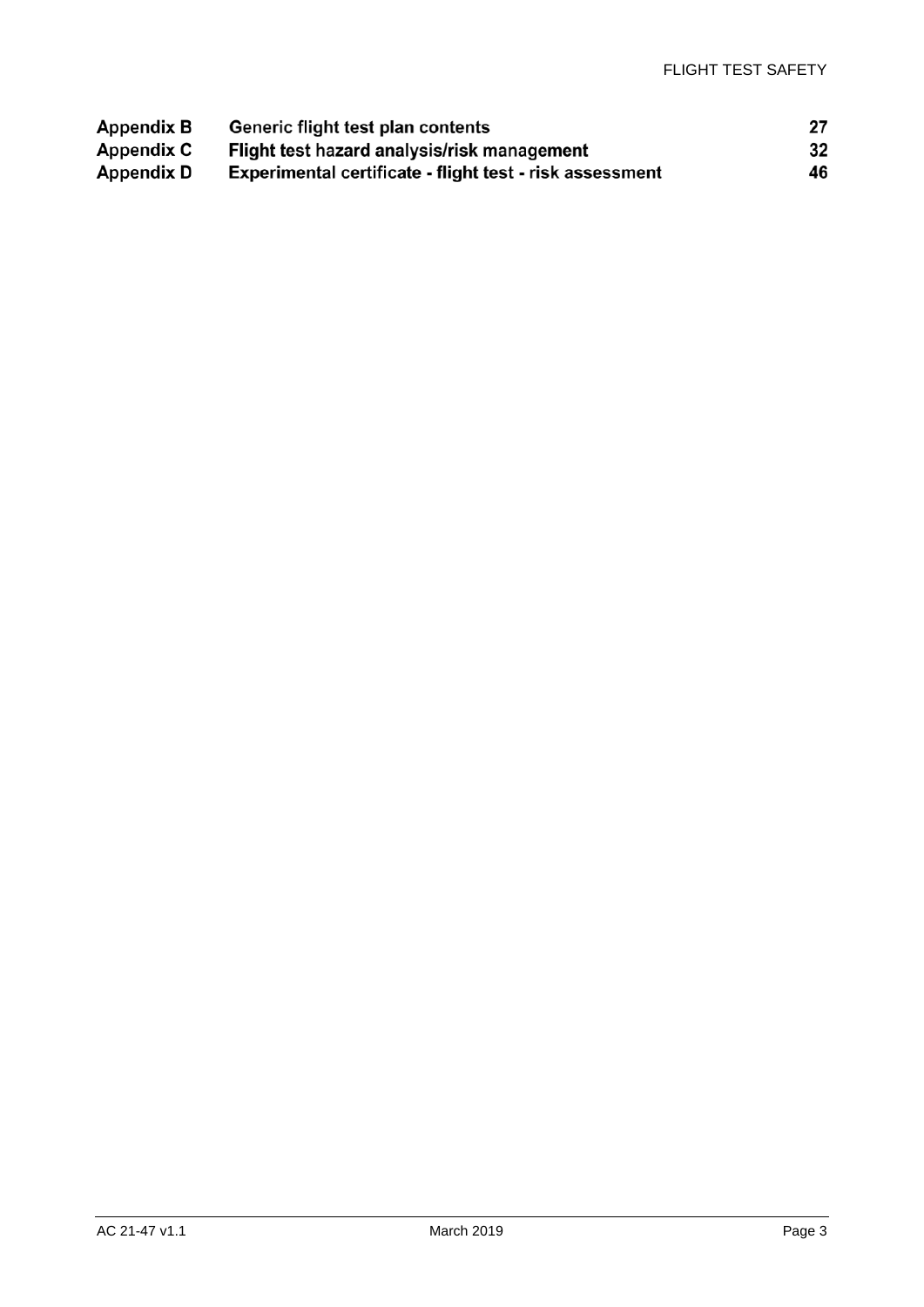| | | |
|---|---|---|
| **Appendix B** | **Generic flight test plan contents** | **27** |
| **Appendix C** | **Flight test hazard analysis/risk management** | **32** |
| **Appendix D** | **Experimental certificate - flight test - risk assessment** | **46** |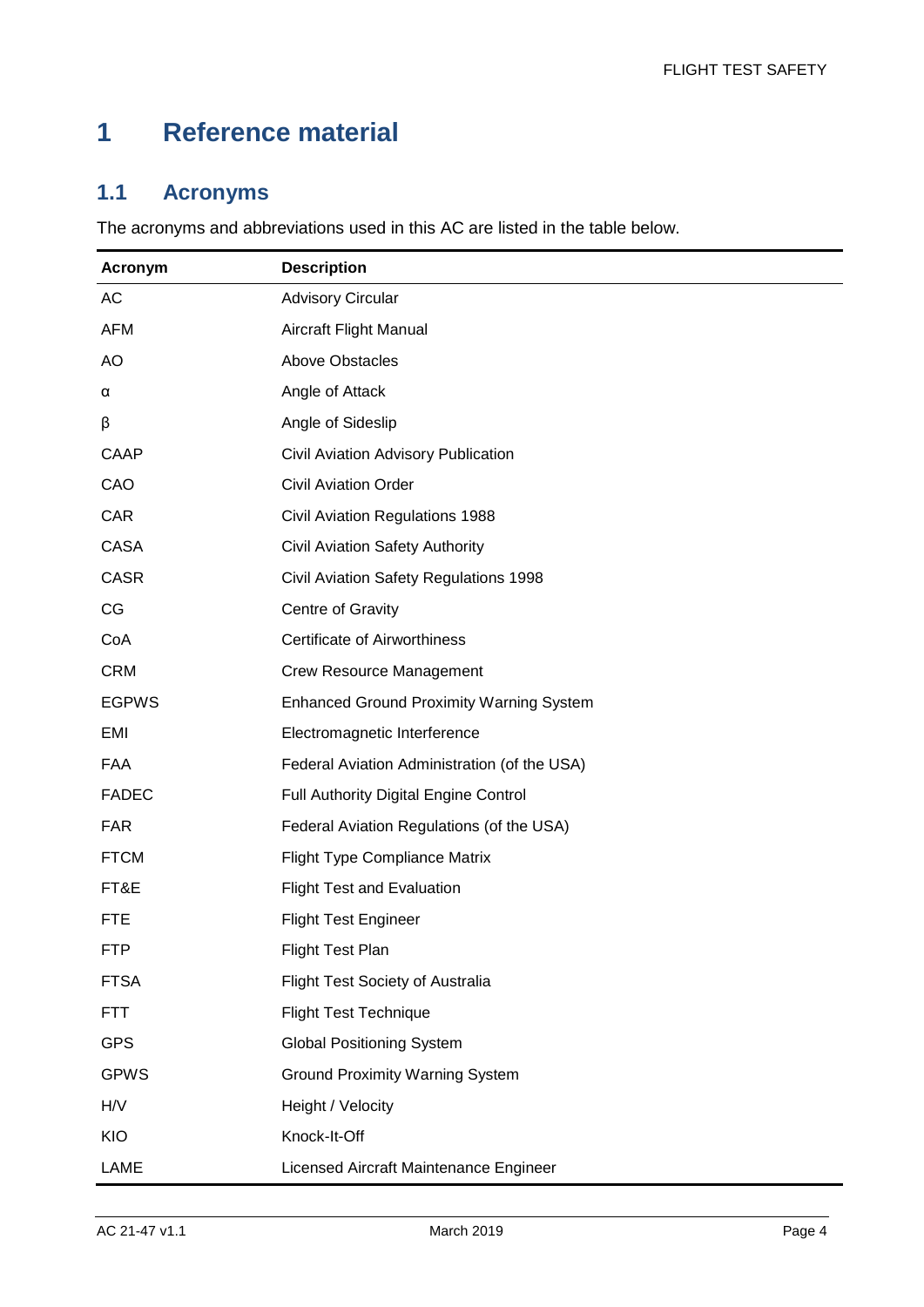# 1 Reference material

## 1.1 Acronyms

The acronyms and abbreviations used in this AC are listed in the table below.

| Acronym | Description |
|---|---|
| AC | Advisory Circular |
| AFM | Aircraft Flight Manual |
| AO | Above Obstacles |
| $\alpha$ | Angle of Attack |
| $\beta$ | Angle of Sideslip |
| CAAP | Civil Aviation Advisory Publication |
| CAO | Civil Aviation Order |
| CAR | Civil Aviation Regulations 1988 |
| CASA | Civil Aviation Safety Authority |
| CASR | Civil Aviation Safety Regulations 1998 |
| CG | Centre of Gravity |
| CoA | Certificate of Airworthiness |
| CRM | Crew Resource Management |
| EGPWS | Enhanced Ground Proximity Warning System |
| EMI | Electromagnetic Interference |
| FAA | Federal Aviation Administration (of the USA) |
| FADEC | Full Authority Digital Engine Control |
| FAR | Federal Aviation Regulations (of the USA) |
| FTCM | Flight Type Compliance Matrix |
| FT&E | Flight Test and Evaluation |
| FTE | Flight Test Engineer |
| FTP | Flight Test Plan |
| FTSA | Flight Test Society of Australia |
| FTT | Flight Test Technique |
| GPS | Global Positioning System |
| GPWS | Ground Proximity Warning System |
| H/V | Height / Velocity |
| KIO | Knock-It-Off |
| LAME | Licensed Aircraft Maintenance Engineer |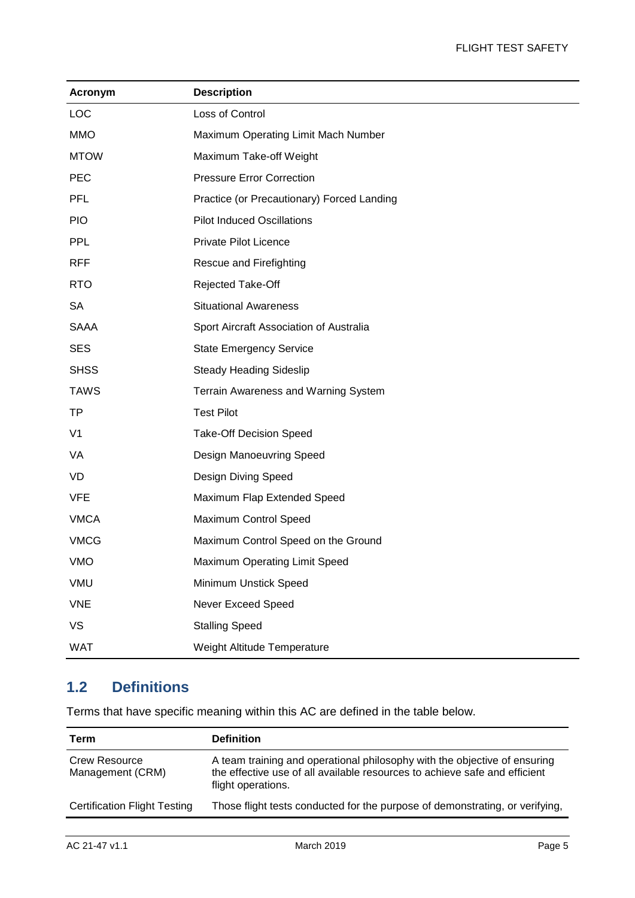| Acronym | Description |
| --- | --- |
| LOC | Loss of Control |
| MMO | Maximum Operating Limit Mach Number |
| MTOW | Maximum Take-off Weight |
| PEC | Pressure Error Correction |
| PFL | Practice (or Precautionary) Forced Landing |
| PIO | Pilot Induced Oscillations |
| PPL | Private Pilot Licence |
| RFF | Rescue and Firefighting |
| RTO | Rejected Take-Off |
| SA | Situational Awareness |
| SAAA | Sport Aircraft Association of Australia |
| SES | State Emergency Service |
| SHSS | Steady Heading Sideslip |
| TAWS | Terrain Awareness and Warning System |
| TP | Test Pilot |
| V1 | Take-Off Decision Speed |
| VA | Design Manoeuvring Speed |
| VD | Design Diving Speed |
| VFE | Maximum Flap Extended Speed |
| VMCA | Maximum Control Speed |
| VMCG | Maximum Control Speed on the Ground |
| VMO | Maximum Operating Limit Speed |
| VMU | Minimum Unstick Speed |
| VNE | Never Exceed Speed |
| VS | Stalling Speed |
| WAT | Weight Altitude Temperature |

## 1.2 Definitions

Terms that have specific meaning within this AC are defined in the table below.

| Term | Definition |
| --- | --- |
| Crew Resource Management (CRM) | A team training and operational philosophy with the objective of ensuring the effective use of all available resources to achieve safe and efficient flight operations. |
| Certification Flight Testing | Those flight tests conducted for the purpose of demonstrating, or verifying, |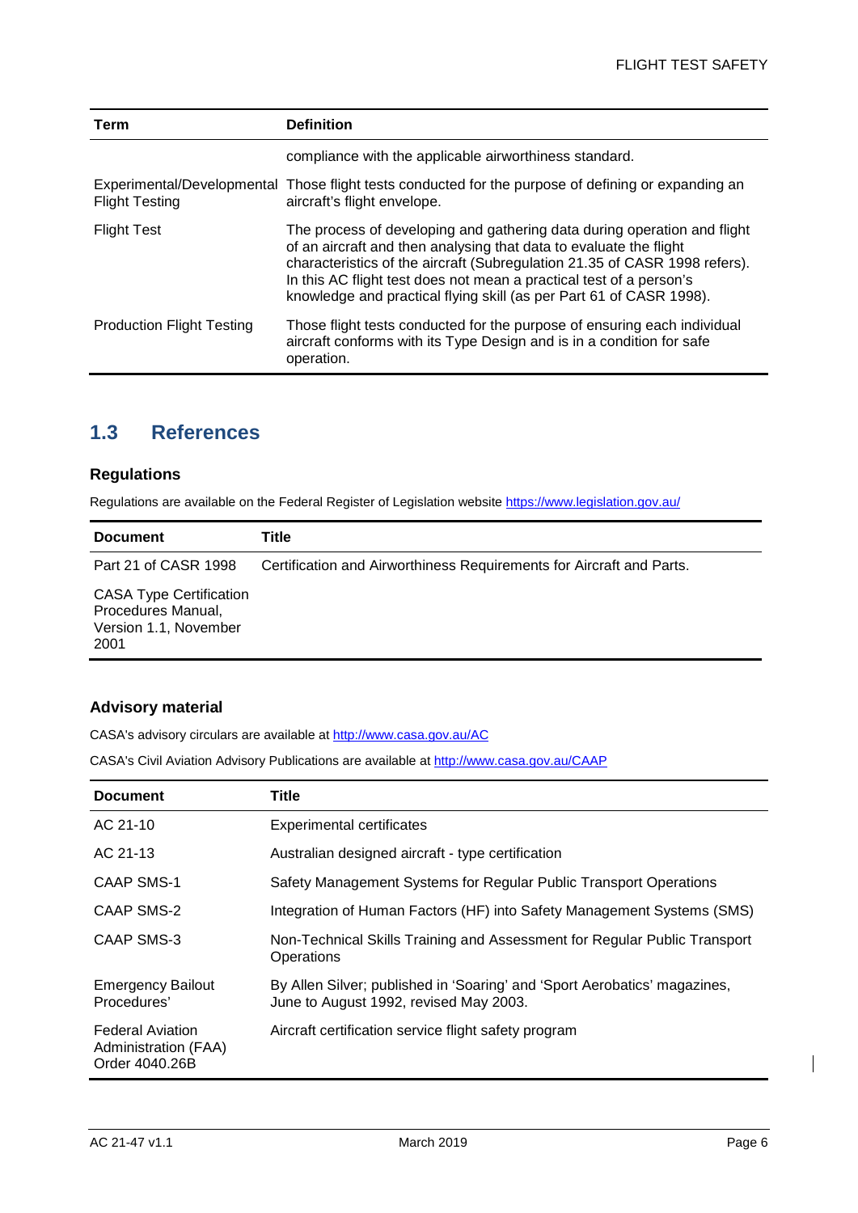| Term | Definition |
| --- | --- |
| | compliance with the applicable airworthiness standard. |
| Experimental/Developmental Flight Testing | Those flight tests conducted for the purpose of defining or expanding an aircraft's flight envelope. |
| Flight Test | The process of developing and gathering data during operation and flight of an aircraft and then analysing that data to evaluate the flight characteristics of the aircraft (Subregulation 21.35 of CASR 1998 refers). In this AC flight test does not mean a practical test of a person's knowledge and practical flying skill (as per Part 61 of CASR 1998). |
| Production Flight Testing | Those flight tests conducted for the purpose of ensuring each individual aircraft conforms with its Type Design and is in a condition for safe operation. |

## 1.3 References

### Regulations

Regulations are available on the Federal Register of Legislation website https://www.legislation.gov.au/

| Document | Title |
| --- | --- |
| Part 21 of CASR 1998 | Certification and Airworthiness Requirements for Aircraft and Parts. |
| CASA Type Certification Procedures Manual, Version 1.1, November 2001 | |

### Advisory material

CASA's advisory circulars are available at http://www.casa.gov.au/AC

CASA's Civil Aviation Advisory Publications are available at http://www.casa.gov.au/CAAP

| Document | Title |
| --- | --- |
| AC 21-10 | Experimental certificates |
| AC 21-13 | Australian designed aircraft - type certification |
| CAAP SMS-1 | Safety Management Systems for Regular Public Transport Operations |
| CAAP SMS-2 | Integration of Human Factors (HF) into Safety Management Systems (SMS) |
| CAAP SMS-3 | Non-Technical Skills Training and Assessment for Regular Public Transport Operations |
| Emergency Bailout Procedures' | By Allen Silver; published in 'Soaring' and 'Sport Aerobatics' magazines, June to August 1992, revised May 2003. |
| Federal Aviation Administration (FAA) Order 4040.26B | Aircraft certification service flight safety program |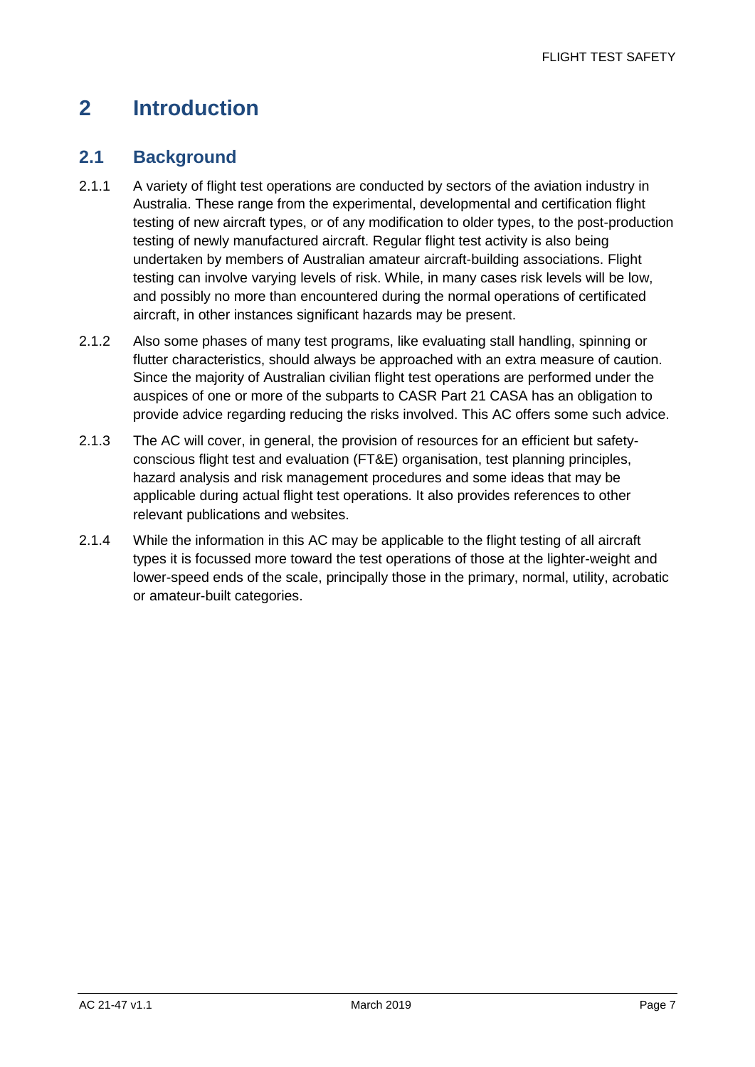# 2 Introduction

## 2.1 Background

2.1.1 A variety of flight test operations are conducted by sectors of the aviation industry in Australia. These range from the experimental, developmental and certification flight testing of new aircraft types, or of any modification to older types, to the post-production testing of newly manufactured aircraft. Regular flight test activity is also being undertaken by members of Australian amateur aircraft-building associations. Flight testing can involve varying levels of risk. While, in many cases risk levels will be low, and possibly no more than encountered during the normal operations of certificated aircraft, in other instances significant hazards may be present.

2.1.2 Also some phases of many test programs, like evaluating stall handling, spinning or flutter characteristics, should always be approached with an extra measure of caution. Since the majority of Australian civilian flight test operations are performed under the auspices of one or more of the subparts to CASR Part 21 CASA has an obligation to provide advice regarding reducing the risks involved. This AC offers some such advice.

2.1.3 The AC will cover, in general, the provision of resources for an efficient but safety-conscious flight test and evaluation (FT&E) organisation, test planning principles, hazard analysis and risk management procedures and some ideas that may be applicable during actual flight test operations. It also provides references to other relevant publications and websites.

2.1.4 While the information in this AC may be applicable to the flight testing of all aircraft types it is focussed more toward the test operations of those at the lighter-weight and lower-speed ends of the scale, principally those in the primary, normal, utility, acrobatic or amateur-built categories.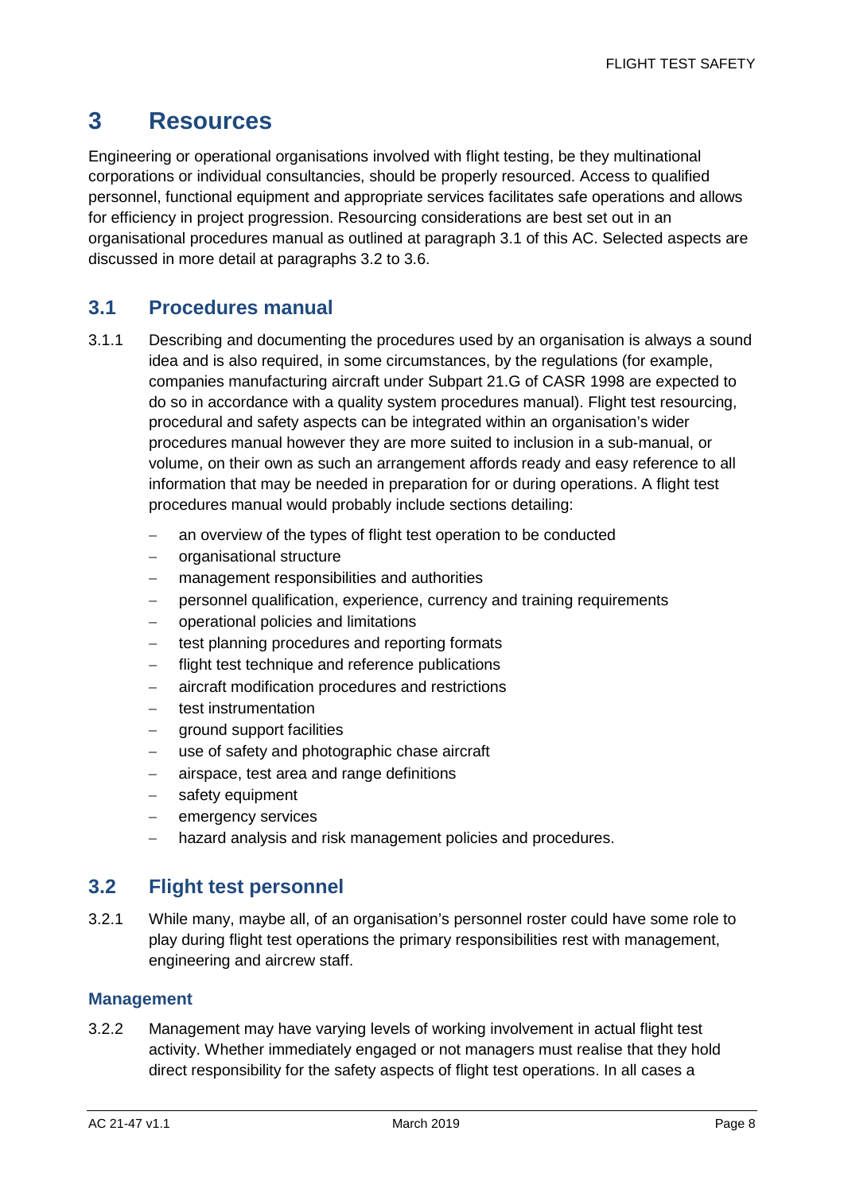# 3 Resources

Engineering or operational organisations involved with flight testing, be they multinational corporations or individual consultancies, should be properly resourced. Access to qualified personnel, functional equipment and appropriate services facilitates safe operations and allows for efficiency in project progression. Resourcing considerations are best set out in an organisational procedures manual as outlined at paragraph 3.1 of this AC. Selected aspects are discussed in more detail at paragraphs 3.2 to 3.6.

## 3.1 Procedures manual

3.1.1 Describing and documenting the procedures used by an organisation is always a sound idea and is also required, in some circumstances, by the regulations (for example, companies manufacturing aircraft under Subpart 21.G of CASR 1998 are expected to do so in accordance with a quality system procedures manual). Flight test resourcing, procedural and safety aspects can be integrated within an organisation's wider procedures manual however they are more suited to inclusion in a sub-manual, or volume, on their own as such an arrangement affords ready and easy reference to all information that may be needed in preparation for or during operations. A flight test procedures manual would probably include sections detailing:

- an overview of the types of flight test operation to be conducted
- organisational structure
- management responsibilities and authorities
- personnel qualification, experience, currency and training requirements
- operational policies and limitations
- test planning procedures and reporting formats
- flight test technique and reference publications
- aircraft modification procedures and restrictions
- test instrumentation
- ground support facilities
- use of safety and photographic chase aircraft
- airspace, test area and range definitions
- safety equipment
- emergency services
- hazard analysis and risk management policies and procedures.

## 3.2 Flight test personnel

3.2.1 While many, maybe all, of an organisation's personnel roster could have some role to play during flight test operations the primary responsibilities rest with management, engineering and aircrew staff.

### Management

3.2.2 Management may have varying levels of working involvement in actual flight test activity. Whether immediately engaged or not managers must realise that they hold direct responsibility for the safety aspects of flight test operations. In all cases a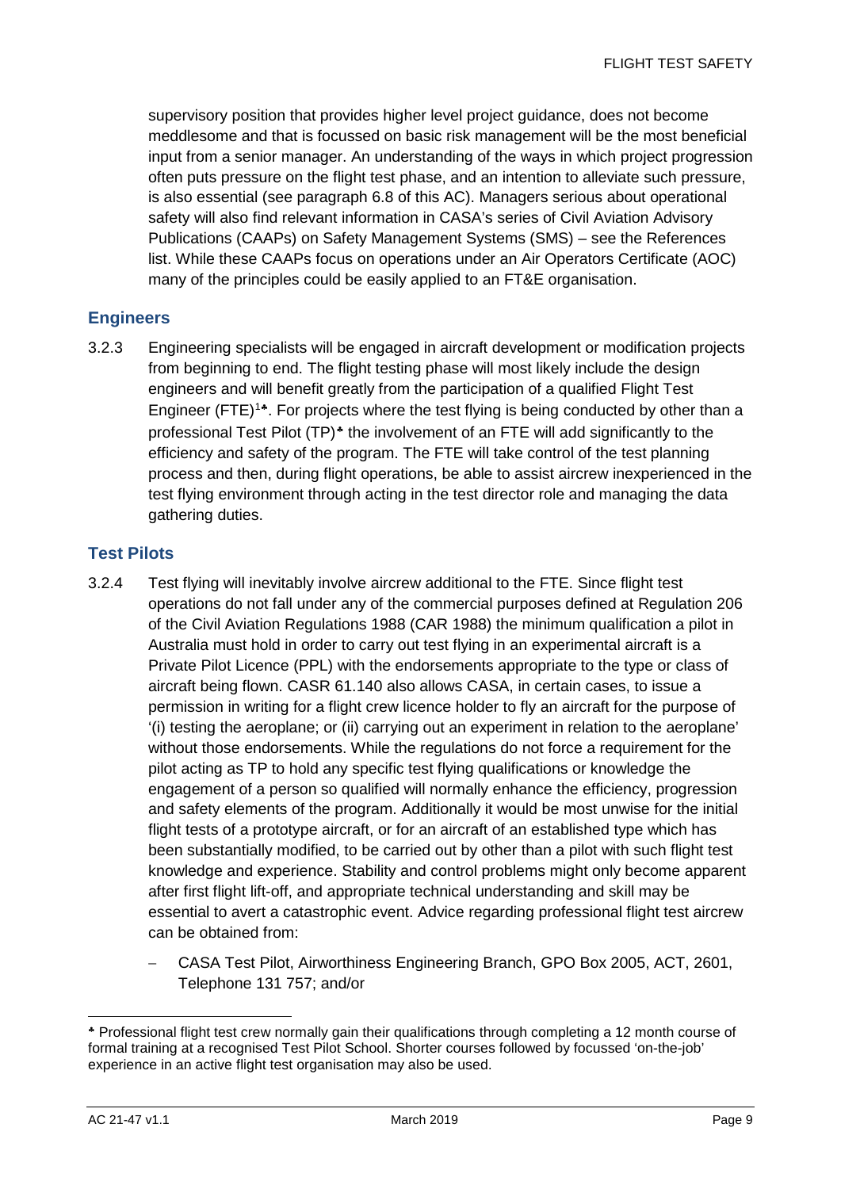supervisory position that provides higher level project guidance, does not become meddlesome and that is focussed on basic risk management will be the most beneficial input from a senior manager. An understanding of the ways in which project progression often puts pressure on the flight test phase, and an intention to alleviate such pressure, is also essential (see paragraph 6.8 of this AC). Managers serious about operational safety will also find relevant information in CASA's series of Civil Aviation Advisory Publications (CAAPs) on Safety Management Systems (SMS) – see the References list. While these CAAPs focus on operations under an Air Operators Certificate (AOC) many of the principles could be easily applied to an FT&E organisation.

### Engineers

3.2.3 Engineering specialists will be engaged in aircraft development or modification projects from beginning to end. The flight testing phase will most likely include the design engineers and will benefit greatly from the participation of a qualified Flight Test Engineer (FTE)[1♣]. For projects where the test flying is being conducted by other than a professional Test Pilot (TP)[♣] the involvement of an FTE will add significantly to the efficiency and safety of the program. The FTE will take control of the test planning process and then, during flight operations, be able to assist aircrew inexperienced in the test flying environment through acting in the test director role and managing the data gathering duties.

### Test Pilots

3.2.4 Test flying will inevitably involve aircrew additional to the FTE. Since flight test operations do not fall under any of the commercial purposes defined at Regulation 206 of the Civil Aviation Regulations 1988 (CAR 1988) the minimum qualification a pilot in Australia must hold in order to carry out test flying in an experimental aircraft is a Private Pilot Licence (PPL) with the endorsements appropriate to the type or class of aircraft being flown. CASR 61.140 also allows CASA, in certain cases, to issue a permission in writing for a flight crew licence holder to fly an aircraft for the purpose of '(i) testing the aeroplane; or (ii) carrying out an experiment in relation to the aeroplane' without those endorsements. While the regulations do not force a requirement for the pilot acting as TP to hold any specific test flying qualifications or knowledge the engagement of a person so qualified will normally enhance the efficiency, progression and safety elements of the program. Additionally it would be most unwise for the initial flight tests of a prototype aircraft, or for an aircraft of an established type which has been substantially modified, to be carried out by other than a pilot with such flight test knowledge and experience. Stability and control problems might only become apparent after first flight lift-off, and appropriate technical understanding and skill may be essential to avert a catastrophic event. Advice regarding professional flight test aircrew can be obtained from:

- CASA Test Pilot, Airworthiness Engineering Branch, GPO Box 2005, ACT, 2601, Telephone 131 757; and/or

---

♣ Professional flight test crew normally gain their qualifications through completing a 12 month course of formal training at a recognised Test Pilot School. Shorter courses followed by focussed 'on-the-job' experience in an active flight test organisation may also be used.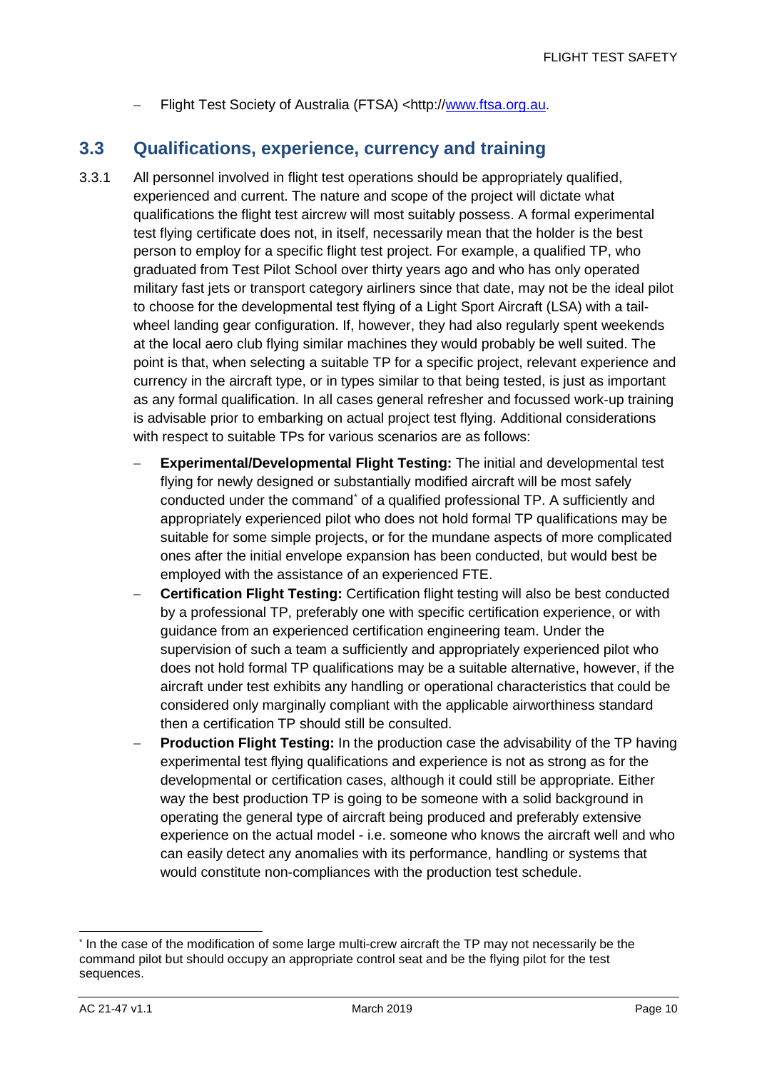- Flight Test Society of Australia (FTSA) <http://www.ftsa.org.au.

## 3.3 Qualifications, experience, currency and training

3.3.1 All personnel involved in flight test operations should be appropriately qualified, experienced and current. The nature and scope of the project will dictate what qualifications the flight test aircrew will most suitably possess. A formal experimental test flying certificate does not, in itself, necessarily mean that the holder is the best person to employ for a specific flight test project. For example, a qualified TP, who graduated from Test Pilot School over thirty years ago and who has only operated military fast jets or transport category airliners since that date, may not be the ideal pilot to choose for the developmental test flying of a Light Sport Aircraft (LSA) with a tail-wheel landing gear configuration. If, however, they had also regularly spent weekends at the local aero club flying similar machines they would probably be well suited. The point is that, when selecting a suitable TP for a specific project, relevant experience and currency in the aircraft type, or in types similar to that being tested, is just as important as any formal qualification. In all cases general refresher and focussed work-up training is advisable prior to embarking on actual project test flying. Additional considerations with respect to suitable TPs for various scenarios are as follows:

- **Experimental/Developmental Flight Testing:** The initial and developmental test flying for newly designed or substantially modified aircraft will be most safely conducted under the command[*] of a qualified professional TP. A sufficiently and appropriately experienced pilot who does not hold formal TP qualifications may be suitable for some simple projects, or for the mundane aspects of more complicated ones after the initial envelope expansion has been conducted, but would best be employed with the assistance of an experienced FTE.
- **Certification Flight Testing:** Certification flight testing will also be best conducted by a professional TP, preferably one with specific certification experience, or with guidance from an experienced certification engineering team. Under the supervision of such a team a sufficiently and appropriately experienced pilot who does not hold formal TP qualifications may be a suitable alternative, however, if the aircraft under test exhibits any handling or operational characteristics that could be considered only marginally compliant with the applicable airworthiness standard then a certification TP should still be consulted.
- **Production Flight Testing:** In the production case the advisability of the TP having experimental test flying qualifications and experience is not as strong as for the developmental or certification cases, although it could still be appropriate. Either way the best production TP is going to be someone with a solid background in operating the general type of aircraft being produced and preferably extensive experience on the actual model - i.e. someone who knows the aircraft well and who can easily detect any anomalies with its performance, handling or systems that would constitute non-compliances with the production test schedule.

---

[*] In the case of the modification of some large multi-crew aircraft the TP may not necessarily be the command pilot but should occupy an appropriate control seat and be the flying pilot for the test sequences.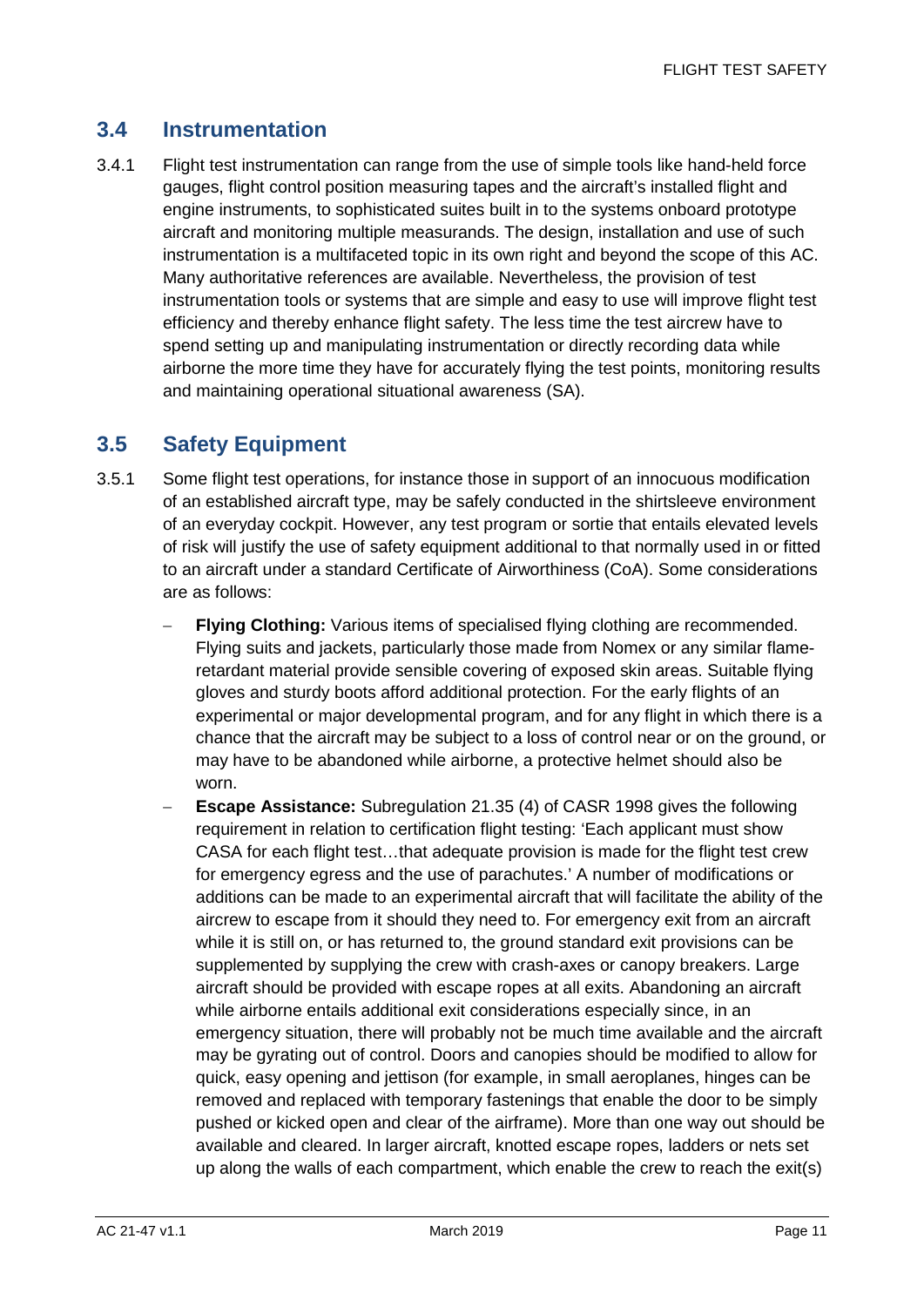## 3.4 Instrumentation

3.4.1 Flight test instrumentation can range from the use of simple tools like hand-held force gauges, flight control position measuring tapes and the aircraft's installed flight and engine instruments, to sophisticated suites built in to the systems onboard prototype aircraft and monitoring multiple measurands. The design, installation and use of such instrumentation is a multifaceted topic in its own right and beyond the scope of this AC. Many authoritative references are available. Nevertheless, the provision of test instrumentation tools or systems that are simple and easy to use will improve flight test efficiency and thereby enhance flight safety. The less time the test aircrew have to spend setting up and manipulating instrumentation or directly recording data while airborne the more time they have for accurately flying the test points, monitoring results and maintaining operational situational awareness (SA).

## 3.5 Safety Equipment

3.5.1 Some flight test operations, for instance those in support of an innocuous modification of an established aircraft type, may be safely conducted in the shirtsleeve environment of an everyday cockpit. However, any test program or sortie that entails elevated levels of risk will justify the use of safety equipment additional to that normally used in or fitted to an aircraft under a standard Certificate of Airworthiness (CoA). Some considerations are as follows:

- **Flying Clothing:** Various items of specialised flying clothing are recommended. Flying suits and jackets, particularly those made from Nomex or any similar flame-retardant material provide sensible covering of exposed skin areas. Suitable flying gloves and sturdy boots afford additional protection. For the early flights of an experimental or major developmental program, and for any flight in which there is a chance that the aircraft may be subject to a loss of control near or on the ground, or may have to be abandoned while airborne, a protective helmet should also be worn.
- **Escape Assistance:** Subregulation 21.35 (4) of CASR 1998 gives the following requirement in relation to certification flight testing: 'Each applicant must show CASA for each flight test…that adequate provision is made for the flight test crew for emergency egress and the use of parachutes.' A number of modifications or additions can be made to an experimental aircraft that will facilitate the ability of the aircrew to escape from it should they need to. For emergency exit from an aircraft while it is still on, or has returned to, the ground standard exit provisions can be supplemented by supplying the crew with crash-axes or canopy breakers. Large aircraft should be provided with escape ropes at all exits. Abandoning an aircraft while airborne entails additional exit considerations especially since, in an emergency situation, there will probably not be much time available and the aircraft may be gyrating out of control. Doors and canopies should be modified to allow for quick, easy opening and jettison (for example, in small aeroplanes, hinges can be removed and replaced with temporary fastenings that enable the door to be simply pushed or kicked open and clear of the airframe). More than one way out should be available and cleared. In larger aircraft, knotted escape ropes, ladders or nets set up along the walls of each compartment, which enable the crew to reach the exit(s)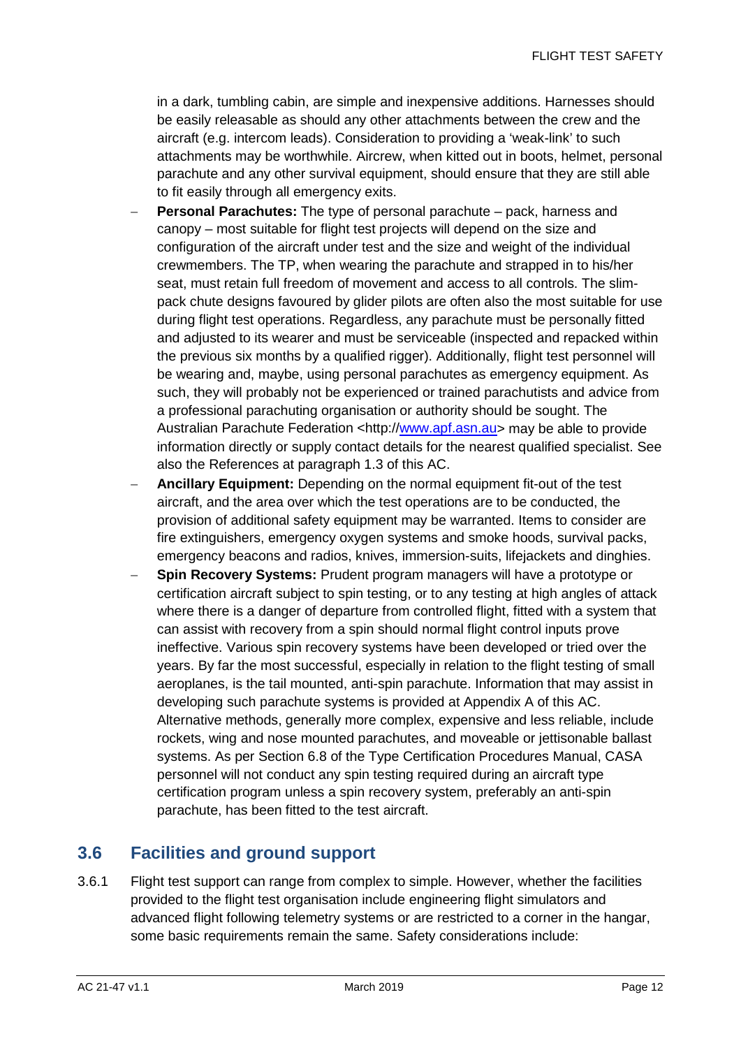in a dark, tumbling cabin, are simple and inexpensive additions. Harnesses should be easily releasable as should any other attachments between the crew and the aircraft (e.g. intercom leads). Consideration to providing a 'weak-link' to such attachments may be worthwhile. Aircrew, when kitted out in boots, helmet, personal parachute and any other survival equipment, should ensure that they are still able to fit easily through all emergency exits.

- **Personal Parachutes:** The type of personal parachute – pack, harness and canopy – most suitable for flight test projects will depend on the size and configuration of the aircraft under test and the size and weight of the individual crewmembers. The TP, when wearing the parachute and strapped in to his/her seat, must retain full freedom of movement and access to all controls. The slim-pack chute designs favoured by glider pilots are often also the most suitable for use during flight test operations. Regardless, any parachute must be personally fitted and adjusted to its wearer and must be serviceable (inspected and repacked within the previous six months by a qualified rigger). Additionally, flight test personnel will be wearing and, maybe, using personal parachutes as emergency equipment. As such, they will probably not be experienced or trained parachutists and advice from a professional parachuting organisation or authority should be sought. The Australian Parachute Federation <http://www.apf.asn.au> may be able to provide information directly or supply contact details for the nearest qualified specialist. See also the References at paragraph 1.3 of this AC.
- **Ancillary Equipment:** Depending on the normal equipment fit-out of the test aircraft, and the area over which the test operations are to be conducted, the provision of additional safety equipment may be warranted. Items to consider are fire extinguishers, emergency oxygen systems and smoke hoods, survival packs, emergency beacons and radios, knives, immersion-suits, lifejackets and dinghies.
- **Spin Recovery Systems:** Prudent program managers will have a prototype or certification aircraft subject to spin testing, or to any testing at high angles of attack where there is a danger of departure from controlled flight, fitted with a system that can assist with recovery from a spin should normal flight control inputs prove ineffective. Various spin recovery systems have been developed or tried over the years. By far the most successful, especially in relation to the flight testing of small aeroplanes, is the tail mounted, anti-spin parachute. Information that may assist in developing such parachute systems is provided at Appendix A of this AC. Alternative methods, generally more complex, expensive and less reliable, include rockets, wing and nose mounted parachutes, and moveable or jettisonable ballast systems. As per Section 6.8 of the Type Certification Procedures Manual, CASA personnel will not conduct any spin testing required during an aircraft type certification program unless a spin recovery system, preferably an anti-spin parachute, has been fitted to the test aircraft.

## 3.6 Facilities and ground support

3.6.1 Flight test support can range from complex to simple. However, whether the facilities provided to the flight test organisation include engineering flight simulators and advanced flight following telemetry systems or are restricted to a corner in the hangar, some basic requirements remain the same. Safety considerations include: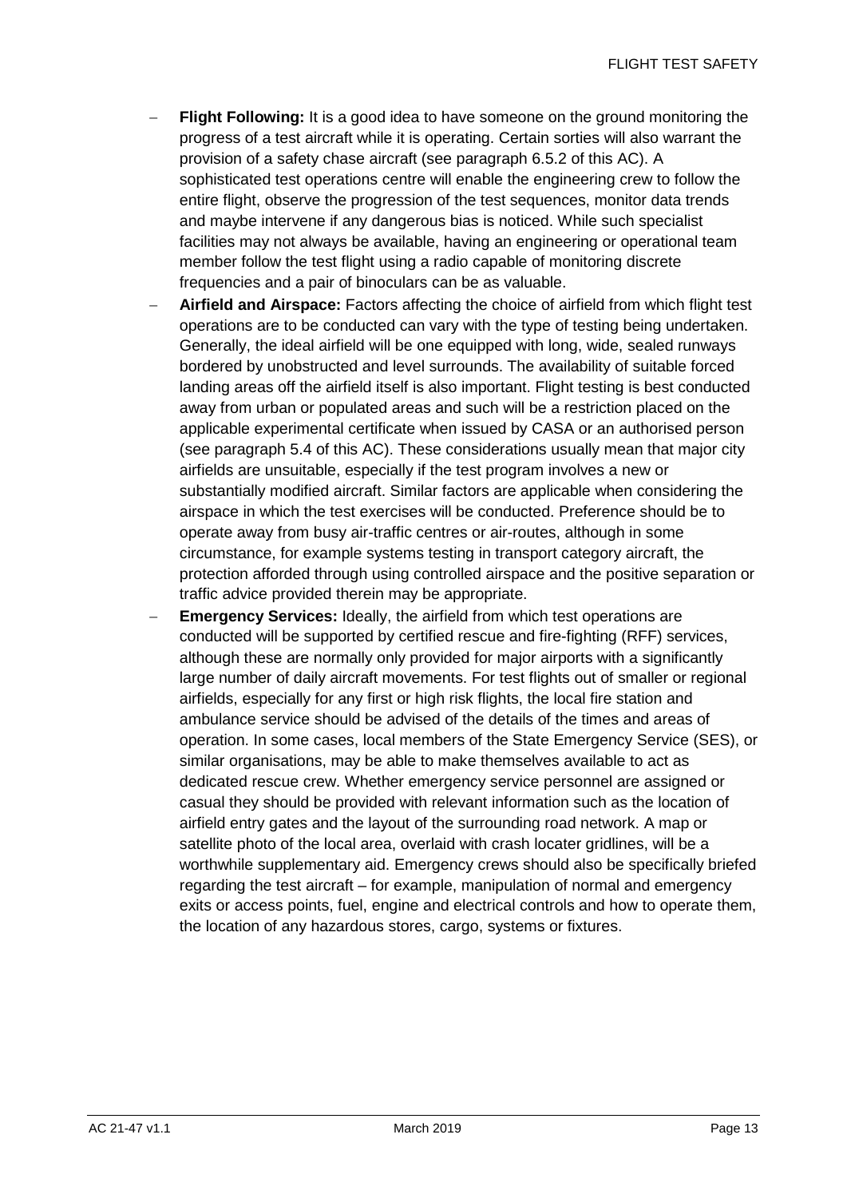- **Flight Following:** It is a good idea to have someone on the ground monitoring the progress of a test aircraft while it is operating. Certain sorties will also warrant the provision of a safety chase aircraft (see paragraph 6.5.2 of this AC). A sophisticated test operations centre will enable the engineering crew to follow the entire flight, observe the progression of the test sequences, monitor data trends and maybe intervene if any dangerous bias is noticed. While such specialist facilities may not always be available, having an engineering or operational team member follow the test flight using a radio capable of monitoring discrete frequencies and a pair of binoculars can be as valuable.
- **Airfield and Airspace:** Factors affecting the choice of airfield from which flight test operations are to be conducted can vary with the type of testing being undertaken. Generally, the ideal airfield will be one equipped with long, wide, sealed runways bordered by unobstructed and level surrounds. The availability of suitable forced landing areas off the airfield itself is also important. Flight testing is best conducted away from urban or populated areas and such will be a restriction placed on the applicable experimental certificate when issued by CASA or an authorised person (see paragraph 5.4 of this AC). These considerations usually mean that major city airfields are unsuitable, especially if the test program involves a new or substantially modified aircraft. Similar factors are applicable when considering the airspace in which the test exercises will be conducted. Preference should be to operate away from busy air-traffic centres or air-routes, although in some circumstance, for example systems testing in transport category aircraft, the protection afforded through using controlled airspace and the positive separation or traffic advice provided therein may be appropriate.
- **Emergency Services:** Ideally, the airfield from which test operations are conducted will be supported by certified rescue and fire-fighting (RFF) services, although these are normally only provided for major airports with a significantly large number of daily aircraft movements. For test flights out of smaller or regional airfields, especially for any first or high risk flights, the local fire station and ambulance service should be advised of the details of the times and areas of operation. In some cases, local members of the State Emergency Service (SES), or similar organisations, may be able to make themselves available to act as dedicated rescue crew. Whether emergency service personnel are assigned or casual they should be provided with relevant information such as the location of airfield entry gates and the layout of the surrounding road network. A map or satellite photo of the local area, overlaid with crash locater gridlines, will be a worthwhile supplementary aid. Emergency crews should also be specifically briefed regarding the test aircraft – for example, manipulation of normal and emergency exits or access points, fuel, engine and electrical controls and how to operate them, the location of any hazardous stores, cargo, systems or fixtures.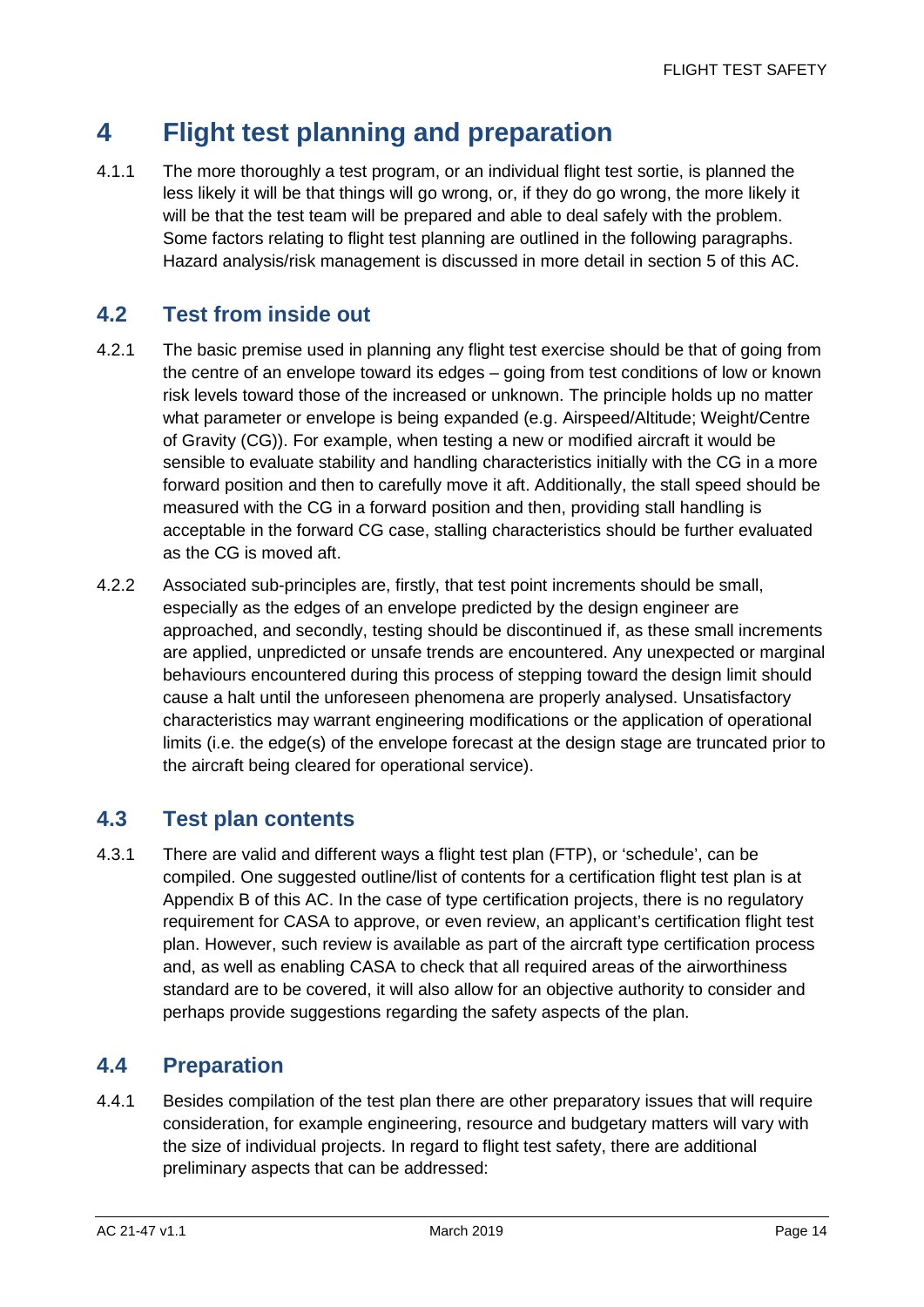# 4 Flight test planning and preparation

4.1.1 The more thoroughly a test program, or an individual flight test sortie, is planned the less likely it will be that things will go wrong, or, if they do go wrong, the more likely it will be that the test team will be prepared and able to deal safely with the problem. Some factors relating to flight test planning are outlined in the following paragraphs. Hazard analysis/risk management is discussed in more detail in section 5 of this AC.

## 4.2 Test from inside out

4.2.1 The basic premise used in planning any flight test exercise should be that of going from the centre of an envelope toward its edges – going from test conditions of low or known risk levels toward those of the increased or unknown. The principle holds up no matter what parameter or envelope is being expanded (e.g. Airspeed/Altitude; Weight/Centre of Gravity (CG)). For example, when testing a new or modified aircraft it would be sensible to evaluate stability and handling characteristics initially with the CG in a more forward position and then to carefully move it aft. Additionally, the stall speed should be measured with the CG in a forward position and then, providing stall handling is acceptable in the forward CG case, stalling characteristics should be further evaluated as the CG is moved aft.

4.2.2 Associated sub-principles are, firstly, that test point increments should be small, especially as the edges of an envelope predicted by the design engineer are approached, and secondly, testing should be discontinued if, as these small increments are applied, unpredicted or unsafe trends are encountered. Any unexpected or marginal behaviours encountered during this process of stepping toward the design limit should cause a halt until the unforeseen phenomena are properly analysed. Unsatisfactory characteristics may warrant engineering modifications or the application of operational limits (i.e. the edge(s) of the envelope forecast at the design stage are truncated prior to the aircraft being cleared for operational service).

## 4.3 Test plan contents

4.3.1 There are valid and different ways a flight test plan (FTP), or 'schedule', can be compiled. One suggested outline/list of contents for a certification flight test plan is at Appendix B of this AC. In the case of type certification projects, there is no regulatory requirement for CASA to approve, or even review, an applicant's certification flight test plan. However, such review is available as part of the aircraft type certification process and, as well as enabling CASA to check that all required areas of the airworthiness standard are to be covered, it will also allow for an objective authority to consider and perhaps provide suggestions regarding the safety aspects of the plan.

## 4.4 Preparation

4.4.1 Besides compilation of the test plan there are other preparatory issues that will require consideration, for example engineering, resource and budgetary matters will vary with the size of individual projects. In regard to flight test safety, there are additional preliminary aspects that can be addressed: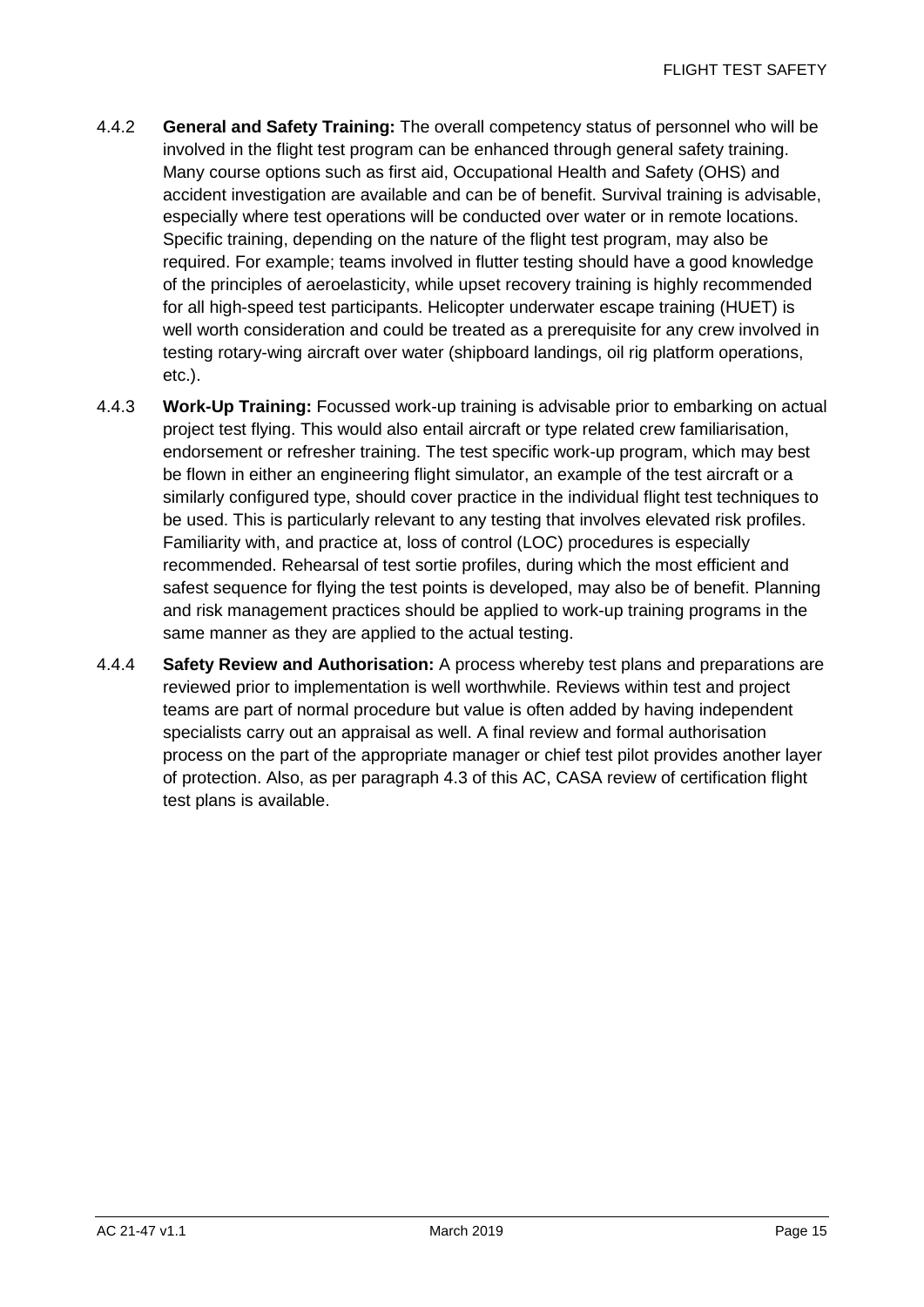4.4.2 **General and Safety Training:** The overall competency status of personnel who will be involved in the flight test program can be enhanced through general safety training. Many course options such as first aid, Occupational Health and Safety (OHS) and accident investigation are available and can be of benefit. Survival training is advisable, especially where test operations will be conducted over water or in remote locations. Specific training, depending on the nature of the flight test program, may also be required. For example; teams involved in flutter testing should have a good knowledge of the principles of aeroelasticity, while upset recovery training is highly recommended for all high-speed test participants. Helicopter underwater escape training (HUET) is well worth consideration and could be treated as a prerequisite for any crew involved in testing rotary-wing aircraft over water (shipboard landings, oil rig platform operations, etc.).

4.4.3 **Work-Up Training:** Focussed work-up training is advisable prior to embarking on actual project test flying. This would also entail aircraft or type related crew familiarisation, endorsement or refresher training. The test specific work-up program, which may best be flown in either an engineering flight simulator, an example of the test aircraft or a similarly configured type, should cover practice in the individual flight test techniques to be used. This is particularly relevant to any testing that involves elevated risk profiles. Familiarity with, and practice at, loss of control (LOC) procedures is especially recommended. Rehearsal of test sortie profiles, during which the most efficient and safest sequence for flying the test points is developed, may also be of benefit. Planning and risk management practices should be applied to work-up training programs in the same manner as they are applied to the actual testing.

4.4.4 **Safety Review and Authorisation:** A process whereby test plans and preparations are reviewed prior to implementation is well worthwhile. Reviews within test and project teams are part of normal procedure but value is often added by having independent specialists carry out an appraisal as well. A final review and formal authorisation process on the part of the appropriate manager or chief test pilot provides another layer of protection. Also, as per paragraph 4.3 of this AC, CASA review of certification flight test plans is available.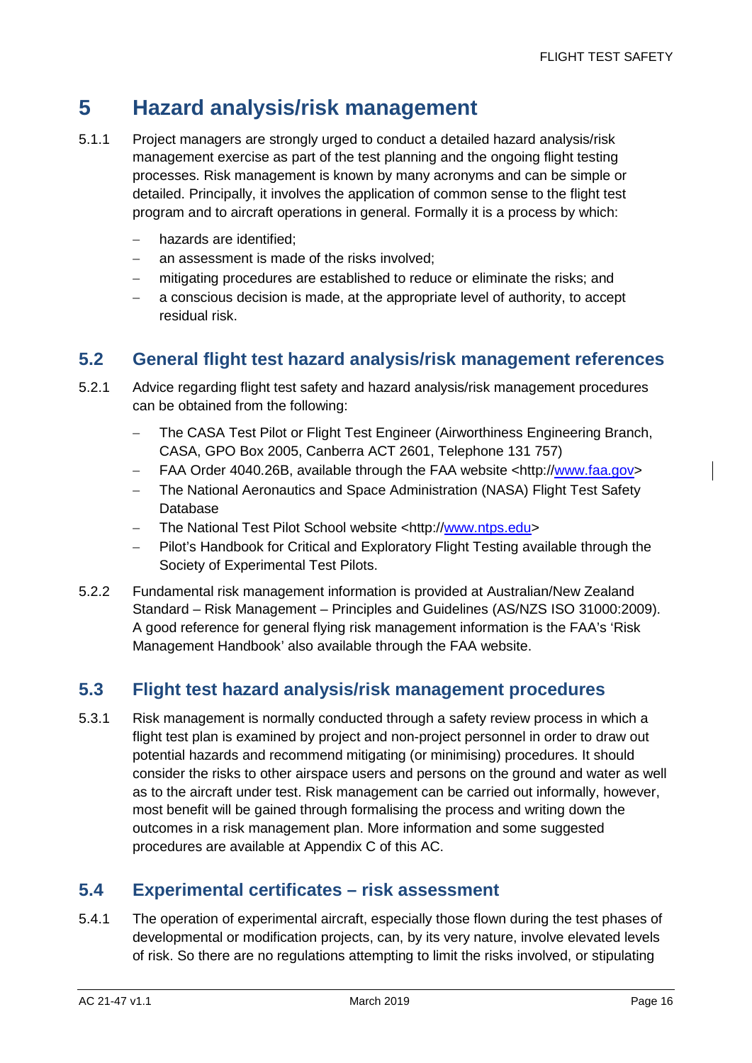# 5 Hazard analysis/risk management

5.1.1 Project managers are strongly urged to conduct a detailed hazard analysis/risk management exercise as part of the test planning and the ongoing flight testing processes. Risk management is known by many acronyms and can be simple or detailed. Principally, it involves the application of common sense to the flight test program and to aircraft operations in general. Formally it is a process by which:

- hazards are identified;
- an assessment is made of the risks involved;
- mitigating procedures are established to reduce or eliminate the risks; and
- a conscious decision is made, at the appropriate level of authority, to accept residual risk.

## 5.2 General flight test hazard analysis/risk management references

5.2.1 Advice regarding flight test safety and hazard analysis/risk management procedures can be obtained from the following:

- The CASA Test Pilot or Flight Test Engineer (Airworthiness Engineering Branch, CASA, GPO Box 2005, Canberra ACT 2601, Telephone 131 757)
- FAA Order 4040.26B, available through the FAA website <http://www.faa.gov>
- The National Aeronautics and Space Administration (NASA) Flight Test Safety Database
- The National Test Pilot School website <http://www.ntps.edu>
- Pilot's Handbook for Critical and Exploratory Flight Testing available through the Society of Experimental Test Pilots.

5.2.2 Fundamental risk management information is provided at Australian/New Zealand Standard – Risk Management – Principles and Guidelines (AS/NZS ISO 31000:2009). A good reference for general flying risk management information is the FAA's 'Risk Management Handbook' also available through the FAA website.

## 5.3 Flight test hazard analysis/risk management procedures

5.3.1 Risk management is normally conducted through a safety review process in which a flight test plan is examined by project and non-project personnel in order to draw out potential hazards and recommend mitigating (or minimising) procedures. It should consider the risks to other airspace users and persons on the ground and water as well as to the aircraft under test. Risk management can be carried out informally, however, most benefit will be gained through formalising the process and writing down the outcomes in a risk management plan. More information and some suggested procedures are available at Appendix C of this AC.

## 5.4 Experimental certificates – risk assessment

5.4.1 The operation of experimental aircraft, especially those flown during the test phases of developmental or modification projects, can, by its very nature, involve elevated levels of risk. So there are no regulations attempting to limit the risks involved, or stipulating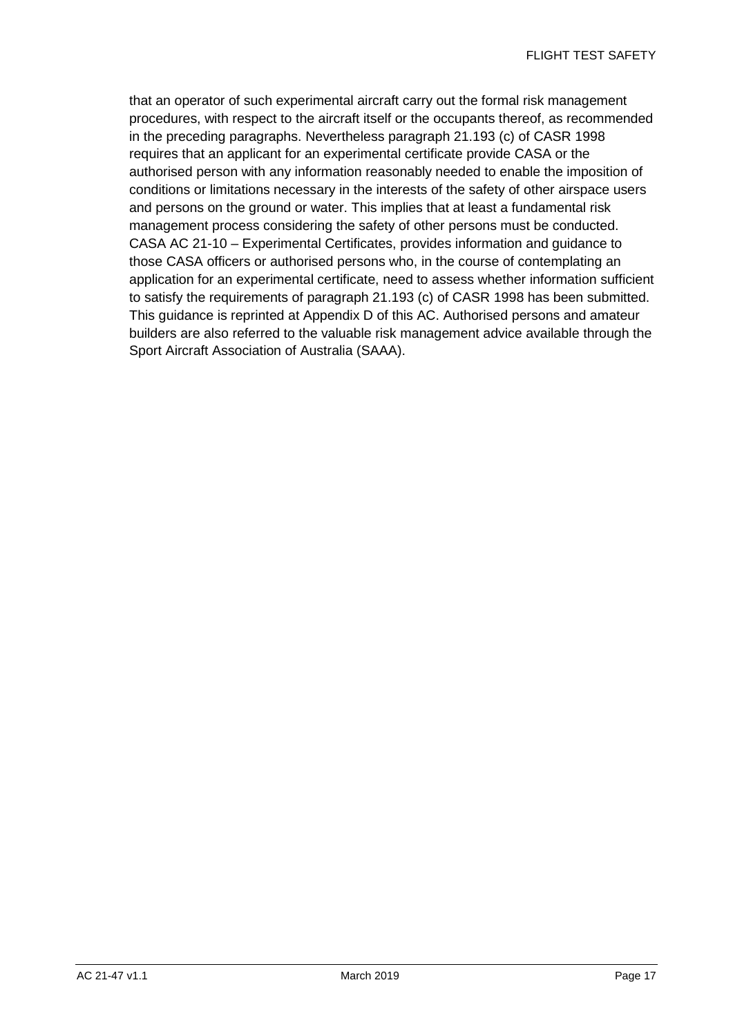that an operator of such experimental aircraft carry out the formal risk management procedures, with respect to the aircraft itself or the occupants thereof, as recommended in the preceding paragraphs. Nevertheless paragraph 21.193 (c) of CASR 1998 requires that an applicant for an experimental certificate provide CASA or the authorised person with any information reasonably needed to enable the imposition of conditions or limitations necessary in the interests of the safety of other airspace users and persons on the ground or water. This implies that at least a fundamental risk management process considering the safety of other persons must be conducted. CASA AC 21-10 – Experimental Certificates, provides information and guidance to those CASA officers or authorised persons who, in the course of contemplating an application for an experimental certificate, need to assess whether information sufficient to satisfy the requirements of paragraph 21.193 (c) of CASR 1998 has been submitted. This guidance is reprinted at Appendix D of this AC. Authorised persons and amateur builders are also referred to the valuable risk management advice available through the Sport Aircraft Association of Australia (SAAA).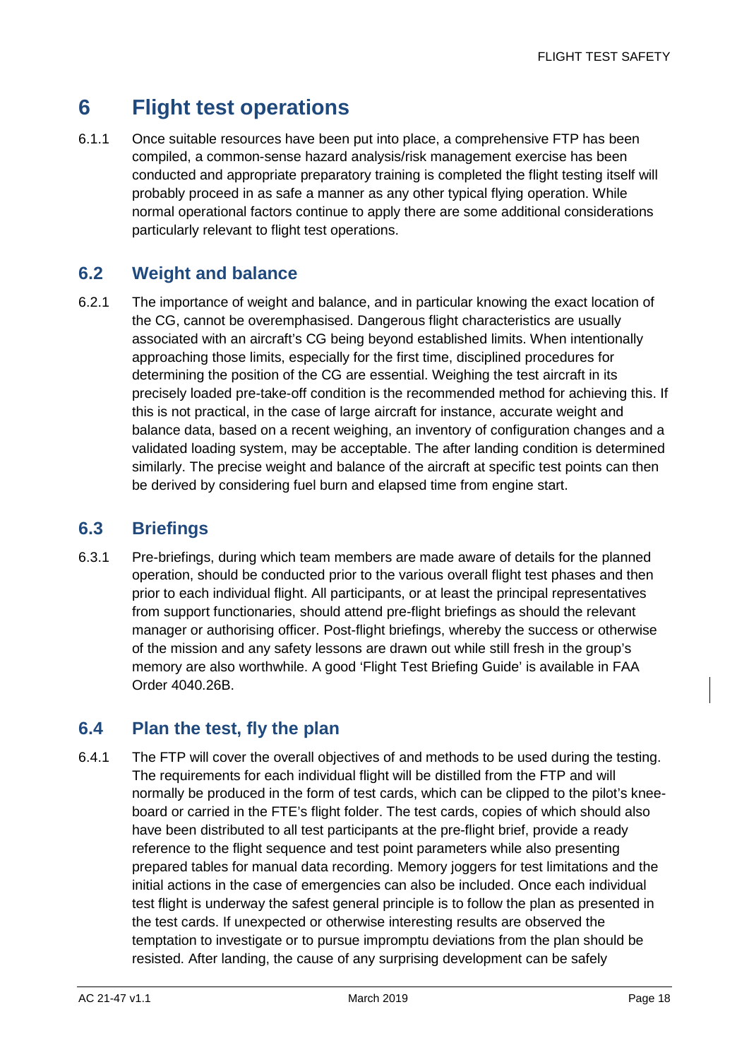# 6 Flight test operations

6.1.1 Once suitable resources have been put into place, a comprehensive FTP has been compiled, a common-sense hazard analysis/risk management exercise has been conducted and appropriate preparatory training is completed the flight testing itself will probably proceed in as safe a manner as any other typical flying operation. While normal operational factors continue to apply there are some additional considerations particularly relevant to flight test operations.

## 6.2 Weight and balance

6.2.1 The importance of weight and balance, and in particular knowing the exact location of the CG, cannot be overemphasised. Dangerous flight characteristics are usually associated with an aircraft's CG being beyond established limits. When intentionally approaching those limits, especially for the first time, disciplined procedures for determining the position of the CG are essential. Weighing the test aircraft in its precisely loaded pre-take-off condition is the recommended method for achieving this. If this is not practical, in the case of large aircraft for instance, accurate weight and balance data, based on a recent weighing, an inventory of configuration changes and a validated loading system, may be acceptable. The after landing condition is determined similarly. The precise weight and balance of the aircraft at specific test points can then be derived by considering fuel burn and elapsed time from engine start.

## 6.3 Briefings

6.3.1 Pre-briefings, during which team members are made aware of details for the planned operation, should be conducted prior to the various overall flight test phases and then prior to each individual flight. All participants, or at least the principal representatives from support functionaries, should attend pre-flight briefings as should the relevant manager or authorising officer. Post-flight briefings, whereby the success or otherwise of the mission and any safety lessons are drawn out while still fresh in the group's memory are also worthwhile. A good 'Flight Test Briefing Guide' is available in FAA Order 4040.26B.

## 6.4 Plan the test, fly the plan

6.4.1 The FTP will cover the overall objectives of and methods to be used during the testing. The requirements for each individual flight will be distilled from the FTP and will normally be produced in the form of test cards, which can be clipped to the pilot's knee-board or carried in the FTE's flight folder. The test cards, copies of which should also have been distributed to all test participants at the pre-flight brief, provide a ready reference to the flight sequence and test point parameters while also presenting prepared tables for manual data recording. Memory joggers for test limitations and the initial actions in the case of emergencies can also be included. Once each individual test flight is underway the safest general principle is to follow the plan as presented in the test cards. If unexpected or otherwise interesting results are observed the temptation to investigate or to pursue impromptu deviations from the plan should be resisted. After landing, the cause of any surprising development can be safely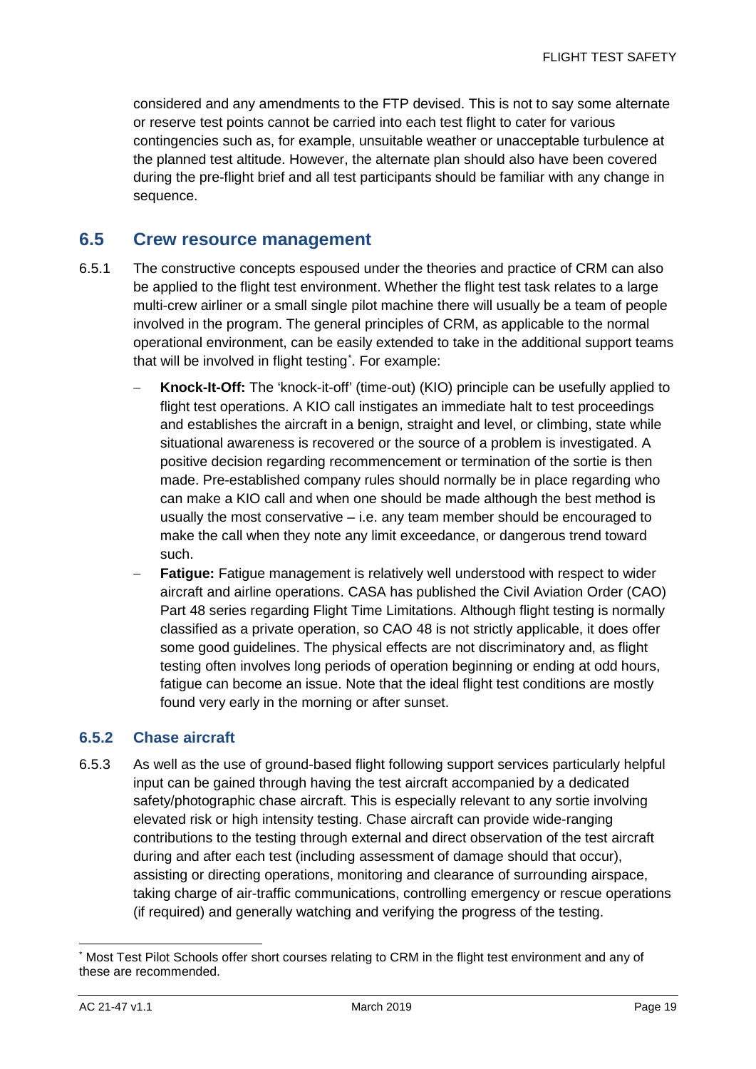considered and any amendments to the FTP devised. This is not to say some alternate or reserve test points cannot be carried into each test flight to cater for various contingencies such as, for example, unsuitable weather or unacceptable turbulence at the planned test altitude. However, the alternate plan should also have been covered during the pre-flight brief and all test participants should be familiar with any change in sequence.

## 6.5 Crew resource management

6.5.1 The constructive concepts espoused under the theories and practice of CRM can also be applied to the flight test environment. Whether the flight test task relates to a large multi-crew airliner or a small single pilot machine there will usually be a team of people involved in the program. The general principles of CRM, as applicable to the normal operational environment, can be easily extended to take in the additional support teams that will be involved in flight testing[*]. For example:

- **Knock-It-Off:** The 'knock-it-off' (time-out) (KIO) principle can be usefully applied to flight test operations. A KIO call instigates an immediate halt to test proceedings and establishes the aircraft in a benign, straight and level, or climbing, state while situational awareness is recovered or the source of a problem is investigated. A positive decision regarding recommencement or termination of the sortie is then made. Pre-established company rules should normally be in place regarding who can make a KIO call and when one should be made although the best method is usually the most conservative – i.e. any team member should be encouraged to make the call when they note any limit exceedance, or dangerous trend toward such.
- **Fatigue:** Fatigue management is relatively well understood with respect to wider aircraft and airline operations. CASA has published the Civil Aviation Order (CAO) Part 48 series regarding Flight Time Limitations. Although flight testing is normally classified as a private operation, so CAO 48 is not strictly applicable, it does offer some good guidelines. The physical effects are not discriminatory and, as flight testing often involves long periods of operation beginning or ending at odd hours, fatigue can become an issue. Note that the ideal flight test conditions are mostly found very early in the morning or after sunset.

### 6.5.2 Chase aircraft

6.5.3 As well as the use of ground-based flight following support services particularly helpful input can be gained through having the test aircraft accompanied by a dedicated safety/photographic chase aircraft. This is especially relevant to any sortie involving elevated risk or high intensity testing. Chase aircraft can provide wide-ranging contributions to the testing through external and direct observation of the test aircraft during and after each test (including assessment of damage should that occur), assisting or directing operations, monitoring and clearance of surrounding airspace, taking charge of air-traffic communications, controlling emergency or rescue operations (if required) and generally watching and verifying the progress of the testing.

---

[*] Most Test Pilot Schools offer short courses relating to CRM in the flight test environment and any of these are recommended.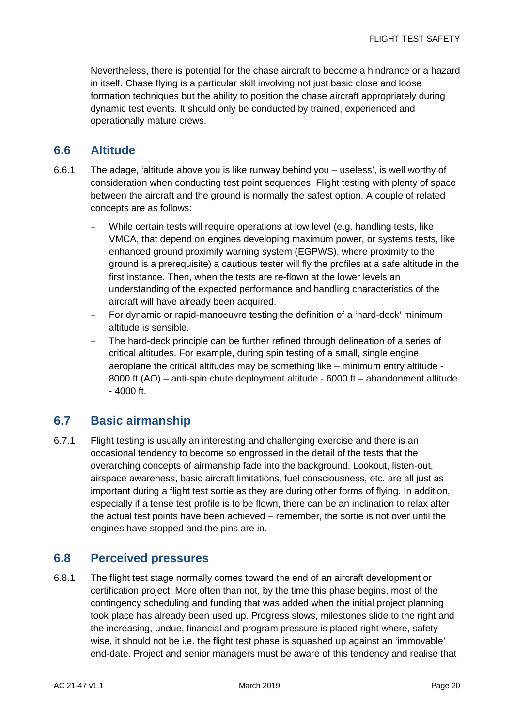Nevertheless, there is potential for the chase aircraft to become a hindrance or a hazard in itself. Chase flying is a particular skill involving not just basic close and loose formation techniques but the ability to position the chase aircraft appropriately during dynamic test events. It should only be conducted by trained, experienced and operationally mature crews.

## 6.6 Altitude

6.6.1 The adage, 'altitude above you is like runway behind you – useless', is well worthy of consideration when conducting test point sequences. Flight testing with plenty of space between the aircraft and the ground is normally the safest option. A couple of related concepts are as follows:

- While certain tests will require operations at low level (e.g. handling tests, like VMCA, that depend on engines developing maximum power, or systems tests, like enhanced ground proximity warning system (EGPWS), where proximity to the ground is a prerequisite) a cautious tester will fly the profiles at a safe altitude in the first instance. Then, when the tests are re-flown at the lower levels an understanding of the expected performance and handling characteristics of the aircraft will have already been acquired.
- For dynamic or rapid-manoeuvre testing the definition of a 'hard-deck' minimum altitude is sensible.
- The hard-deck principle can be further refined through delineation of a series of critical altitudes. For example, during spin testing of a small, single engine aeroplane the critical altitudes may be something like – minimum entry altitude - 8000 ft (AO) – anti-spin chute deployment altitude - 6000 ft – abandonment altitude - 4000 ft.

## 6.7 Basic airmanship

6.7.1 Flight testing is usually an interesting and challenging exercise and there is an occasional tendency to become so engrossed in the detail of the tests that the overarching concepts of airmanship fade into the background. Lookout, listen-out, airspace awareness, basic aircraft limitations, fuel consciousness, etc. are all just as important during a flight test sortie as they are during other forms of flying. In addition, especially if a tense test profile is to be flown, there can be an inclination to relax after the actual test points have been achieved – remember, the sortie is not over until the engines have stopped and the pins are in.

## 6.8 Perceived pressures

6.8.1 The flight test stage normally comes toward the end of an aircraft development or certification project. More often than not, by the time this phase begins, most of the contingency scheduling and funding that was added when the initial project planning took place has already been used up. Progress slows, milestones slide to the right and the increasing, undue, financial and program pressure is placed right where, safety-wise, it should not be i.e. the flight test phase is squashed up against an 'immovable' end-date. Project and senior managers must be aware of this tendency and realise that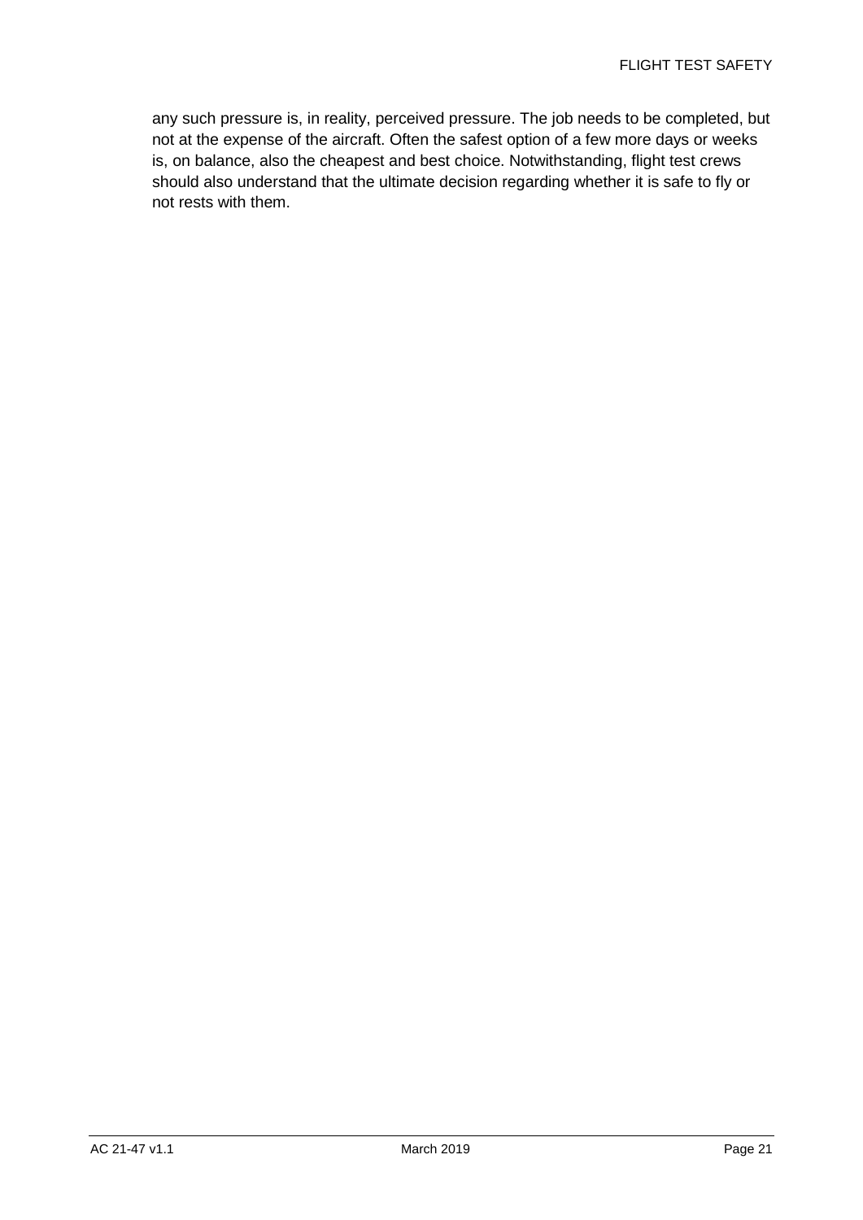any such pressure is, in reality, perceived pressure. The job needs to be completed, but not at the expense of the aircraft. Often the safest option of a few more days or weeks is, on balance, also the cheapest and best choice. Notwithstanding, flight test crews should also understand that the ultimate decision regarding whether it is safe to fly or not rests with them.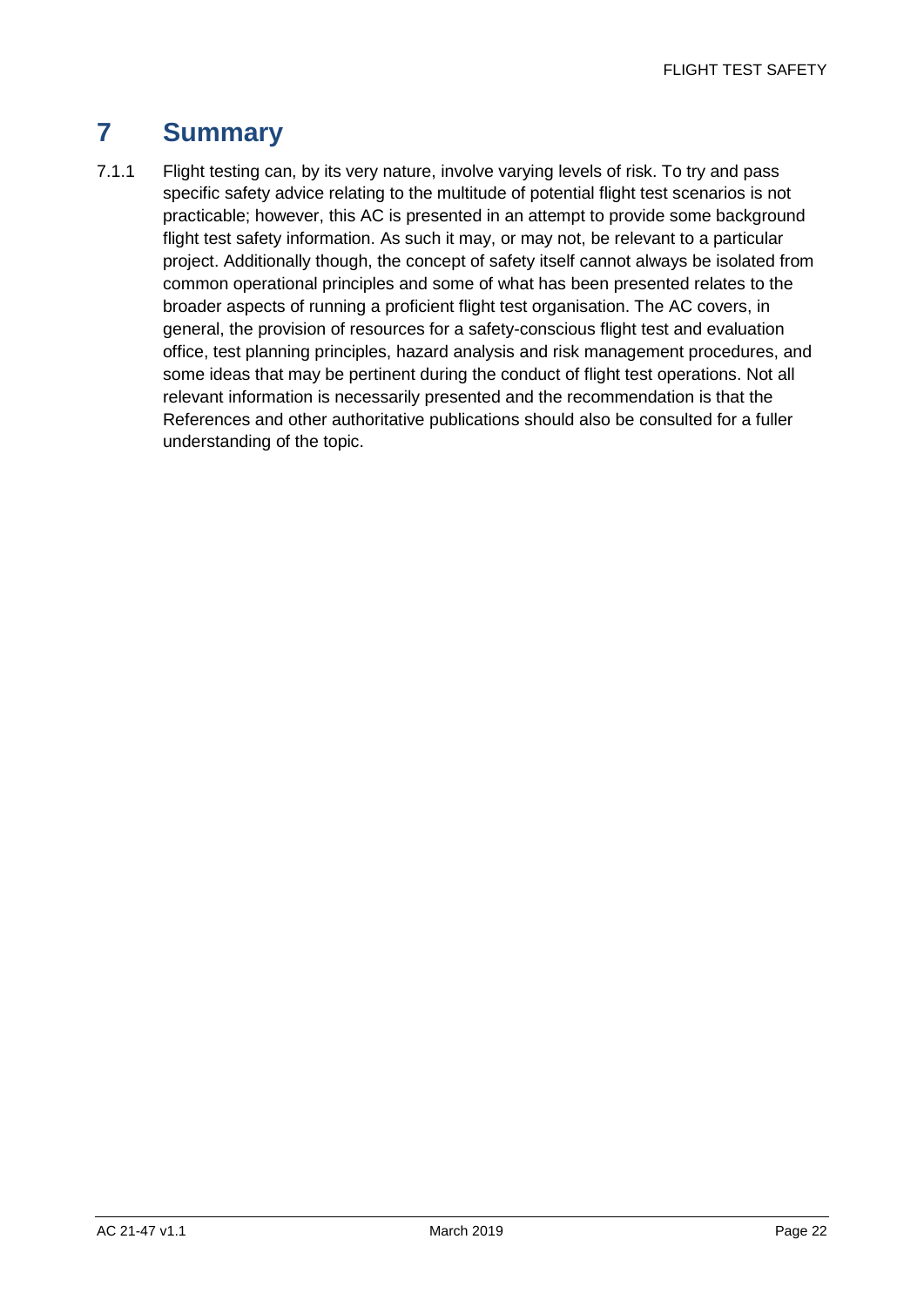# 7 Summary

7.1.1 Flight testing can, by its very nature, involve varying levels of risk. To try and pass specific safety advice relating to the multitude of potential flight test scenarios is not practicable; however, this AC is presented in an attempt to provide some background flight test safety information. As such it may, or may not, be relevant to a particular project. Additionally though, the concept of safety itself cannot always be isolated from common operational principles and some of what has been presented relates to the broader aspects of running a proficient flight test organisation. The AC covers, in general, the provision of resources for a safety-conscious flight test and evaluation office, test planning principles, hazard analysis and risk management procedures, and some ideas that may be pertinent during the conduct of flight test operations. Not all relevant information is necessarily presented and the recommendation is that the References and other authoritative publications should also be consulted for a fuller understanding of the topic.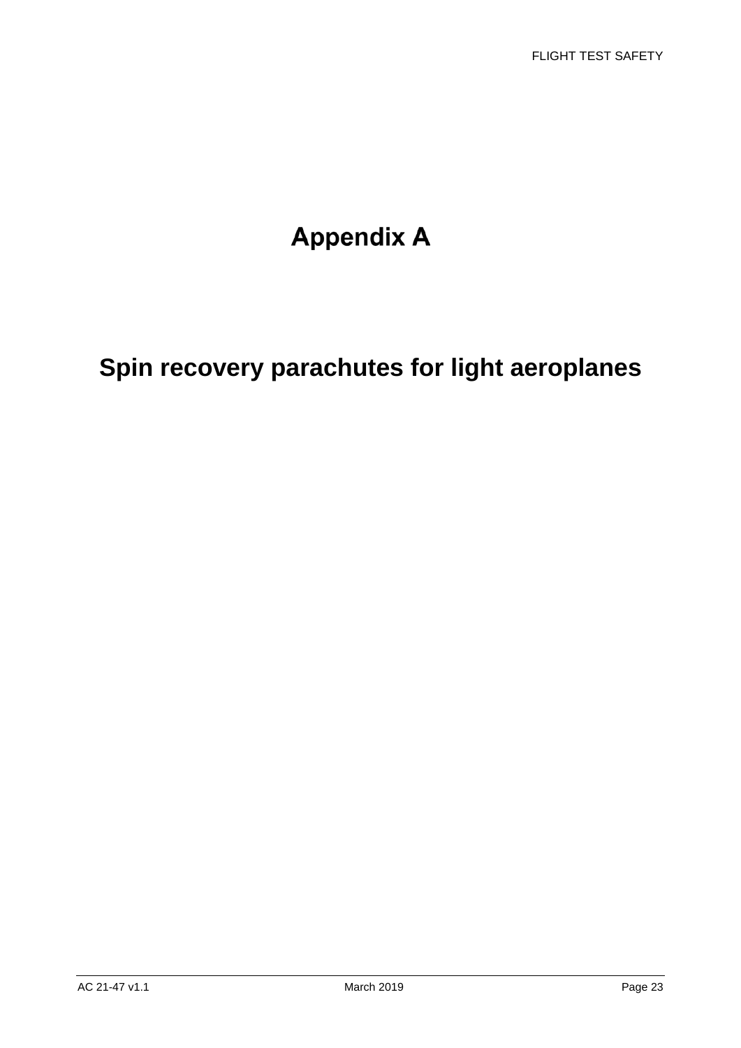# Appendix A

# Spin recovery parachutes for light aeroplanes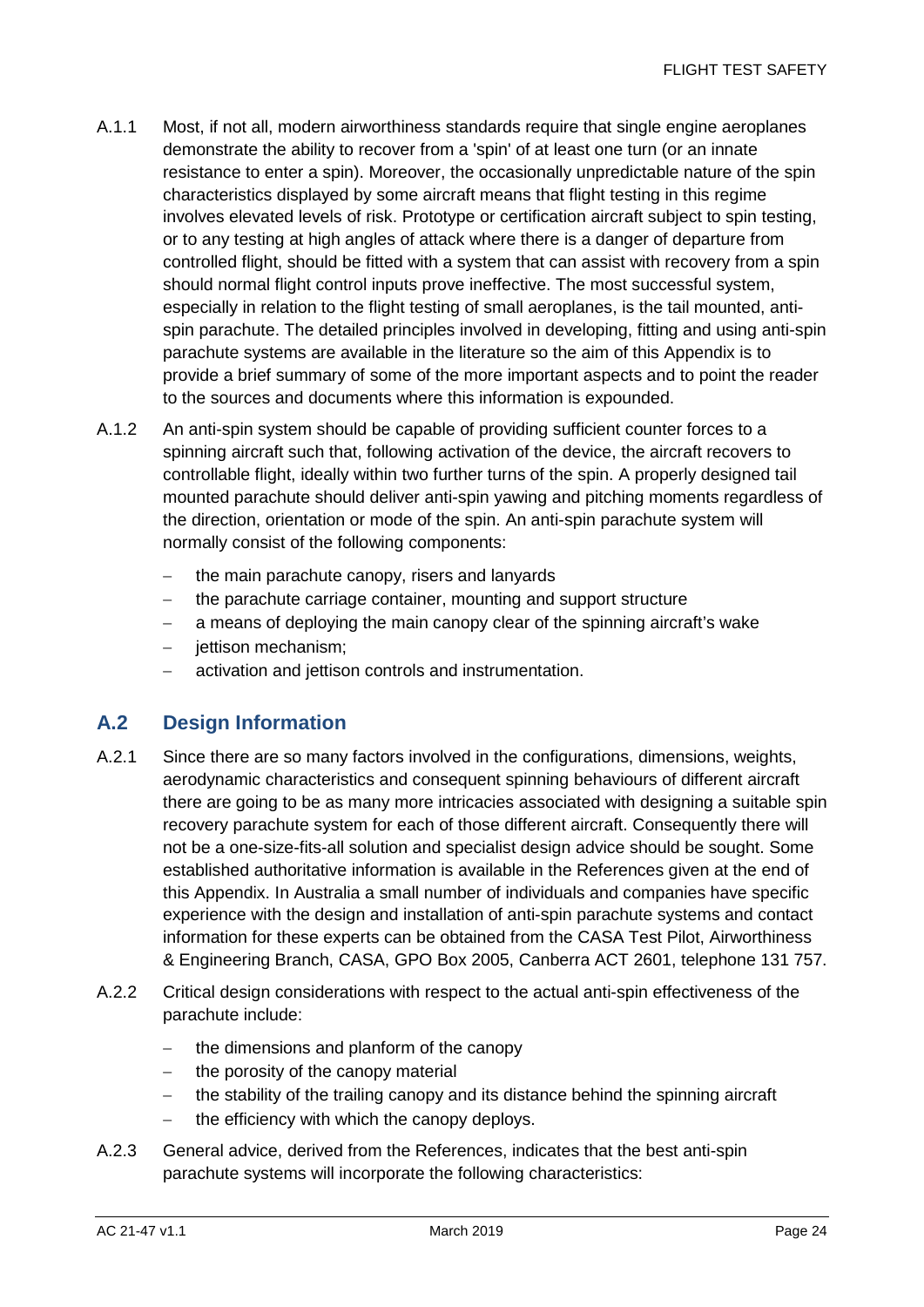A.1.1 Most, if not all, modern airworthiness standards require that single engine aeroplanes demonstrate the ability to recover from a 'spin' of at least one turn (or an innate resistance to enter a spin). Moreover, the occasionally unpredictable nature of the spin characteristics displayed by some aircraft means that flight testing in this regime involves elevated levels of risk. Prototype or certification aircraft subject to spin testing, or to any testing at high angles of attack where there is a danger of departure from controlled flight, should be fitted with a system that can assist with recovery from a spin should normal flight control inputs prove ineffective. The most successful system, especially in relation to the flight testing of small aeroplanes, is the tail mounted, anti-spin parachute. The detailed principles involved in developing, fitting and using anti-spin parachute systems are available in the literature so the aim of this Appendix is to provide a brief summary of some of the more important aspects and to point the reader to the sources and documents where this information is expounded.

A.1.2 An anti-spin system should be capable of providing sufficient counter forces to a spinning aircraft such that, following activation of the device, the aircraft recovers to controllable flight, ideally within two further turns of the spin. A properly designed tail mounted parachute should deliver anti-spin yawing and pitching moments regardless of the direction, orientation or mode of the spin. An anti-spin parachute system will normally consist of the following components:

- the main parachute canopy, risers and lanyards
- the parachute carriage container, mounting and support structure
- a means of deploying the main canopy clear of the spinning aircraft's wake
- jettison mechanism;
- activation and jettison controls and instrumentation.

## A.2 Design Information

A.2.1 Since there are so many factors involved in the configurations, dimensions, weights, aerodynamic characteristics and consequent spinning behaviours of different aircraft there are going to be as many more intricacies associated with designing a suitable spin recovery parachute system for each of those different aircraft. Consequently there will not be a one-size-fits-all solution and specialist design advice should be sought. Some established authoritative information is available in the References given at the end of this Appendix. In Australia a small number of individuals and companies have specific experience with the design and installation of anti-spin parachute systems and contact information for these experts can be obtained from the CASA Test Pilot, Airworthiness & Engineering Branch, CASA, GPO Box 2005, Canberra ACT 2601, telephone 131 757.

A.2.2 Critical design considerations with respect to the actual anti-spin effectiveness of the parachute include:

- the dimensions and planform of the canopy
- the porosity of the canopy material
- the stability of the trailing canopy and its distance behind the spinning aircraft
- the efficiency with which the canopy deploys.

A.2.3 General advice, derived from the References, indicates that the best anti-spin parachute systems will incorporate the following characteristics: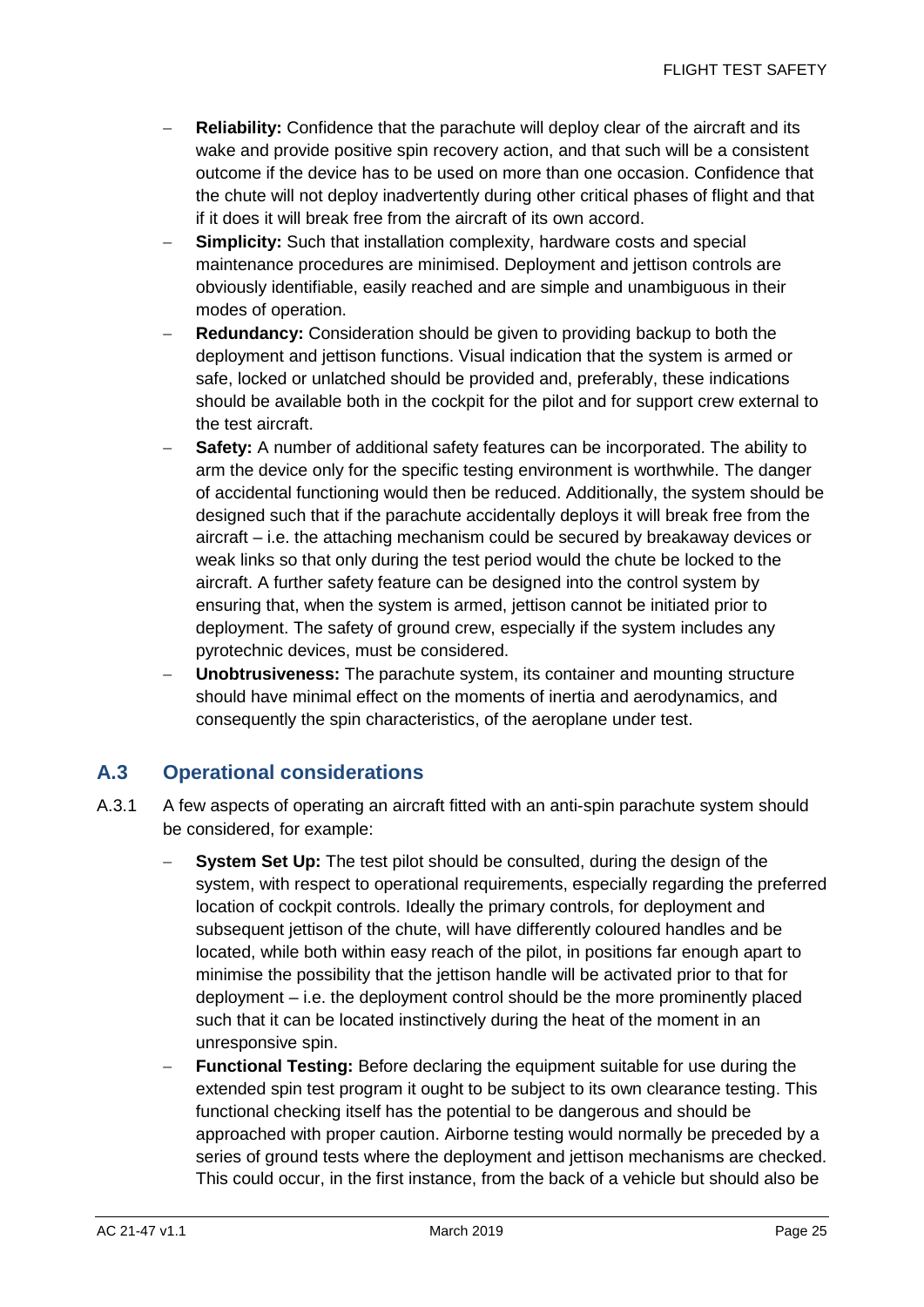- **Reliability:** Confidence that the parachute will deploy clear of the aircraft and its wake and provide positive spin recovery action, and that such will be a consistent outcome if the device has to be used on more than one occasion. Confidence that the chute will not deploy inadvertently during other critical phases of flight and that if it does it will break free from the aircraft of its own accord.
- **Simplicity:** Such that installation complexity, hardware costs and special maintenance procedures are minimised. Deployment and jettison controls are obviously identifiable, easily reached and are simple and unambiguous in their modes of operation.
- **Redundancy:** Consideration should be given to providing backup to both the deployment and jettison functions. Visual indication that the system is armed or safe, locked or unlatched should be provided and, preferably, these indications should be available both in the cockpit for the pilot and for support crew external to the test aircraft.
- **Safety:** A number of additional safety features can be incorporated. The ability to arm the device only for the specific testing environment is worthwhile. The danger of accidental functioning would then be reduced. Additionally, the system should be designed such that if the parachute accidentally deploys it will break free from the aircraft – i.e. the attaching mechanism could be secured by breakaway devices or weak links so that only during the test period would the chute be locked to the aircraft. A further safety feature can be designed into the control system by ensuring that, when the system is armed, jettison cannot be initiated prior to deployment. The safety of ground crew, especially if the system includes any pyrotechnic devices, must be considered.
- **Unobtrusiveness:** The parachute system, its container and mounting structure should have minimal effect on the moments of inertia and aerodynamics, and consequently the spin characteristics, of the aeroplane under test.

## A.3 Operational considerations

A.3.1 A few aspects of operating an aircraft fitted with an anti-spin parachute system should be considered, for example:

- **System Set Up:** The test pilot should be consulted, during the design of the system, with respect to operational requirements, especially regarding the preferred location of cockpit controls. Ideally the primary controls, for deployment and subsequent jettison of the chute, will have differently coloured handles and be located, while both within easy reach of the pilot, in positions far enough apart to minimise the possibility that the jettison handle will be activated prior to that for deployment – i.e. the deployment control should be the more prominently placed such that it can be located instinctively during the heat of the moment in an unresponsive spin.
- **Functional Testing:** Before declaring the equipment suitable for use during the extended spin test program it ought to be subject to its own clearance testing. This functional checking itself has the potential to be dangerous and should be approached with proper caution. Airborne testing would normally be preceded by a series of ground tests where the deployment and jettison mechanisms are checked. This could occur, in the first instance, from the back of a vehicle but should also be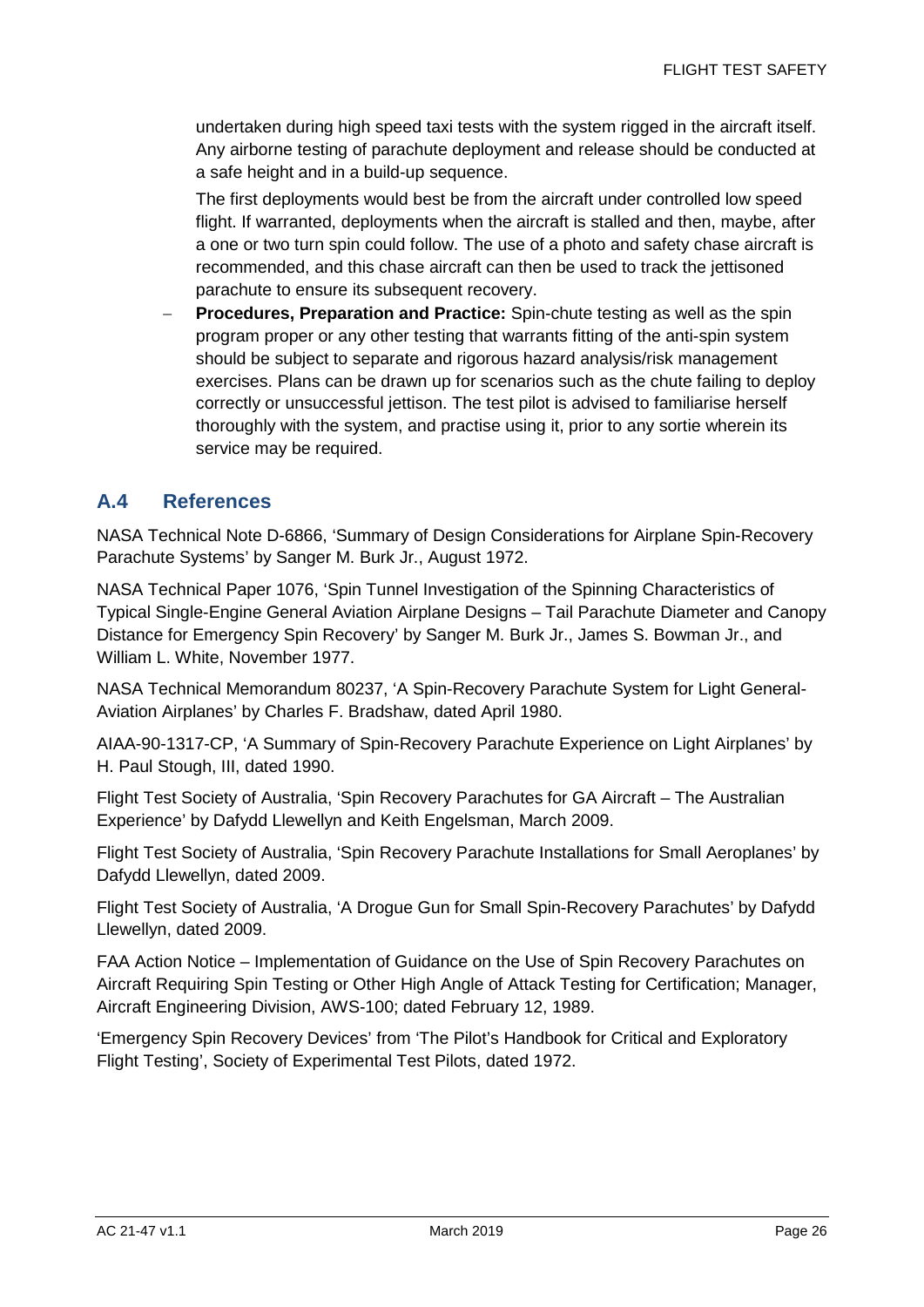undertaken during high speed taxi tests with the system rigged in the aircraft itself. Any airborne testing of parachute deployment and release should be conducted at a safe height and in a build-up sequence.

The first deployments would best be from the aircraft under controlled low speed flight. If warranted, deployments when the aircraft is stalled and then, maybe, after a one or two turn spin could follow. The use of a photo and safety chase aircraft is recommended, and this chase aircraft can then be used to track the jettisoned parachute to ensure its subsequent recovery.

- **Procedures, Preparation and Practice:** Spin-chute testing as well as the spin program proper or any other testing that warrants fitting of the anti-spin system should be subject to separate and rigorous hazard analysis/risk management exercises. Plans can be drawn up for scenarios such as the chute failing to deploy correctly or unsuccessful jettison. The test pilot is advised to familiarise herself thoroughly with the system, and practise using it, prior to any sortie wherein its service may be required.

## A.4 References

NASA Technical Note D-6866, 'Summary of Design Considerations for Airplane Spin-Recovery Parachute Systems' by Sanger M. Burk Jr., August 1972.

NASA Technical Paper 1076, 'Spin Tunnel Investigation of the Spinning Characteristics of Typical Single-Engine General Aviation Airplane Designs – Tail Parachute Diameter and Canopy Distance for Emergency Spin Recovery' by Sanger M. Burk Jr., James S. Bowman Jr., and William L. White, November 1977.

NASA Technical Memorandum 80237, 'A Spin-Recovery Parachute System for Light General-Aviation Airplanes' by Charles F. Bradshaw, dated April 1980.

AIAA-90-1317-CP, 'A Summary of Spin-Recovery Parachute Experience on Light Airplanes' by H. Paul Stough, III, dated 1990.

Flight Test Society of Australia, 'Spin Recovery Parachutes for GA Aircraft – The Australian Experience' by Dafydd Llewellyn and Keith Engelsman, March 2009.

Flight Test Society of Australia, 'Spin Recovery Parachute Installations for Small Aeroplanes' by Dafydd Llewellyn, dated 2009.

Flight Test Society of Australia, 'A Drogue Gun for Small Spin-Recovery Parachutes' by Dafydd Llewellyn, dated 2009.

FAA Action Notice – Implementation of Guidance on the Use of Spin Recovery Parachutes on Aircraft Requiring Spin Testing or Other High Angle of Attack Testing for Certification; Manager, Aircraft Engineering Division, AWS-100; dated February 12, 1989.

'Emergency Spin Recovery Devices' from 'The Pilot's Handbook for Critical and Exploratory Flight Testing', Society of Experimental Test Pilots, dated 1972.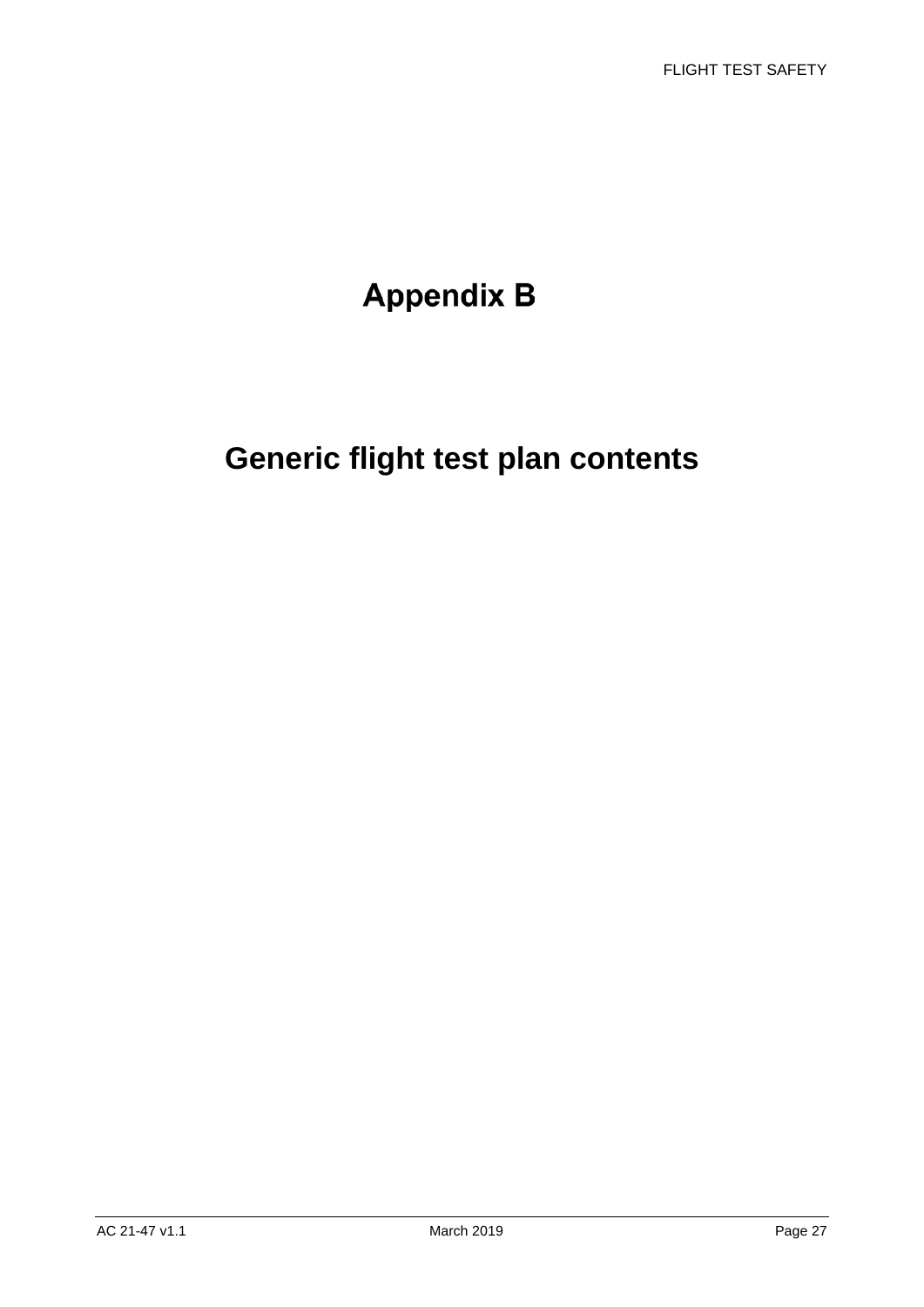# Appendix B

# Generic flight test plan contents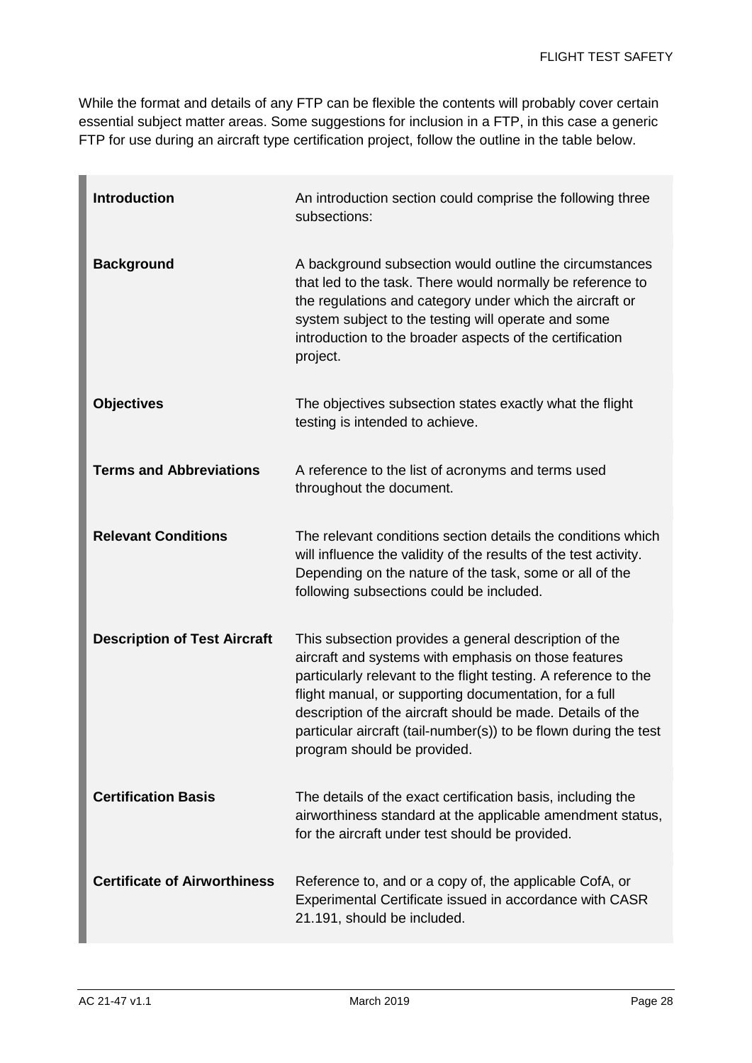While the format and details of any FTP can be flexible the contents will probably cover certain essential subject matter areas. Some suggestions for inclusion in a FTP, in this case a generic FTP for use during an aircraft type certification project, follow the outline in the table below.

| | |
|---|---|
| **Introduction** | An introduction section could comprise the following three subsections: |
| **Background** | A background subsection would outline the circumstances that led to the task. There would normally be reference to the regulations and category under which the aircraft or system subject to the testing will operate and some introduction to the broader aspects of the certification project. |
| **Objectives** | The objectives subsection states exactly what the flight testing is intended to achieve. |
| **Terms and Abbreviations** | A reference to the list of acronyms and terms used throughout the document. |
| **Relevant Conditions** | The relevant conditions section details the conditions which will influence the validity of the results of the test activity. Depending on the nature of the task, some or all of the following subsections could be included. |
| **Description of Test Aircraft** | This subsection provides a general description of the aircraft and systems with emphasis on those features particularly relevant to the flight testing. A reference to the flight manual, or supporting documentation, for a full description of the aircraft should be made. Details of the particular aircraft (tail-number(s)) to be flown during the test program should be provided. |
| **Certification Basis** | The details of the exact certification basis, including the airworthiness standard at the applicable amendment status, for the aircraft under test should be provided. |
| **Certificate of Airworthiness** | Reference to, and or a copy of, the applicable CofA, or Experimental Certificate issued in accordance with CASR 21.191, should be included. |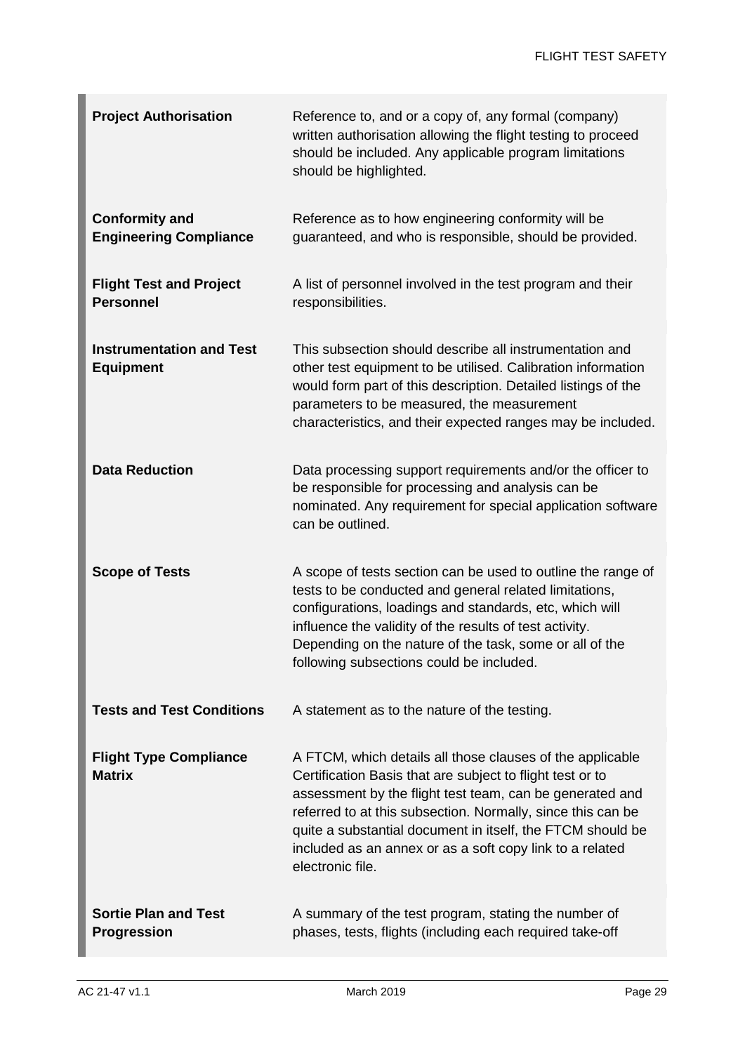| | |
|---|---|
| **Project Authorisation** | Reference to, and or a copy of, any formal (company) written authorisation allowing the flight testing to proceed should be included. Any applicable program limitations should be highlighted. |
| **Conformity and Engineering Compliance** | Reference as to how engineering conformity will be guaranteed, and who is responsible, should be provided. |
| **Flight Test and Project Personnel** | A list of personnel involved in the test program and their responsibilities. |
| **Instrumentation and Test Equipment** | This subsection should describe all instrumentation and other test equipment to be utilised. Calibration information would form part of this description. Detailed listings of the parameters to be measured, the measurement characteristics, and their expected ranges may be included. |
| **Data Reduction** | Data processing support requirements and/or the officer to be responsible for processing and analysis can be nominated. Any requirement for special application software can be outlined. |
| **Scope of Tests** | A scope of tests section can be used to outline the range of tests to be conducted and general related limitations, configurations, loadings and standards, etc, which will influence the validity of the results of test activity. Depending on the nature of the task, some or all of the following subsections could be included. |
| **Tests and Test Conditions** | A statement as to the nature of the testing. |
| **Flight Type Compliance Matrix** | A FTCM, which details all those clauses of the applicable Certification Basis that are subject to flight test or to assessment by the flight test team, can be generated and referred to at this subsection. Normally, since this can be quite a substantial document in itself, the FTCM should be included as an annex or as a soft copy link to a related electronic file. |
| **Sortie Plan and Test Progression** | A summary of the test program, stating the number of phases, tests, flights (including each required take-off |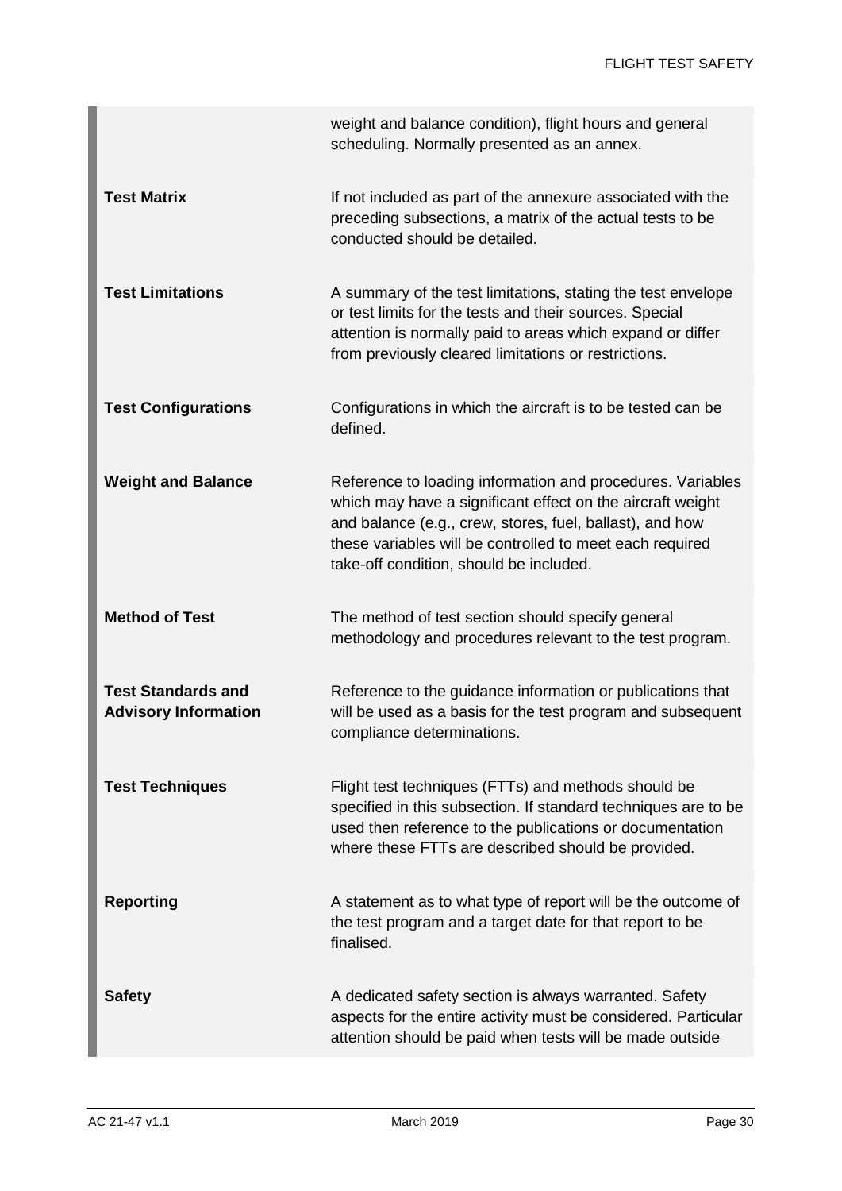| | |
|---|---|
| | weight and balance condition), flight hours and general scheduling. Normally presented as an annex. |
| **Test Matrix** | If not included as part of the annexure associated with the preceding subsections, a matrix of the actual tests to be conducted should be detailed. |
| **Test Limitations** | A summary of the test limitations, stating the test envelope or test limits for the tests and their sources. Special attention is normally paid to areas which expand or differ from previously cleared limitations or restrictions. |
| **Test Configurations** | Configurations in which the aircraft is to be tested can be defined. |
| **Weight and Balance** | Reference to loading information and procedures. Variables which may have a significant effect on the aircraft weight and balance (e.g., crew, stores, fuel, ballast), and how these variables will be controlled to meet each required take-off condition, should be included. |
| **Method of Test** | The method of test section should specify general methodology and procedures relevant to the test program. |
| **Test Standards and Advisory Information** | Reference to the guidance information or publications that will be used as a basis for the test program and subsequent compliance determinations. |
| **Test Techniques** | Flight test techniques (FTTs) and methods should be specified in this subsection. If standard techniques are to be used then reference to the publications or documentation where these FTTs are described should be provided. |
| **Reporting** | A statement as to what type of report will be the outcome of the test program and a target date for that report to be finalised. |
| **Safety** | A dedicated safety section is always warranted. Safety aspects for the entire activity must be considered. Particular attention should be paid when tests will be made outside |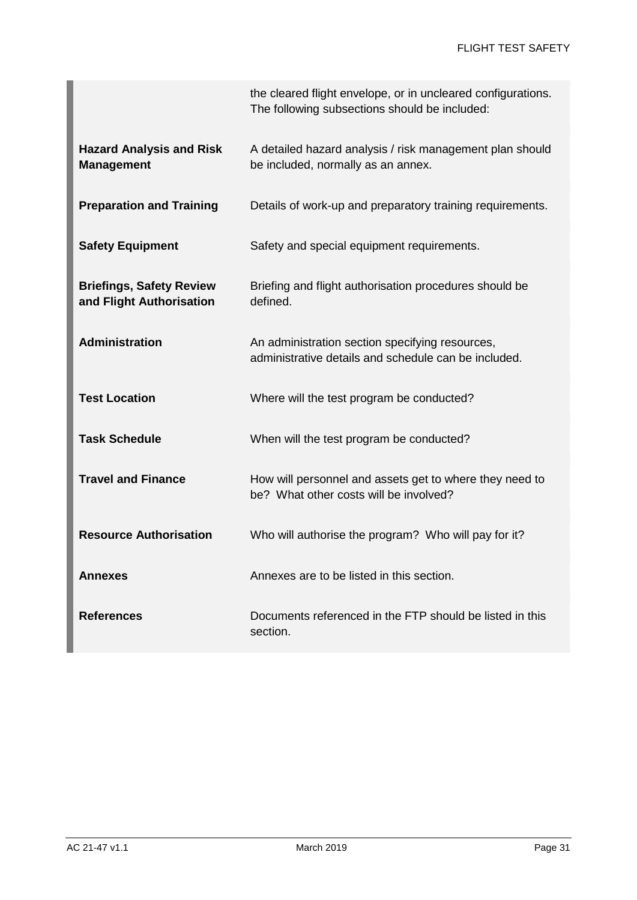| | |
|---|---|
| | the cleared flight envelope, or in uncleared configurations. The following subsections should be included: |
| **Hazard Analysis and Risk Management** | A detailed hazard analysis / risk management plan should be included, normally as an annex. |
| **Preparation and Training** | Details of work-up and preparatory training requirements. |
| **Safety Equipment** | Safety and special equipment requirements. |
| **Briefings, Safety Review and Flight Authorisation** | Briefing and flight authorisation procedures should be defined. |
| **Administration** | An administration section specifying resources, administrative details and schedule can be included. |
| **Test Location** | Where will the test program be conducted? |
| **Task Schedule** | When will the test program be conducted? |
| **Travel and Finance** | How will personnel and assets get to where they need to be? What other costs will be involved? |
| **Resource Authorisation** | Who will authorise the program? Who will pay for it? |
| **Annexes** | Annexes are to be listed in this section. |
| **References** | Documents referenced in the FTP should be listed in this section. |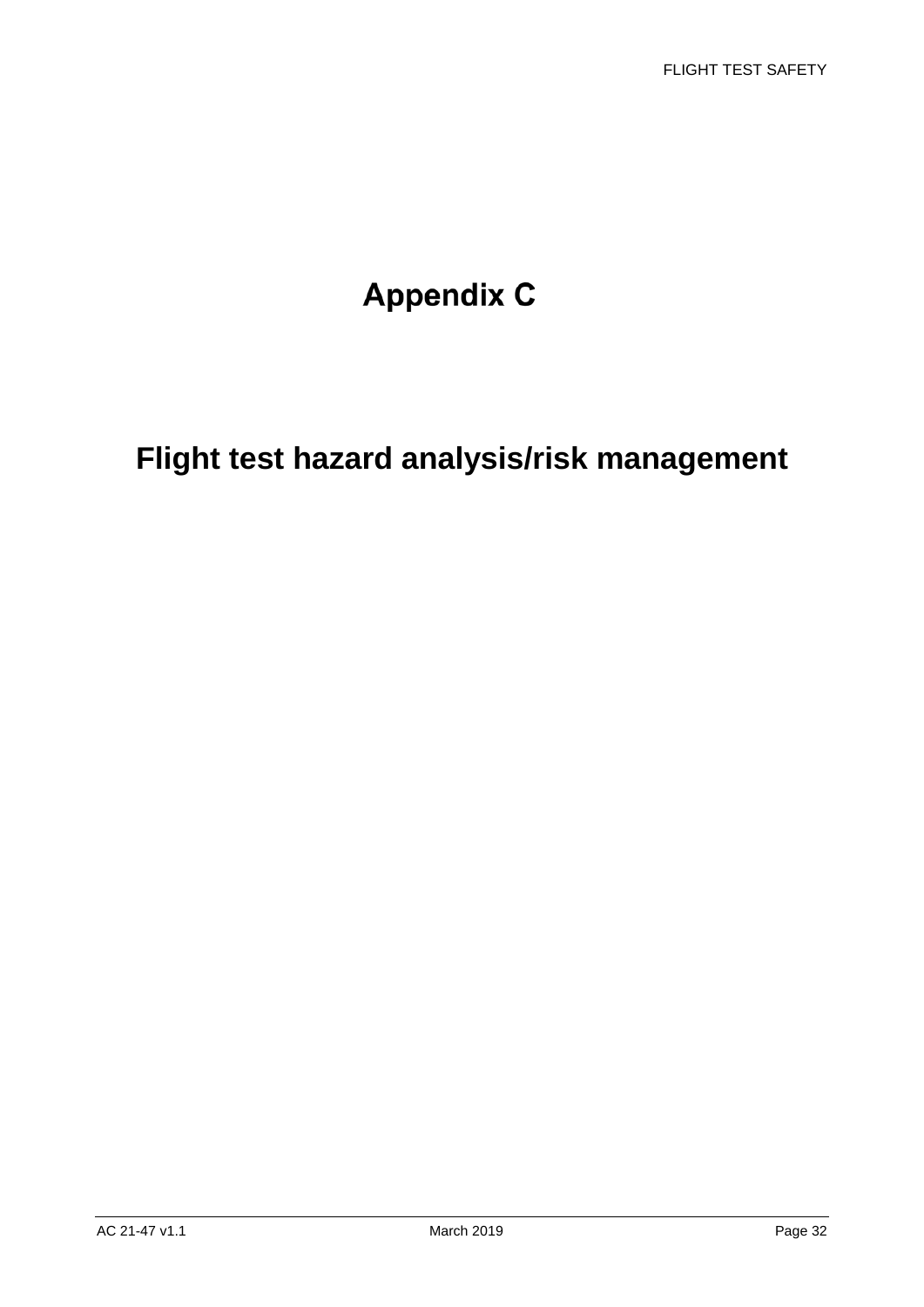# Appendix C

# Flight test hazard analysis/risk management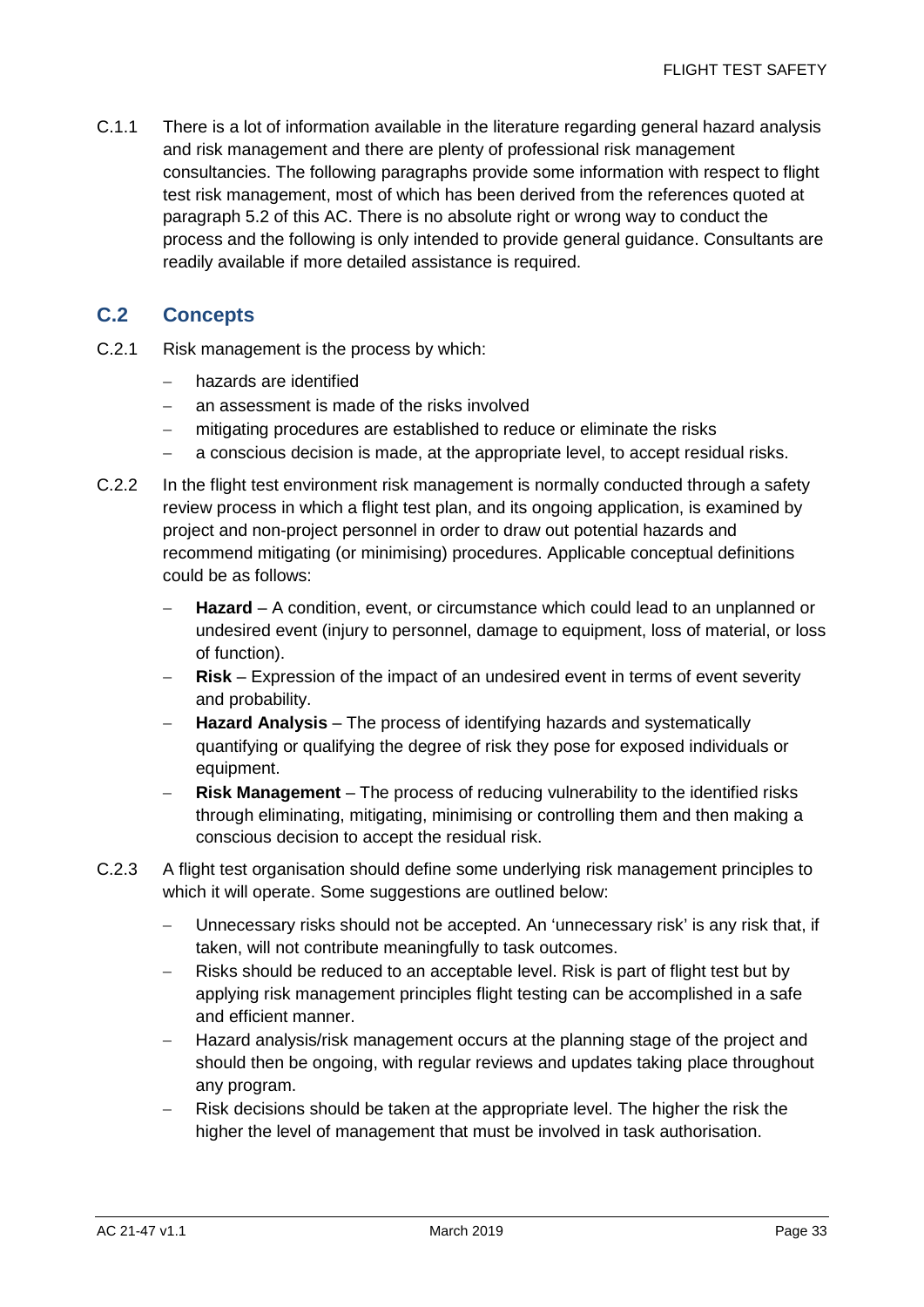C.1.1 There is a lot of information available in the literature regarding general hazard analysis and risk management and there are plenty of professional risk management consultancies. The following paragraphs provide some information with respect to flight test risk management, most of which has been derived from the references quoted at paragraph 5.2 of this AC. There is no absolute right or wrong way to conduct the process and the following is only intended to provide general guidance. Consultants are readily available if more detailed assistance is required.

## C.2 Concepts

C.2.1 Risk management is the process by which:

- hazards are identified
- an assessment is made of the risks involved
- mitigating procedures are established to reduce or eliminate the risks
- a conscious decision is made, at the appropriate level, to accept residual risks.

C.2.2 In the flight test environment risk management is normally conducted through a safety review process in which a flight test plan, and its ongoing application, is examined by project and non-project personnel in order to draw out potential hazards and recommend mitigating (or minimising) procedures. Applicable conceptual definitions could be as follows:

- **Hazard** – A condition, event, or circumstance which could lead to an unplanned or undesired event (injury to personnel, damage to equipment, loss of material, or loss of function).
- **Risk** – Expression of the impact of an undesired event in terms of event severity and probability.
- **Hazard Analysis** – The process of identifying hazards and systematically quantifying or qualifying the degree of risk they pose for exposed individuals or equipment.
- **Risk Management** – The process of reducing vulnerability to the identified risks through eliminating, mitigating, minimising or controlling them and then making a conscious decision to accept the residual risk.

C.2.3 A flight test organisation should define some underlying risk management principles to which it will operate. Some suggestions are outlined below:

- Unnecessary risks should not be accepted. An 'unnecessary risk' is any risk that, if taken, will not contribute meaningfully to task outcomes.
- Risks should be reduced to an acceptable level. Risk is part of flight test but by applying risk management principles flight testing can be accomplished in a safe and efficient manner.
- Hazard analysis/risk management occurs at the planning stage of the project and should then be ongoing, with regular reviews and updates taking place throughout any program.
- Risk decisions should be taken at the appropriate level. The higher the risk the higher the level of management that must be involved in task authorisation.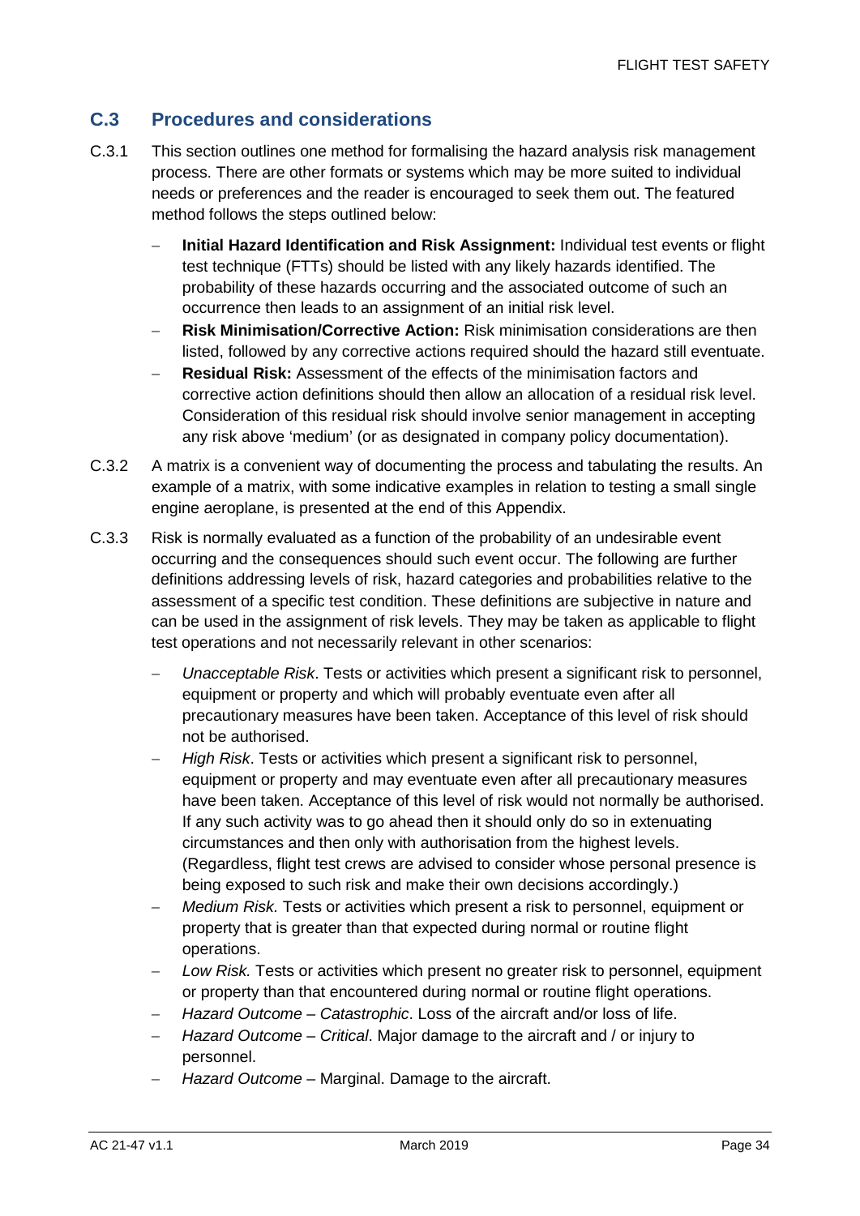## C.3 Procedures and considerations

C.3.1 This section outlines one method for formalising the hazard analysis risk management process. There are other formats or systems which may be more suited to individual needs or preferences and the reader is encouraged to seek them out. The featured method follows the steps outlined below:

- **Initial Hazard Identification and Risk Assignment:** Individual test events or flight test technique (FTTs) should be listed with any likely hazards identified. The probability of these hazards occurring and the associated outcome of such an occurrence then leads to an assignment of an initial risk level.
- **Risk Minimisation/Corrective Action:** Risk minimisation considerations are then listed, followed by any corrective actions required should the hazard still eventuate.
- **Residual Risk:** Assessment of the effects of the minimisation factors and corrective action definitions should then allow an allocation of a residual risk level. Consideration of this residual risk should involve senior management in accepting any risk above 'medium' (or as designated in company policy documentation).

C.3.2 A matrix is a convenient way of documenting the process and tabulating the results. An example of a matrix, with some indicative examples in relation to testing a small single engine aeroplane, is presented at the end of this Appendix.

C.3.3 Risk is normally evaluated as a function of the probability of an undesirable event occurring and the consequences should such event occur. The following are further definitions addressing levels of risk, hazard categories and probabilities relative to the assessment of a specific test condition. These definitions are subjective in nature and can be used in the assignment of risk levels. They may be taken as applicable to flight test operations and not necessarily relevant in other scenarios:

- *Unacceptable Risk*. Tests or activities which present a significant risk to personnel, equipment or property and which will probably eventuate even after all precautionary measures have been taken. Acceptance of this level of risk should not be authorised.
- *High Risk*. Tests or activities which present a significant risk to personnel, equipment or property and may eventuate even after all precautionary measures have been taken. Acceptance of this level of risk would not normally be authorised. If any such activity was to go ahead then it should only do so in extenuating circumstances and then only with authorisation from the highest levels. (Regardless, flight test crews are advised to consider whose personal presence is being exposed to such risk and make their own decisions accordingly.)
- *Medium Risk.* Tests or activities which present a risk to personnel, equipment or property that is greater than that expected during normal or routine flight operations.
- *Low Risk.* Tests or activities which present no greater risk to personnel, equipment or property than that encountered during normal or routine flight operations.
- *Hazard Outcome – Catastrophic*. Loss of the aircraft and/or loss of life.
- *Hazard Outcome – Critical*. Major damage to the aircraft and / or injury to personnel.
- *Hazard Outcome* – Marginal. Damage to the aircraft.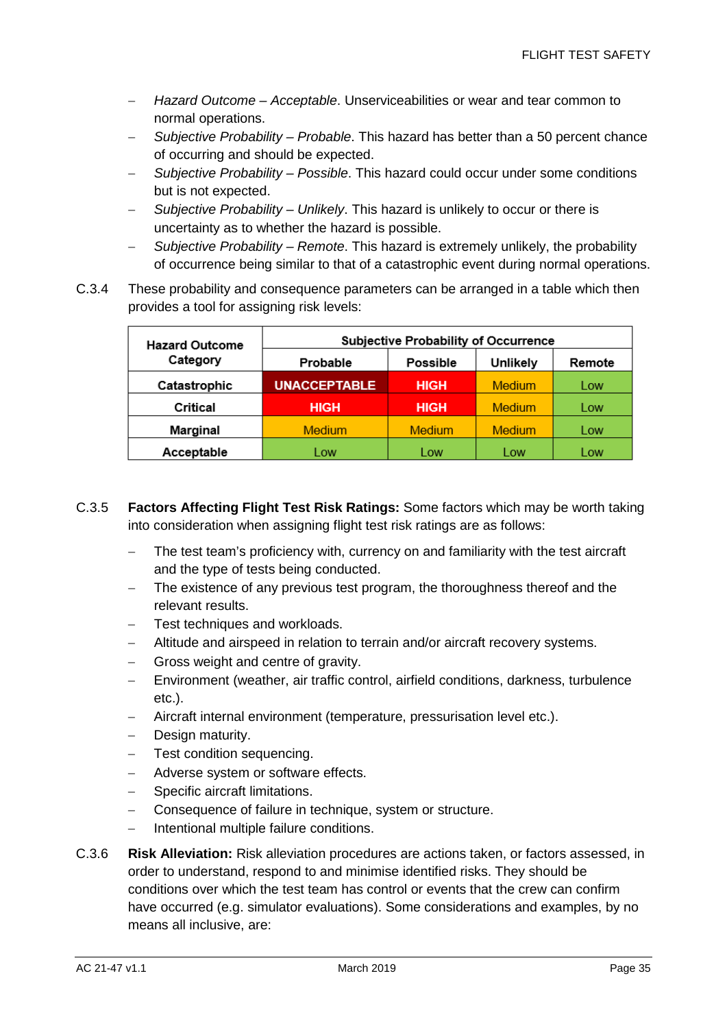- *Hazard Outcome – Acceptable*. Unserviceabilities or wear and tear common to normal operations.
- *Subjective Probability – Probable*. This hazard has better than a 50 percent chance of occurring and should be expected.
- *Subjective Probability – Possible*. This hazard could occur under some conditions but is not expected.
- *Subjective Probability – Unlikely*. This hazard is unlikely to occur or there is uncertainty as to whether the hazard is possible.
- *Subjective Probability – Remote*. This hazard is extremely unlikely, the probability of occurrence being similar to that of a catastrophic event during normal operations.

C.3.4 These probability and consequence parameters can be arranged in a table which then provides a tool for assigning risk levels:

| Hazard Outcome Category | Subjective Probability of Occurrence | | | |
|---|---|---|---|---|
| | **Probable** | **Possible** | **Unlikely** | **Remote** |
| **Catastrophic** | **UNACCEPTABLE** | **HIGH** | Medium | Low |
| **Critical** | **HIGH** | **HIGH** | Medium | Low |
| **Marginal** | Medium | Medium | Medium | Low |
| **Acceptable** | Low | Low | Low | Low |

C.3.5 **Factors Affecting Flight Test Risk Ratings:** Some factors which may be worth taking into consideration when assigning flight test risk ratings are as follows:

- The test team's proficiency with, currency on and familiarity with the test aircraft and the type of tests being conducted.
- The existence of any previous test program, the thoroughness thereof and the relevant results.
- Test techniques and workloads.
- Altitude and airspeed in relation to terrain and/or aircraft recovery systems.
- Gross weight and centre of gravity.
- Environment (weather, air traffic control, airfield conditions, darkness, turbulence etc.).
- Aircraft internal environment (temperature, pressurisation level etc.).
- Design maturity.
- Test condition sequencing.
- Adverse system or software effects.
- Specific aircraft limitations.
- Consequence of failure in technique, system or structure.
- Intentional multiple failure conditions.

C.3.6 **Risk Alleviation:** Risk alleviation procedures are actions taken, or factors assessed, in order to understand, respond to and minimise identified risks. They should be conditions over which the test team has control or events that the crew can confirm have occurred (e.g. simulator evaluations). Some considerations and examples, by no means all inclusive, are: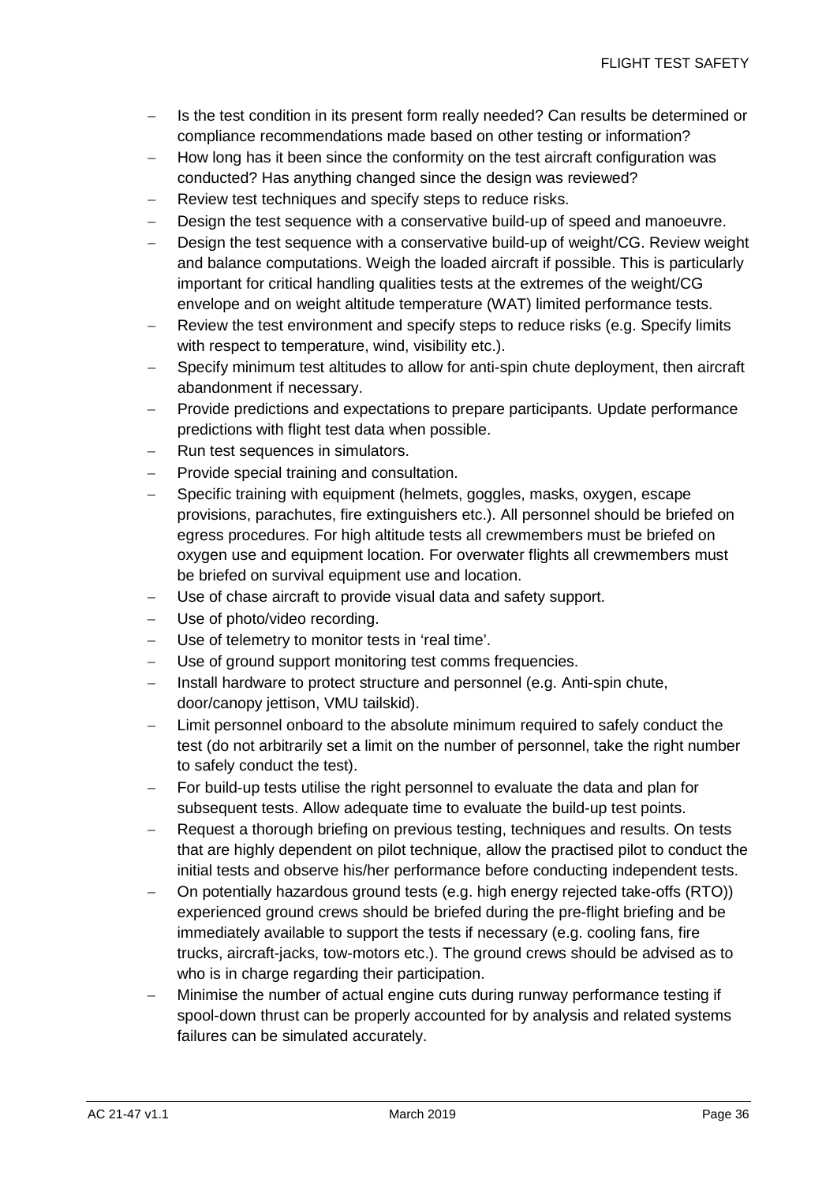- Is the test condition in its present form really needed? Can results be determined or compliance recommendations made based on other testing or information?
- How long has it been since the conformity on the test aircraft configuration was conducted? Has anything changed since the design was reviewed?
- Review test techniques and specify steps to reduce risks.
- Design the test sequence with a conservative build-up of speed and manoeuvre.
- Design the test sequence with a conservative build-up of weight/CG. Review weight and balance computations. Weigh the loaded aircraft if possible. This is particularly important for critical handling qualities tests at the extremes of the weight/CG envelope and on weight altitude temperature (WAT) limited performance tests.
- Review the test environment and specify steps to reduce risks (e.g. Specify limits with respect to temperature, wind, visibility etc.).
- Specify minimum test altitudes to allow for anti-spin chute deployment, then aircraft abandonment if necessary.
- Provide predictions and expectations to prepare participants. Update performance predictions with flight test data when possible.
- Run test sequences in simulators.
- Provide special training and consultation.
- Specific training with equipment (helmets, goggles, masks, oxygen, escape provisions, parachutes, fire extinguishers etc.). All personnel should be briefed on egress procedures. For high altitude tests all crewmembers must be briefed on oxygen use and equipment location. For overwater flights all crewmembers must be briefed on survival equipment use and location.
- Use of chase aircraft to provide visual data and safety support.
- Use of photo/video recording.
- Use of telemetry to monitor tests in 'real time'.
- Use of ground support monitoring test comms frequencies.
- Install hardware to protect structure and personnel (e.g. Anti-spin chute, door/canopy jettison, VMU tailskid).
- Limit personnel onboard to the absolute minimum required to safely conduct the test (do not arbitrarily set a limit on the number of personnel, take the right number to safely conduct the test).
- For build-up tests utilise the right personnel to evaluate the data and plan for subsequent tests. Allow adequate time to evaluate the build-up test points.
- Request a thorough briefing on previous testing, techniques and results. On tests that are highly dependent on pilot technique, allow the practised pilot to conduct the initial tests and observe his/her performance before conducting independent tests.
- On potentially hazardous ground tests (e.g. high energy rejected take-offs (RTO)) experienced ground crews should be briefed during the pre-flight briefing and be immediately available to support the tests if necessary (e.g. cooling fans, fire trucks, aircraft-jacks, tow-motors etc.). The ground crews should be advised as to who is in charge regarding their participation.
- Minimise the number of actual engine cuts during runway performance testing if spool-down thrust can be properly accounted for by analysis and related systems failures can be simulated accurately.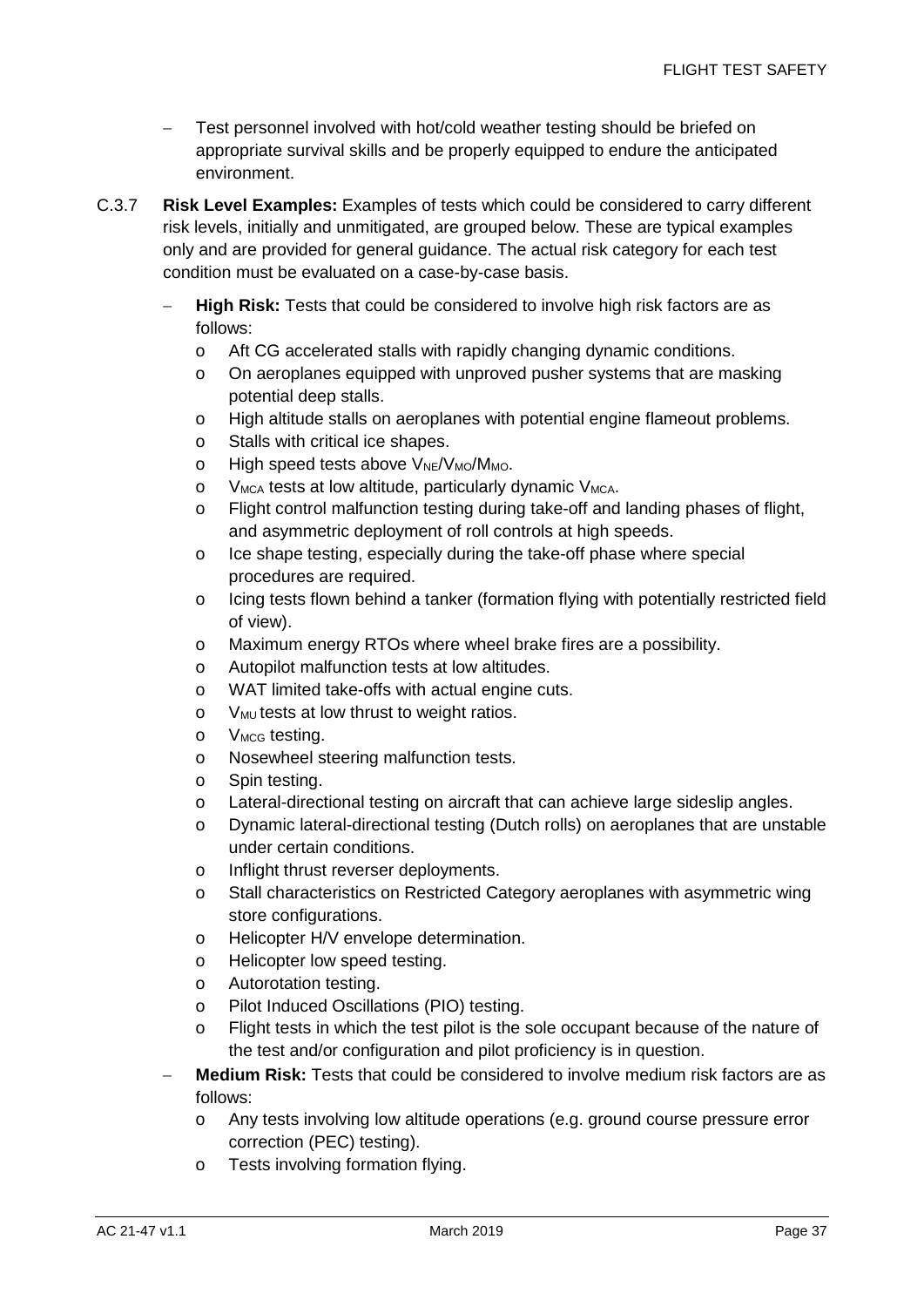- Test personnel involved with hot/cold weather testing should be briefed on appropriate survival skills and be properly equipped to endure the anticipated environment.

C.3.7 **Risk Level Examples:** Examples of tests which could be considered to carry different risk levels, initially and unmitigated, are grouped below. These are typical examples only and are provided for general guidance. The actual risk category for each test condition must be evaluated on a case-by-case basis.

- **High Risk:** Tests that could be considered to involve high risk factors are as follows:
  - Aft CG accelerated stalls with rapidly changing dynamic conditions.
  - On aeroplanes equipped with unproved pusher systems that are masking potential deep stalls.
  - High altitude stalls on aeroplanes with potential engine flameout problems.
  - Stalls with critical ice shapes.
  - High speed tests above $V_{NE}/V_{MO}/M_{MO}$.
  - $V_{MCA}$ tests at low altitude, particularly dynamic $V_{MCA}$.
  - Flight control malfunction testing during take-off and landing phases of flight, and asymmetric deployment of roll controls at high speeds.
  - Ice shape testing, especially during the take-off phase where special procedures are required.
  - Icing tests flown behind a tanker (formation flying with potentially restricted field of view).
  - Maximum energy RTOs where wheel brake fires are a possibility.
  - Autopilot malfunction tests at low altitudes.
  - WAT limited take-offs with actual engine cuts.
  - $V_{MU}$ tests at low thrust to weight ratios.
  - $V_{MCG}$ testing.
  - Nosewheel steering malfunction tests.
  - Spin testing.
  - Lateral-directional testing on aircraft that can achieve large sideslip angles.
  - Dynamic lateral-directional testing (Dutch rolls) on aeroplanes that are unstable under certain conditions.
  - Inflight thrust reverser deployments.
  - Stall characteristics on Restricted Category aeroplanes with asymmetric wing store configurations.
  - Helicopter H/V envelope determination.
  - Helicopter low speed testing.
  - Autorotation testing.
  - Pilot Induced Oscillations (PIO) testing.
  - Flight tests in which the test pilot is the sole occupant because of the nature of the test and/or configuration and pilot proficiency is in question.
- **Medium Risk:** Tests that could be considered to involve medium risk factors are as follows:
  - Any tests involving low altitude operations (e.g. ground course pressure error correction (PEC) testing).
  - Tests involving formation flying.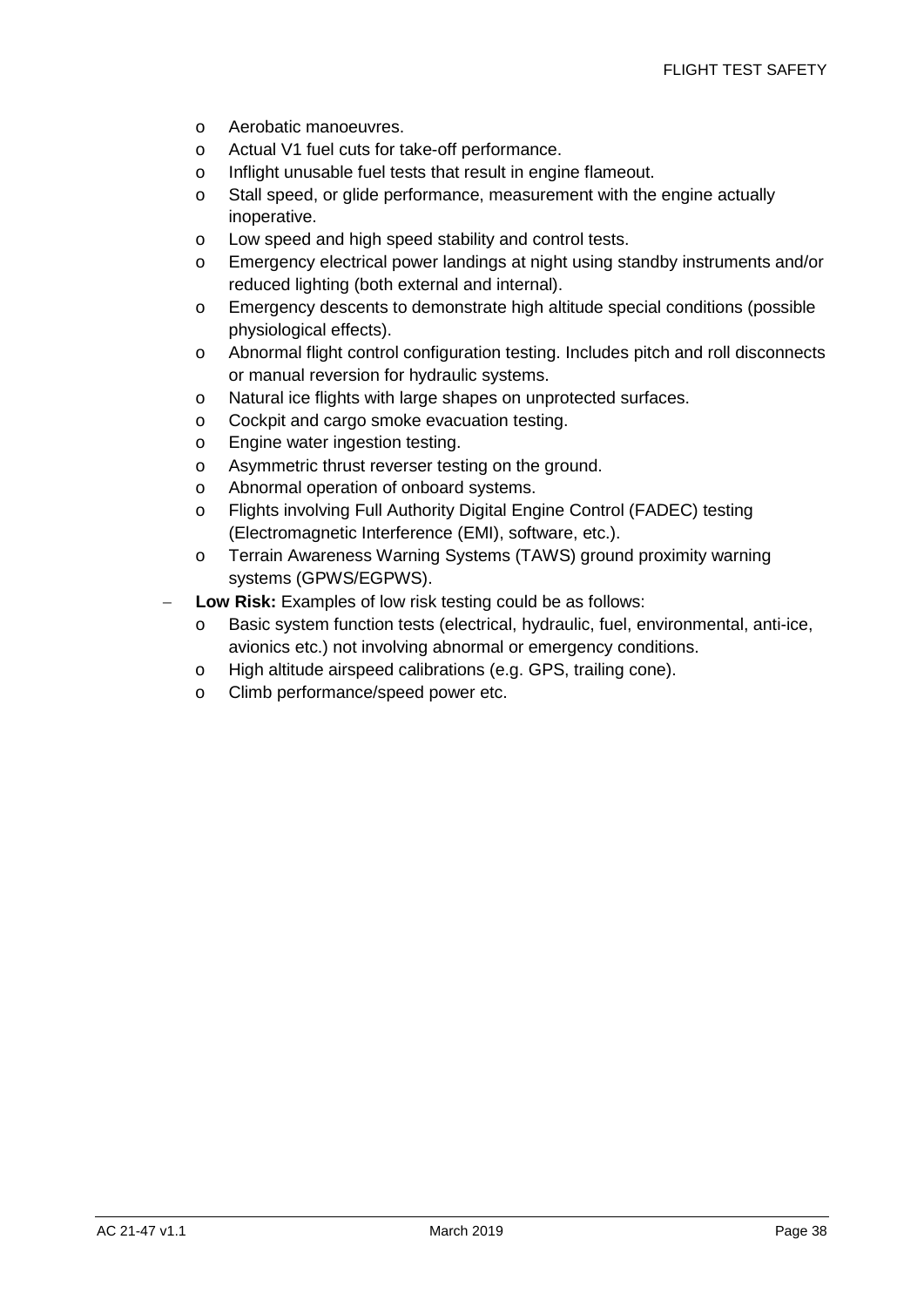- Aerobatic manoeuvres.
    - Actual V1 fuel cuts for take-off performance.
    - Inflight unusable fuel tests that result in engine flameout.
    - Stall speed, or glide performance, measurement with the engine actually inoperative.
    - Low speed and high speed stability and control tests.
    - Emergency electrical power landings at night using standby instruments and/or reduced lighting (both external and internal).
    - Emergency descents to demonstrate high altitude special conditions (possible physiological effects).
    - Abnormal flight control configuration testing. Includes pitch and roll disconnects or manual reversion for hydraulic systems.
    - Natural ice flights with large shapes on unprotected surfaces.
    - Cockpit and cargo smoke evacuation testing.
    - Engine water ingestion testing.
    - Asymmetric thrust reverser testing on the ground.
    - Abnormal operation of onboard systems.
    - Flights involving Full Authority Digital Engine Control (FADEC) testing (Electromagnetic Interference (EMI), software, etc.).
    - Terrain Awareness Warning Systems (TAWS) ground proximity warning systems (GPWS/EGPWS).
- **Low Risk:** Examples of low risk testing could be as follows:
    - Basic system function tests (electrical, hydraulic, fuel, environmental, anti-ice, avionics etc.) not involving abnormal or emergency conditions.
    - High altitude airspeed calibrations (e.g. GPS, trailing cone).
    - Climb performance/speed power etc.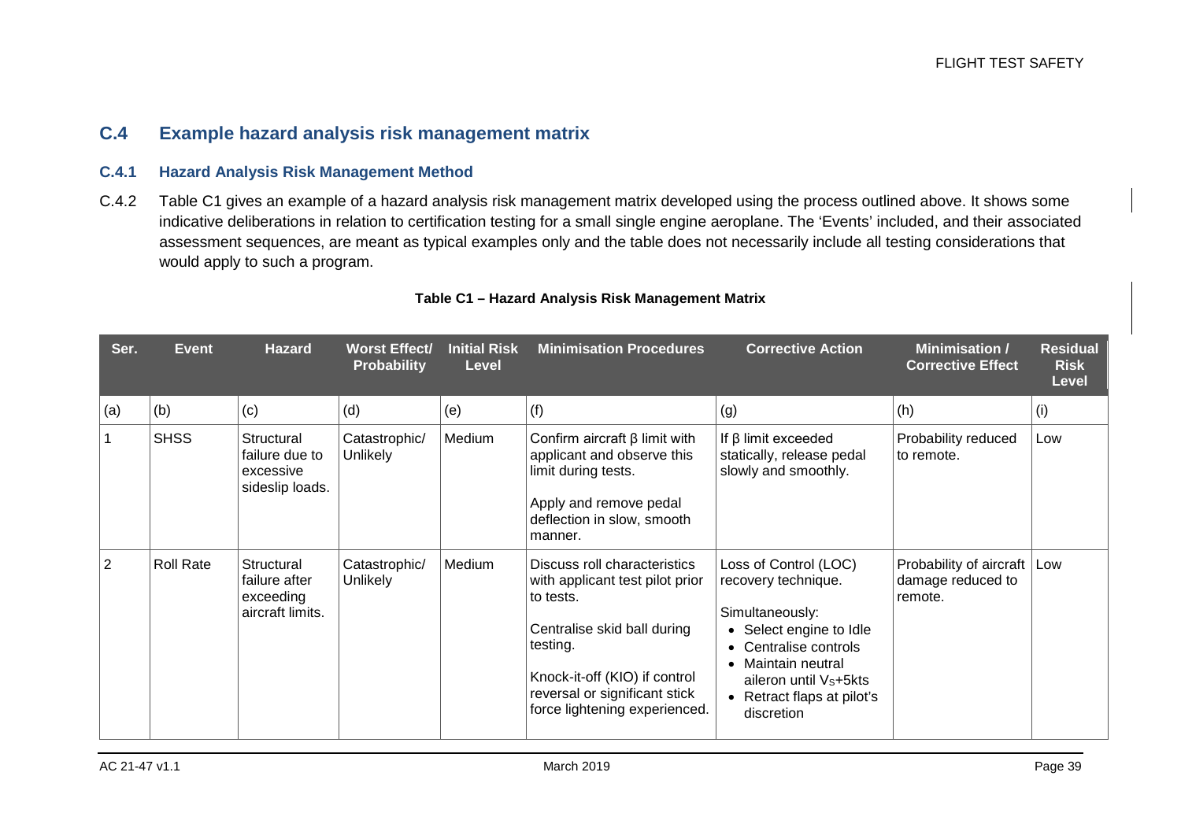## C.4 Example hazard analysis risk management matrix

### C.4.1 Hazard Analysis Risk Management Method

C.4.2 Table C1 gives an example of a hazard analysis risk management matrix developed using the process outlined above. It shows some indicative deliberations in relation to certification testing for a small single engine aeroplane. The 'Events' included, and their associated assessment sequences, are meant as typical examples only and the table does not necessarily include all testing considerations that would apply to such a program.

**Table C1 – Hazard Analysis Risk Management Matrix**

| Ser. | Event | Hazard | Worst Effect/ Probability | Initial Risk Level | Minimisation Procedures | Corrective Action | Minimisation / Corrective Effect | Residual Risk Level |
|---|---|---|---|---|---|---|---|---|
| (a) | (b) | (c) | (d) | (e) | (f) | (g) | (h) | (i) |
| 1 | SHSS | Structural failure due to excessive sideslip loads. | Catastrophic/ Unlikely | Medium | Confirm aircraft β limit with applicant and observe this limit during tests.<br><br>Apply and remove pedal deflection in slow, smooth manner. | If β limit exceeded statically, release pedal slowly and smoothly. | Probability reduced to remote. | Low |
| 2 | Roll Rate | Structural failure after exceeding aircraft limits. | Catastrophic/ Unlikely | Medium | Discuss roll characteristics with applicant test pilot prior to tests.<br><br>Centralise skid ball during testing.<br><br>Knock-it-off (KIO) if control reversal or significant stick force lightening experienced. | Loss of Control (LOC) recovery technique.<br><br>Simultaneously:<br>• Select engine to Idle<br>• Centralise controls<br>• Maintain neutral aileron until $V_S$+5kts<br>• Retract flaps at pilot's discretion | Probability of aircraft damage reduced to remote. | Low |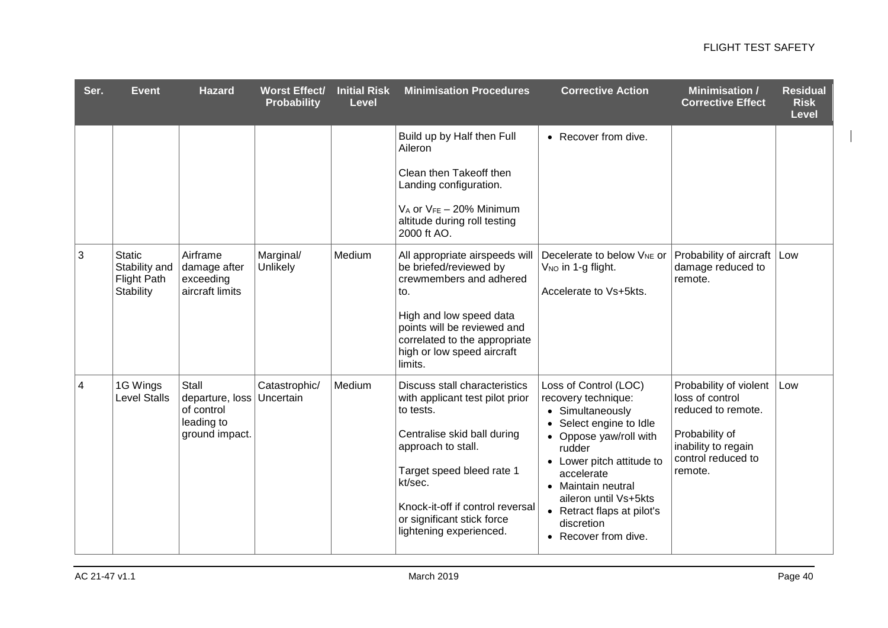| Ser. | Event | Hazard | Worst Effect/ Probability | Initial Risk Level | Minimisation Procedures | Corrective Action | Minimisation / Corrective Effect | Residual Risk Level |
|---|---|---|---|---|---|---|---|---|
| | | | | | Build up by Half then Full Aileron<br><br>Clean then Takeoff then Landing configuration.<br><br>$V_A$ or $V_{FE}$ – 20% Minimum altitude during roll testing 2000 ft AO. | • Recover from dive. | | |
| 3 | Static Stability and Flight Path Stability | Airframe damage after exceeding aircraft limits | Marginal/ Unlikely | Medium | All appropriate airspeeds will be briefed/reviewed by crewmembers and adhered to.<br><br>High and low speed data points will be reviewed and correlated to the appropriate high or low speed aircraft limits. | Decelerate to below $V_{NE}$ or $V_{NO}$ in 1-g flight.<br><br>Accelerate to Vs+5kts. | Probability of aircraft damage reduced to remote. | Low |
| 4 | 1G Wings Level Stalls | Stall departure, loss of control leading to ground impact. | Catastrophic/ Uncertain | Medium | Discuss stall characteristics with applicant test pilot prior to tests.<br><br>Centralise skid ball during approach to stall.<br><br>Target speed bleed rate 1 kt/sec.<br><br>Knock-it-off if control reversal or significant stick force lightening experienced. | Loss of Control (LOC) recovery technique:<br>• Simultaneously<br>• Select engine to Idle<br>• Oppose yaw/roll with rudder<br>• Lower pitch attitude to accelerate<br>• Maintain neutral aileron until Vs+5kts<br>• Retract flaps at pilot's discretion<br>• Recover from dive. | Probability of violent loss of control reduced to remote.<br><br>Probability of inability to regain control reduced to remote. | Low |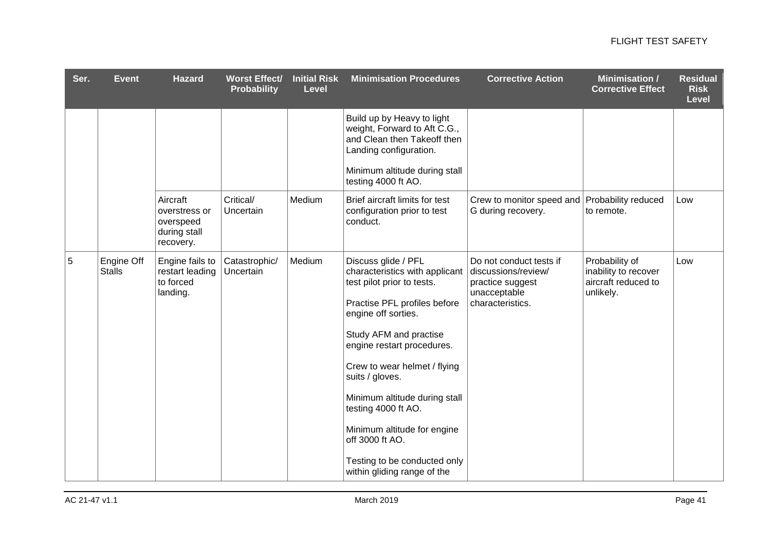| Ser. | Event | Hazard | Worst Effect/ Probability | Initial Risk Level | Minimisation Procedures | Corrective Action | Minimisation / Corrective Effect | Residual Risk Level |
|---|---|---|---|---|---|---|---|---|
| | | | | | Build up by Heavy to light weight, Forward to Aft C.G., and Clean then Takeoff then Landing configuration.<br><br>Minimum altitude during stall testing 4000 ft AO. | | | |
| | | Aircraft overstress or overspeed during stall recovery. | Critical/ Uncertain | Medium | Brief aircraft limits for test configuration prior to test conduct. | Crew to monitor speed and G during recovery. | Probability reduced to remote. | Low |
| 5 | Engine Off Stalls | Engine fails to restart leading to forced landing. | Catastrophic/ Uncertain | Medium | Discuss glide / PFL characteristics with applicant test pilot prior to tests.<br><br>Practise PFL profiles before engine off sorties.<br><br>Study AFM and practise engine restart procedures.<br><br>Crew to wear helmet / flying suits / gloves.<br><br>Minimum altitude during stall testing 4000 ft AO.<br><br>Minimum altitude for engine off 3000 ft AO.<br><br>Testing to be conducted only within gliding range of the | Do not conduct tests if discussions/review/ practice suggest unacceptable characteristics. | Probability of inability to recover aircraft reduced to unlikely. | Low |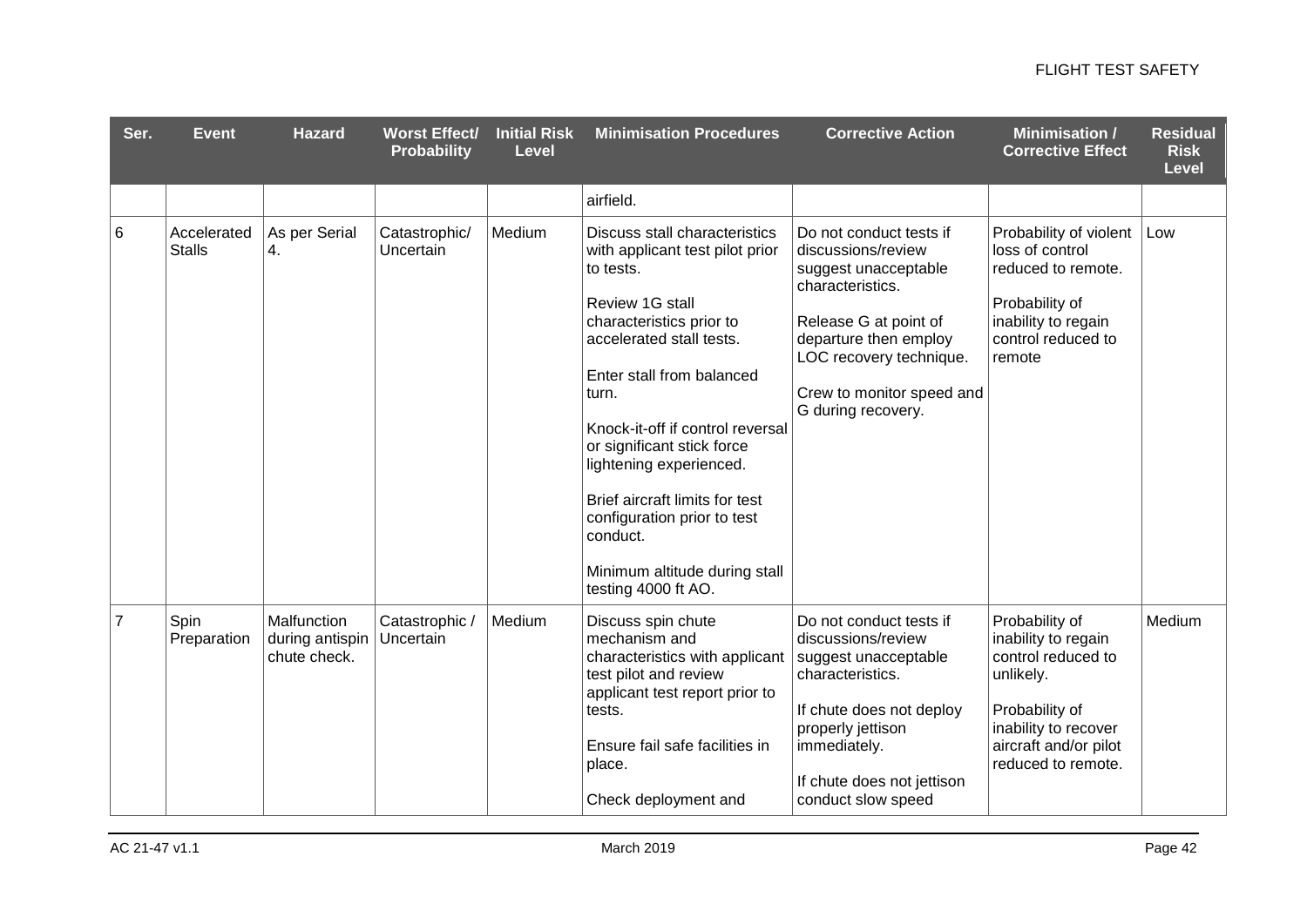| Ser. | Event | Hazard | Worst Effect/ Probability | Initial Risk Level | Minimisation Procedures | Corrective Action | Minimisation / Corrective Effect | Residual Risk Level |
|---|---|---|---|---|---|---|---|---|
| | | | | | airfield. | | | |
| 6 | Accelerated Stalls | As per Serial 4. | Catastrophic/ Uncertain | Medium | Discuss stall characteristics with applicant test pilot prior to tests.<br><br>Review 1G stall characteristics prior to accelerated stall tests.<br><br>Enter stall from balanced turn.<br><br>Knock-it-off if control reversal or significant stick force lightening experienced.<br><br>Brief aircraft limits for test configuration prior to test conduct.<br><br>Minimum altitude during stall testing 4000 ft AO. | Do not conduct tests if discussions/review suggest unacceptable characteristics.<br><br>Release G at point of departure then employ LOC recovery technique.<br><br>Crew to monitor speed and G during recovery. | Probability of violent loss of control reduced to remote.<br><br>Probability of inability to regain control reduced to remote | Low |
| 7 | Spin Preparation | Malfunction during antispin chute check. | Catastrophic / Uncertain | Medium | Discuss spin chute mechanism and characteristics with applicant test pilot and review applicant test report prior to tests.<br><br>Ensure fail safe facilities in place.<br><br>Check deployment and | Do not conduct tests if discussions/review suggest unacceptable characteristics.<br><br>If chute does not deploy properly jettison immediately.<br><br>If chute does not jettison conduct slow speed | Probability of inability to regain control reduced to unlikely.<br><br>Probability of inability to recover aircraft and/or pilot reduced to remote. | Medium |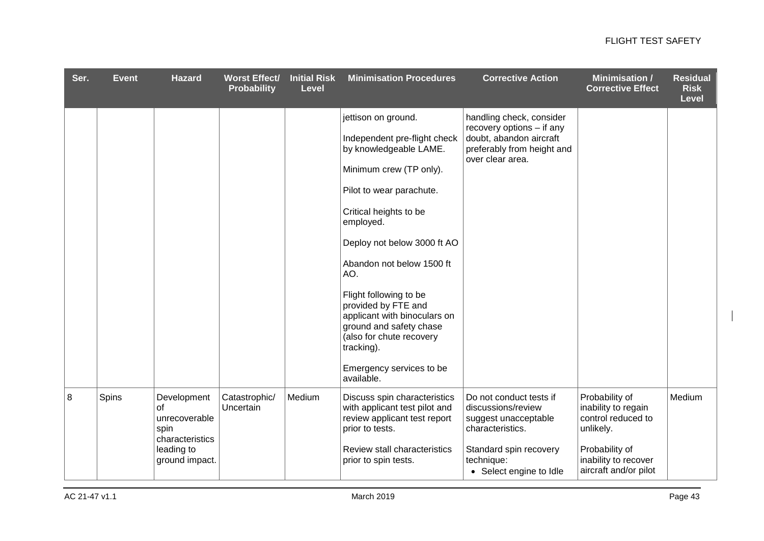| Ser. | Event | Hazard | Worst Effect/ Probability | Initial Risk Level | Minimisation Procedures | Corrective Action | Minimisation / Corrective Effect | Residual Risk Level |
|---|---|---|---|---|---|---|---|---|
| | | | | | jettison on ground.<br><br>Independent pre-flight check by knowledgeable LAME.<br><br>Minimum crew (TP only).<br><br>Pilot to wear parachute.<br><br>Critical heights to be employed.<br><br>Deploy not below 3000 ft AO<br><br>Abandon not below 1500 ft AO.<br><br>Flight following to be provided by FTE and applicant with binoculars on ground and safety chase (also for chute recovery tracking).<br><br>Emergency services to be available. | handling check, consider recovery options – if any doubt, abandon aircraft preferably from height and over clear area. | | |
| 8 | Spins | Development of unrecoverable spin characteristics leading to ground impact. | Catastrophic/ Uncertain | Medium | Discuss spin characteristics with applicant test pilot and review applicant test report prior to tests.<br><br>Review stall characteristics prior to spin tests. | Do not conduct tests if discussions/review suggest unacceptable characteristics.<br><br>Standard spin recovery technique:<br>• Select engine to Idle | Probability of inability to regain control reduced to unlikely.<br><br>Probability of inability to recover aircraft and/or pilot | Medium |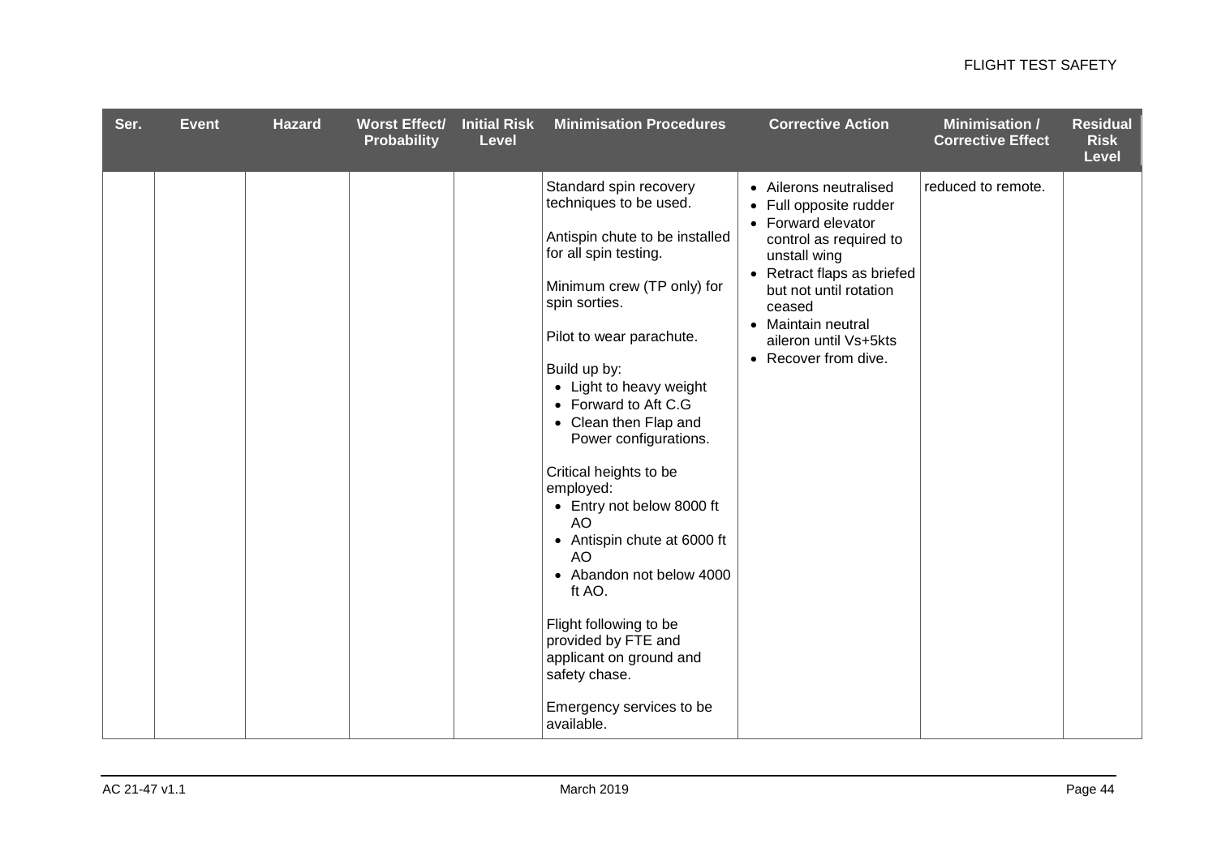| Ser. | Event | Hazard | Worst Effect/ Probability | Initial Risk Level | Minimisation Procedures | Corrective Action | Minimisation / Corrective Effect | Residual Risk Level |
|---|---|---|---|---|---|---|---|---|
| | | | | | Standard spin recovery techniques to be used.<br><br>Antispin chute to be installed for all spin testing.<br><br>Minimum crew (TP only) for spin sorties.<br><br>Pilot to wear parachute.<br><br>Build up by:<br>• Light to heavy weight<br>• Forward to Aft C.G<br>• Clean then Flap and Power configurations.<br><br>Critical heights to be employed:<br>• Entry not below 8000 ft AO<br>• Antispin chute at 6000 ft AO<br>• Abandon not below 4000 ft AO.<br><br>Flight following to be provided by FTE and applicant on ground and safety chase.<br><br>Emergency services to be available. | • Ailerons neutralised<br>• Full opposite rudder<br>• Forward elevator control as required to unstall wing<br>• Retract flaps as briefed but not until rotation ceased<br>• Maintain neutral aileron until Vs+5kts<br>• Recover from dive. | reduced to remote. | |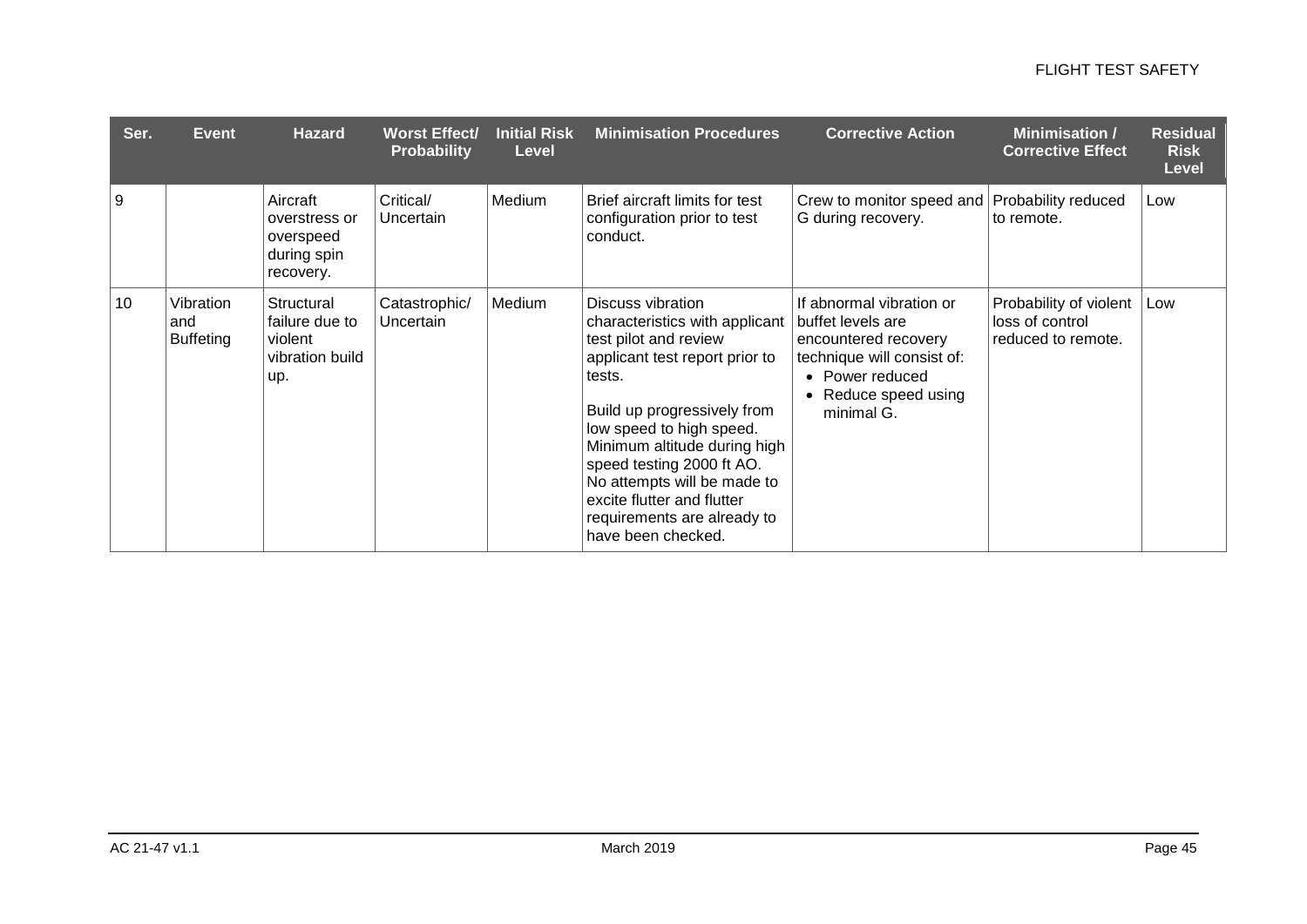| Ser. | Event | Hazard | Worst Effect/ Probability | Initial Risk Level | Minimisation Procedures | Corrective Action | Minimisation / Corrective Effect | Residual Risk Level |
|---|---|---|---|---|---|---|---|---|
| 9 | | Aircraft overstress or overspeed during spin recovery. | Critical/ Uncertain | Medium | Brief aircraft limits for test configuration prior to test conduct. | Crew to monitor speed and G during recovery. | Probability reduced to remote. | Low |
| 10 | Vibration and Buffeting | Structural failure due to violent vibration build up. | Catastrophic/ Uncertain | Medium | Discuss vibration characteristics with applicant test pilot and review applicant test report prior to tests.<br><br>Build up progressively from low speed to high speed. Minimum altitude during high speed testing 2000 ft AO. No attempts will be made to excite flutter and flutter requirements are already to have been checked. | If abnormal vibration or buffet levels are encountered recovery technique will consist of:<br>• Power reduced<br>• Reduce speed using minimal G. | Probability of violent loss of control reduced to remote. | Low |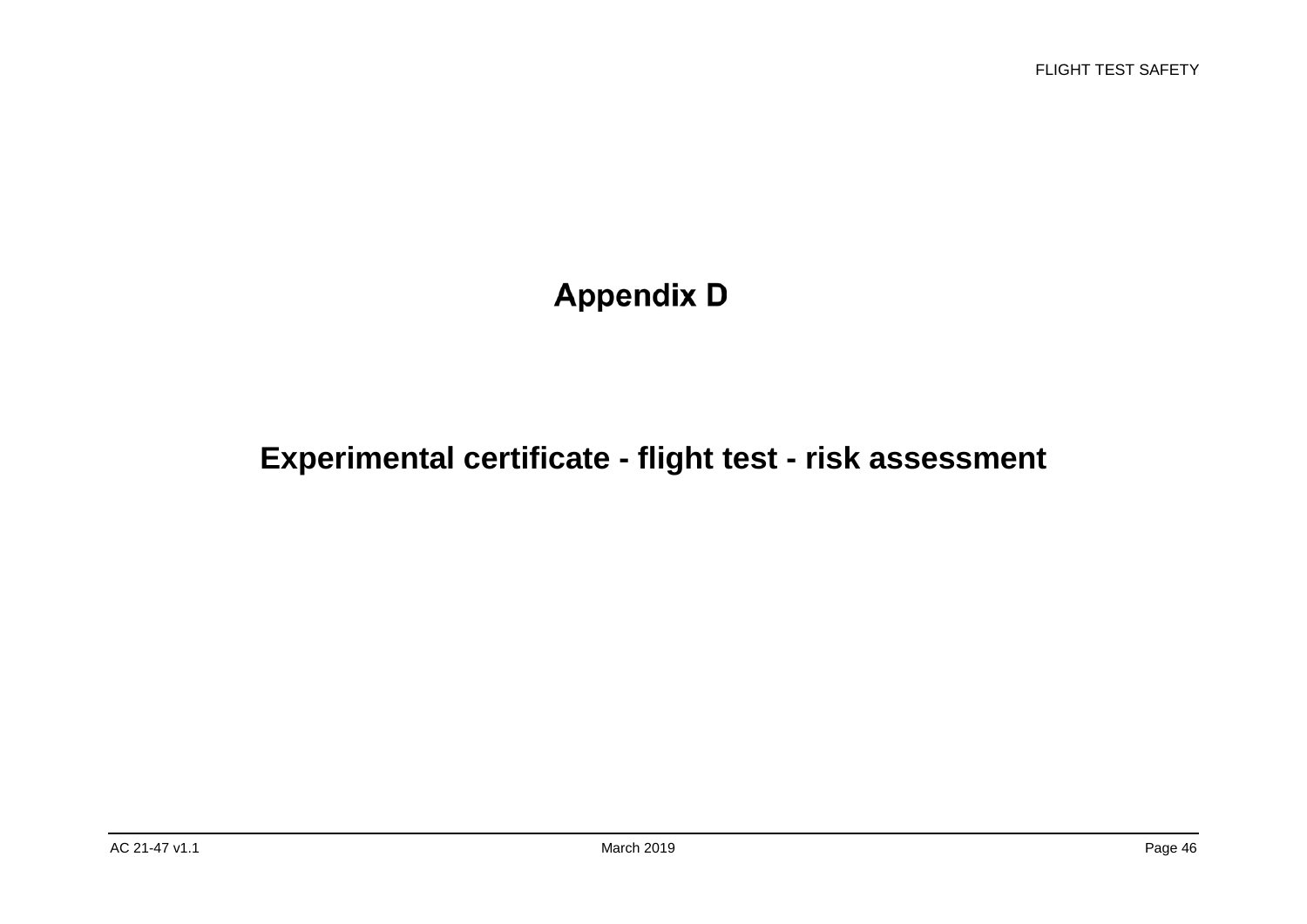# Appendix D

## Experimental certificate - flight test - risk assessment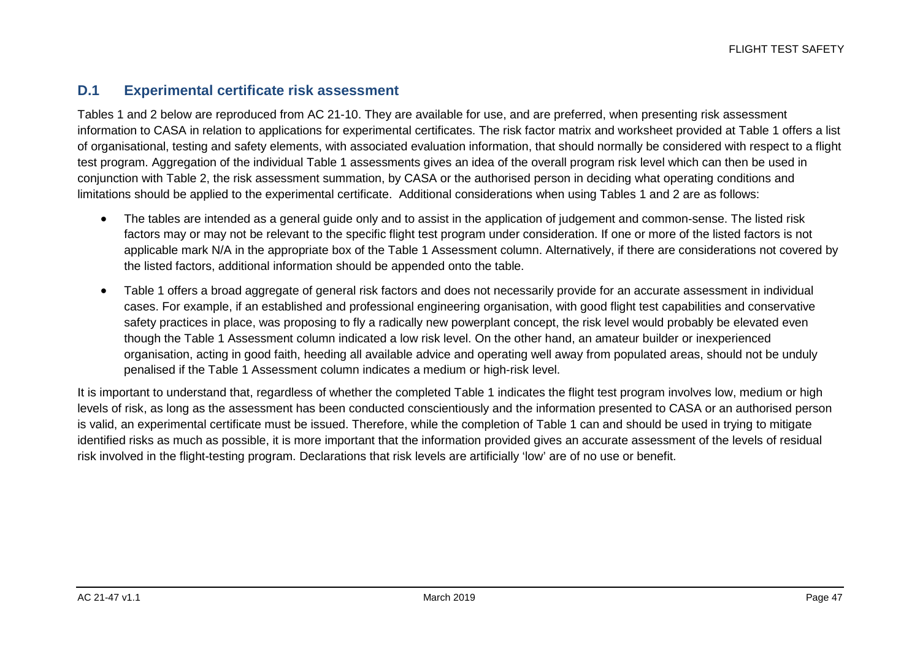## D.1 Experimental certificate risk assessment

Tables 1 and 2 below are reproduced from AC 21-10. They are available for use, and are preferred, when presenting risk assessment information to CASA in relation to applications for experimental certificates. The risk factor matrix and worksheet provided at Table 1 offers a list of organisational, testing and safety elements, with associated evaluation information, that should normally be considered with respect to a flight test program. Aggregation of the individual Table 1 assessments gives an idea of the overall program risk level which can then be used in conjunction with Table 2, the risk assessment summation, by CASA or the authorised person in deciding what operating conditions and limitations should be applied to the experimental certificate. Additional considerations when using Tables 1 and 2 are as follows:

- The tables are intended as a general guide only and to assist in the application of judgement and common-sense. The listed risk factors may or may not be relevant to the specific flight test program under consideration. If one or more of the listed factors is not applicable mark N/A in the appropriate box of the Table 1 Assessment column. Alternatively, if there are considerations not covered by the listed factors, additional information should be appended onto the table.
- Table 1 offers a broad aggregate of general risk factors and does not necessarily provide for an accurate assessment in individual cases. For example, if an established and professional engineering organisation, with good flight test capabilities and conservative safety practices in place, was proposing to fly a radically new powerplant concept, the risk level would probably be elevated even though the Table 1 Assessment column indicated a low risk level. On the other hand, an amateur builder or inexperienced organisation, acting in good faith, heeding all available advice and operating well away from populated areas, should not be unduly penalised if the Table 1 Assessment column indicates a medium or high-risk level.

It is important to understand that, regardless of whether the completed Table 1 indicates the flight test program involves low, medium or high levels of risk, as long as the assessment has been conducted conscientiously and the information presented to CASA or an authorised person is valid, an experimental certificate must be issued. Therefore, while the completion of Table 1 can and should be used in trying to mitigate identified risks as much as possible, it is more important that the information provided gives an accurate assessment of the levels of residual risk involved in the flight-testing program. Declarations that risk levels are artificially 'low' are of no use or benefit.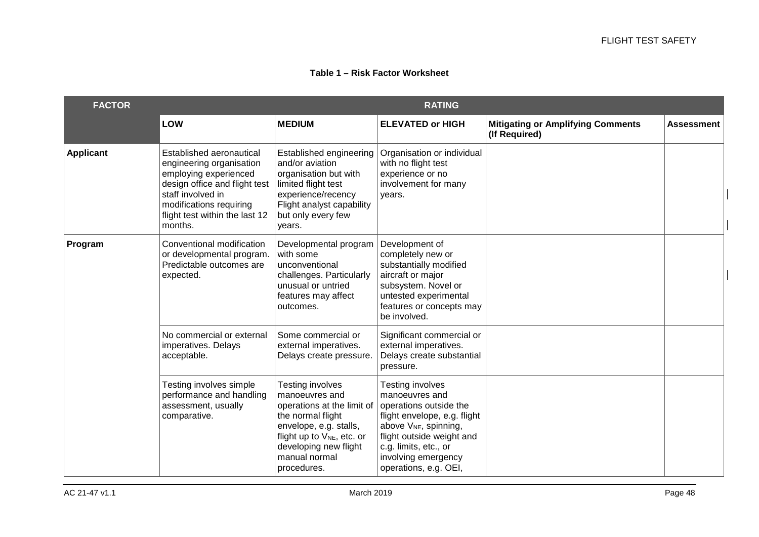**Table 1 – Risk Factor Worksheet**

| FACTOR | RATING | | | | |
|---|---|---|---|---|---|
| | **LOW** | **MEDIUM** | **ELEVATED or HIGH** | **Mitigating or Amplifying Comments (If Required)** | **Assessment** |
| **Applicant** | Established aeronautical engineering organisation employing experienced design office and flight test staff involved in modifications requiring flight test within the last 12 months. | Established engineering and/or aviation organisation but with limited flight test experience/recency Flight analyst capability but only every few years. | Organisation or individual with no flight test experience or no involvement for many years. | | |
| **Program** | Conventional modification or developmental program. Predictable outcomes are expected. | Developmental program with some unconventional challenges. Particularly unusual or untried features may affect outcomes. | Development of completely new or substantially modified aircraft or major subsystem. Novel or untested experimental features or concepts may be involved. | | |
| | No commercial or external imperatives. Delays acceptable. | Some commercial or external imperatives. Delays create pressure. | Significant commercial or external imperatives. Delays create substantial pressure. | | |
| | Testing involves simple performance and handling assessment, usually comparative. | Testing involves manoeuvres and operations at the limit of the normal flight envelope, e.g. stalls, flight up to $V_{NE}$, etc. or developing new flight manual normal procedures. | Testing involves manoeuvres and operations outside the flight envelope, e.g. flight above $V_{NE}$, spinning, flight outside weight and c.g. limits, etc., or involving emergency operations, e.g. OEI, | | |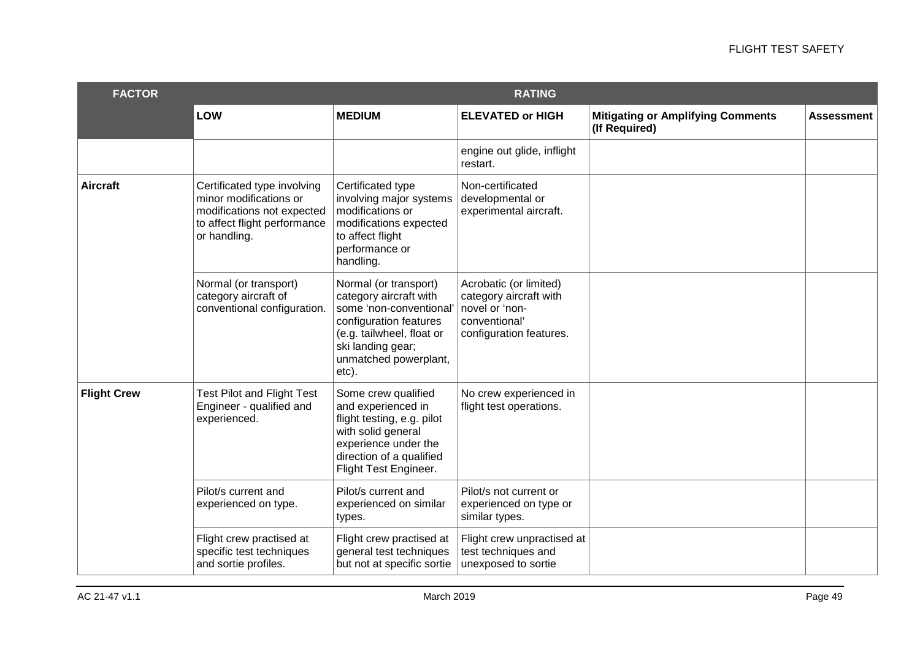| FACTOR | RATING | | | | |
|---|---|---|---|---|---|
| | **LOW** | **MEDIUM** | **ELEVATED or HIGH** | **Mitigating or Amplifying Comments (If Required)** | **Assessment** |
| | | | engine out glide, inflight restart. | | |
| **Aircraft** | Certificated type involving minor modifications or modifications not expected to affect flight performance or handling. | Certificated type involving major systems modifications or modifications expected to affect flight performance or handling. | Non-certificated developmental or experimental aircraft. | | |
| | Normal (or transport) category aircraft of conventional configuration. | Normal (or transport) category aircraft with some 'non-conventional' configuration features (e.g. tailwheel, float or ski landing gear; unmatched powerplant, etc). | Acrobatic (or limited) category aircraft with novel or 'non-conventional' configuration features. | | |
| **Flight Crew** | Test Pilot and Flight Test Engineer - qualified and experienced. | Some crew qualified and experienced in flight testing, e.g. pilot with solid general experience under the direction of a qualified Flight Test Engineer. | No crew experienced in flight test operations. | | |
| | Pilot/s current and experienced on type. | Pilot/s current and experienced on similar types. | Pilot/s not current or experienced on type or similar types. | | |
| | Flight crew practised at specific test techniques and sortie profiles. | Flight crew practised at general test techniques but not at specific sortie | Flight crew unpractised at test techniques and unexposed to sortie | | |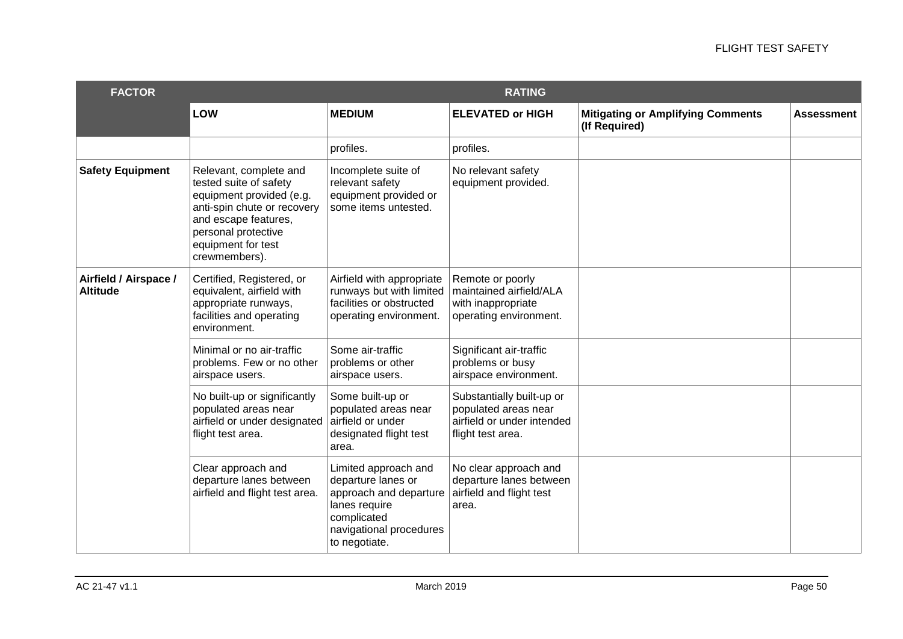| FACTOR | RATING | | | | |
|---|---|---|---|---|---|
| | **LOW** | **MEDIUM** | **ELEVATED or HIGH** | **Mitigating or Amplifying Comments (If Required)** | **Assessment** |
| | | profiles. | profiles. | | |
| **Safety Equipment** | Relevant, complete and tested suite of safety equipment provided (e.g. anti-spin chute or recovery and escape features, personal protective equipment for test crewmembers). | Incomplete suite of relevant safety equipment provided or some items untested. | No relevant safety equipment provided. | | |
| **Airfield / Airspace / Altitude** | Certified, Registered, or equivalent, airfield with appropriate runways, facilities and operating environment. | Airfield with appropriate runways but with limited facilities or obstructed operating environment. | Remote or poorly maintained airfield/ALA with inappropriate operating environment. | | |
| | Minimal or no air-traffic problems. Few or no other airspace users. | Some air-traffic problems or other airspace users. | Significant air-traffic problems or busy airspace environment. | | |
| | No built-up or significantly populated areas near airfield or under designated flight test area. | Some built-up or populated areas near airfield or under designated flight test area. | Substantially built-up or populated areas near airfield or under intended flight test area. | | |
| | Clear approach and departure lanes between airfield and flight test area. | Limited approach and departure lanes or approach and departure lanes require complicated navigational procedures to negotiate. | No clear approach and departure lanes between airfield and flight test area. | | |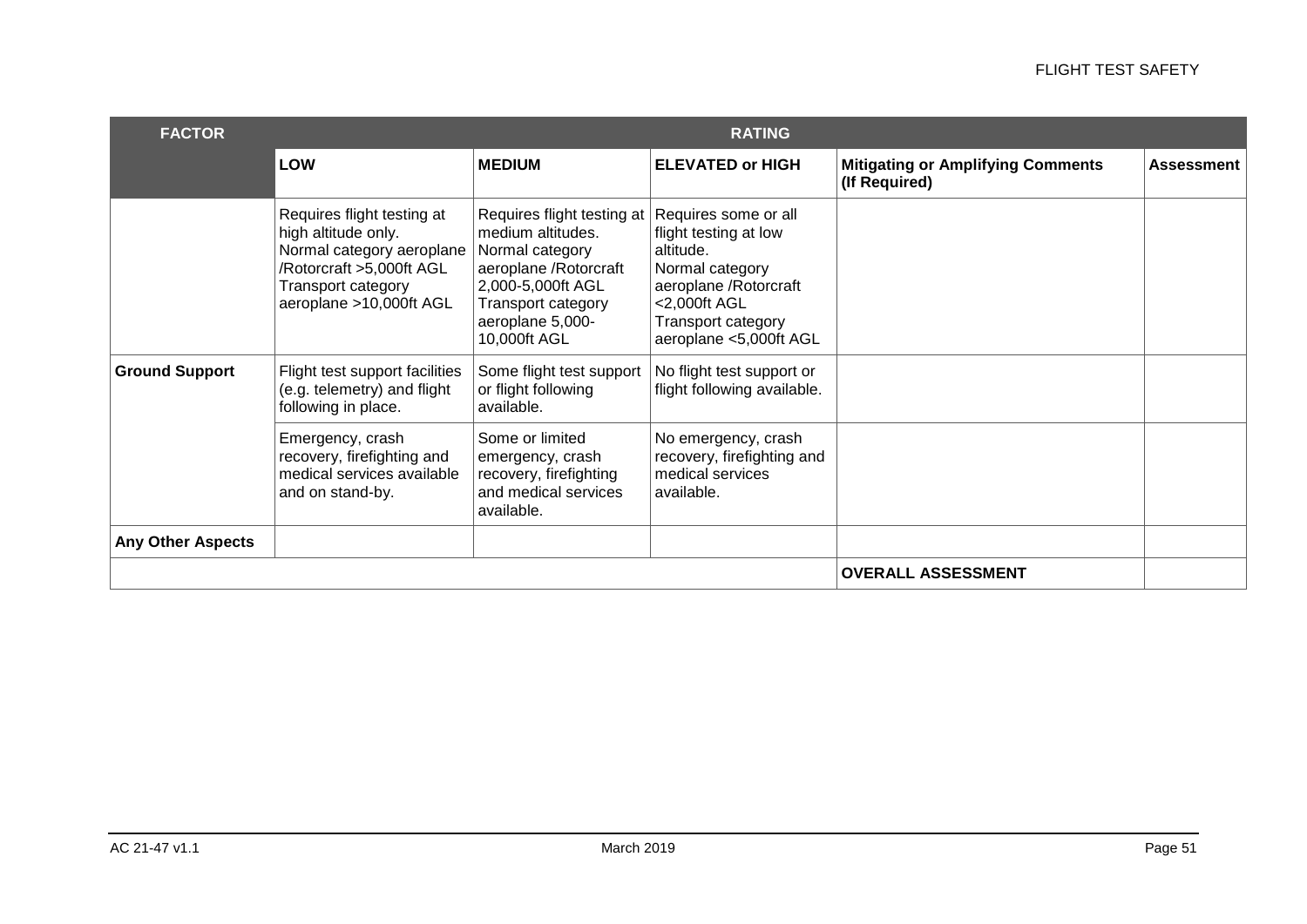| FACTOR | RATING | | | | |
|---|---|---|---|---|---|
| | **LOW** | **MEDIUM** | **ELEVATED or HIGH** | **Mitigating or Amplifying Comments (If Required)** | **Assessment** |
| | Requires flight testing at high altitude only. Normal category aeroplane /Rotorcraft >5,000ft AGL Transport category aeroplane >10,000ft AGL | Requires flight testing at medium altitudes. Normal category aeroplane /Rotorcraft 2,000-5,000ft AGL Transport category aeroplane 5,000-10,000ft AGL | Requires some or all flight testing at low altitude. Normal category aeroplane /Rotorcraft <2,000ft AGL Transport category aeroplane <5,000ft AGL | | |
| **Ground Support** | Flight test support facilities (e.g. telemetry) and flight following in place. | Some flight test support or flight following available. | No flight test support or flight following available. | | |
| | Emergency, crash recovery, firefighting and medical services available and on stand-by. | Some or limited emergency, crash recovery, firefighting and medical services available. | No emergency, crash recovery, firefighting and medical services available. | | |
| **Any Other Aspects** | | | | | |
| | | | | **OVERALL ASSESSMENT** | |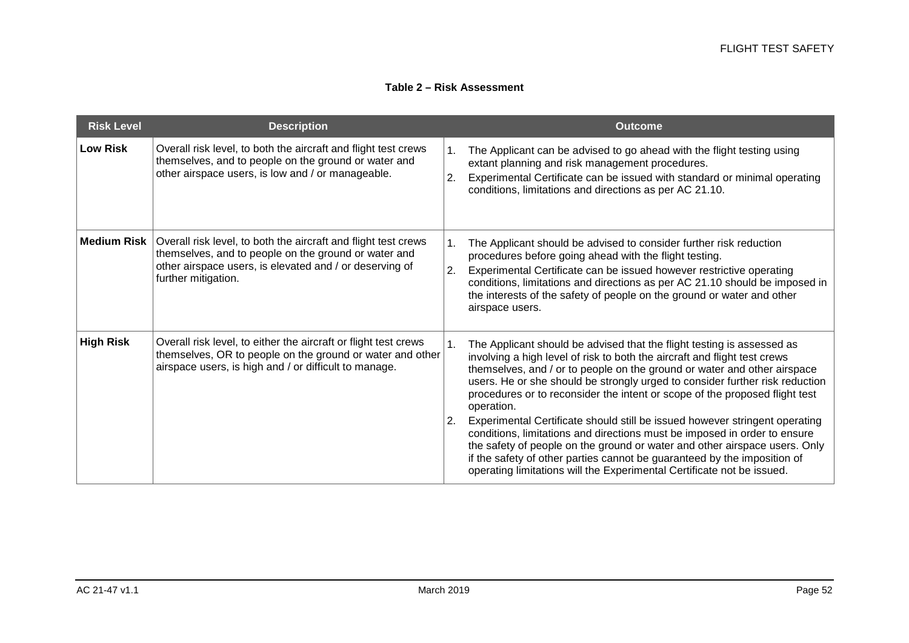**Table 2 – Risk Assessment**

| Risk Level | Description | Outcome |
|---|---|---|
| **Low Risk** | Overall risk level, to both the aircraft and flight test crews themselves, and to people on the ground or water and other airspace users, is low and / or manageable. | 1. The Applicant can be advised to go ahead with the flight testing using extant planning and risk management procedures.<br>2. Experimental Certificate can be issued with standard or minimal operating conditions, limitations and directions as per AC 21.10. |
| **Medium Risk** | Overall risk level, to both the aircraft and flight test crews themselves, and to people on the ground or water and other airspace users, is elevated and / or deserving of further mitigation. | 1. The Applicant should be advised to consider further risk reduction procedures before going ahead with the flight testing.<br>2. Experimental Certificate can be issued however restrictive operating conditions, limitations and directions as per AC 21.10 should be imposed in the interests of the safety of people on the ground or water and other airspace users. |
| **High Risk** | Overall risk level, to either the aircraft or flight test crews themselves, OR to people on the ground or water and other airspace users, is high and / or difficult to manage. | 1. The Applicant should be advised that the flight testing is assessed as involving a high level of risk to both the aircraft and flight test crews themselves, and / or to people on the ground or water and other airspace users. He or she should be strongly urged to consider further risk reduction procedures or to reconsider the intent or scope of the proposed flight test operation.<br>2. Experimental Certificate should still be issued however stringent operating conditions, limitations and directions must be imposed in order to ensure the safety of people on the ground or water and other airspace users. Only if the safety of other parties cannot be guaranteed by the imposition of operating limitations will the Experimental Certificate not be issued. |